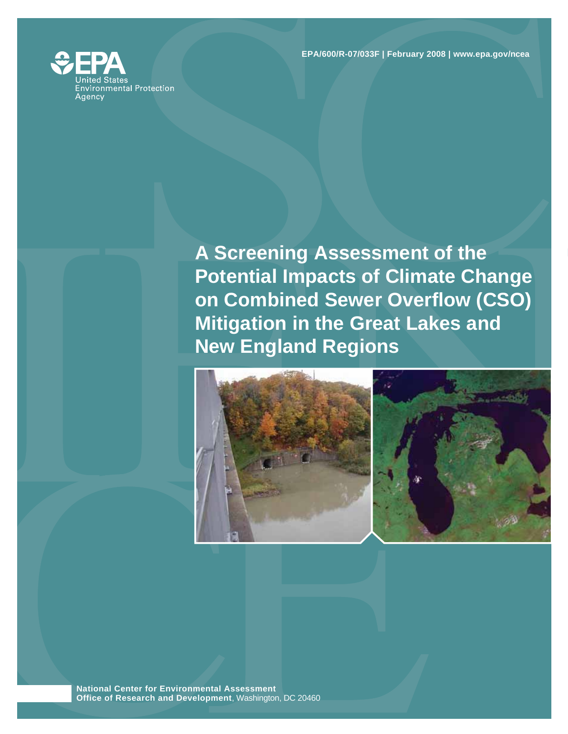EPA United States Environmental Protection Agency

EPA/600/R-07/033F | February 2008 | www.epa.gov/ncea

# A Screening Assessment of the Potential Impacts of Climate Change on Combined Sewer Overflow (CSO) Mitigation in the Great Lakes and New England Regions

**National Center for Environmental Assessment**
**Office of Research and Development**, Washington, DC 20460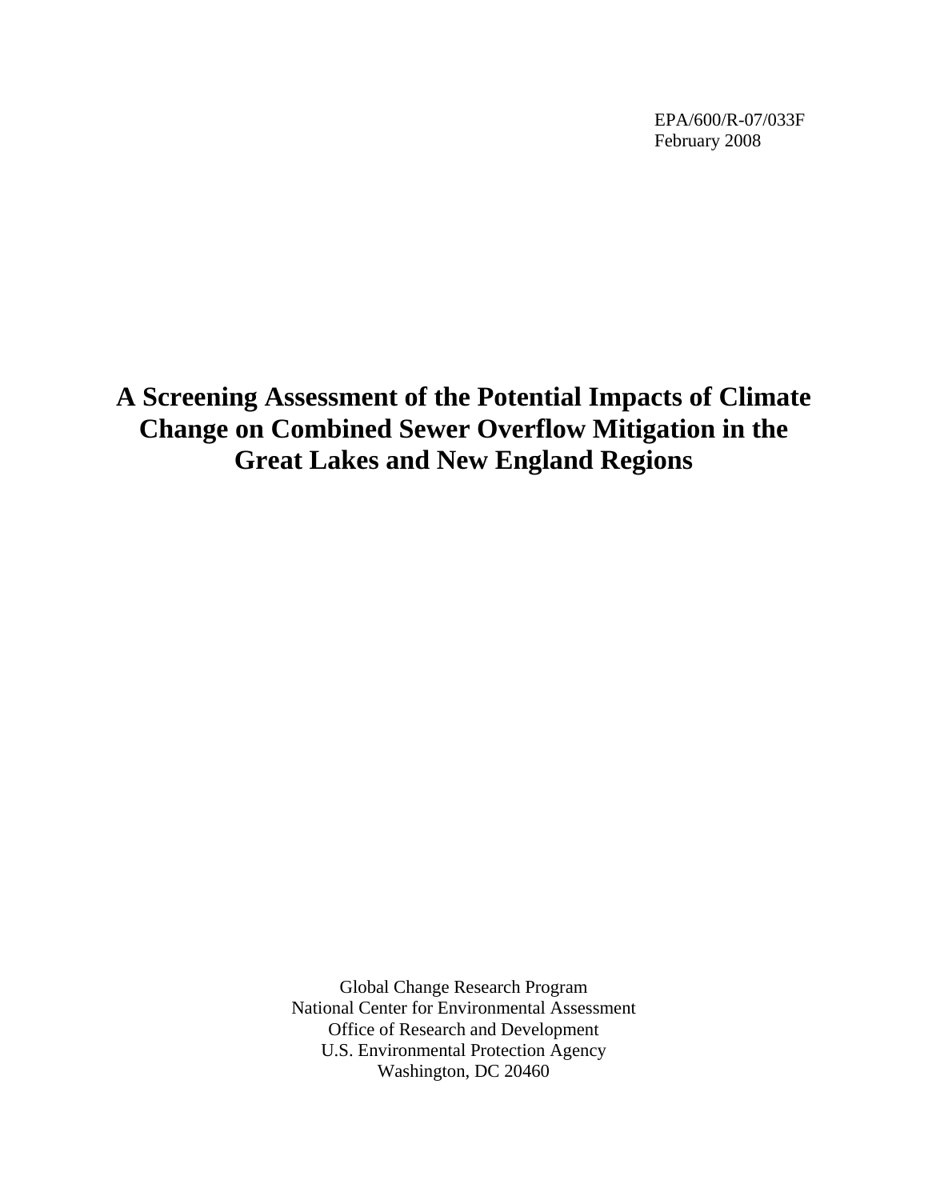EPA/600/R-07/033F
February 2008

# A Screening Assessment of the Potential Impacts of Climate Change on Combined Sewer Overflow Mitigation in the Great Lakes and New England Regions

Global Change Research Program
National Center for Environmental Assessment
Office of Research and Development
U.S. Environmental Protection Agency
Washington, DC 20460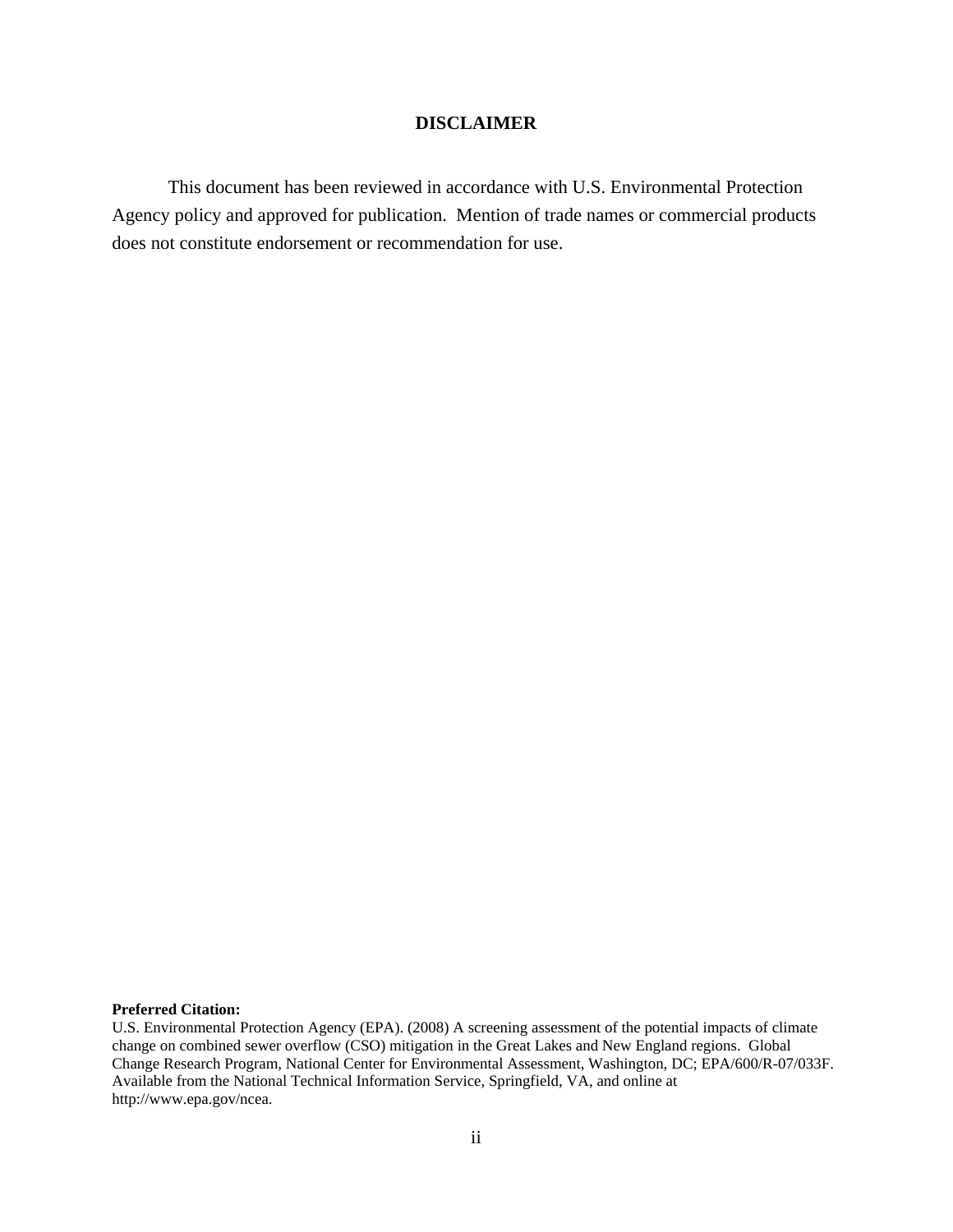## DISCLAIMER

This document has been reviewed in accordance with U.S. Environmental Protection Agency policy and approved for publication. Mention of trade names or commercial products does not constitute endorsement or recommendation for use.

**Preferred Citation:**
U.S. Environmental Protection Agency (EPA). (2008) A screening assessment of the potential impacts of climate change on combined sewer overflow (CSO) mitigation in the Great Lakes and New England regions. Global Change Research Program, National Center for Environmental Assessment, Washington, DC; EPA/600/R-07/033F. Available from the National Technical Information Service, Springfield, VA, and online at http://www.epa.gov/ncea.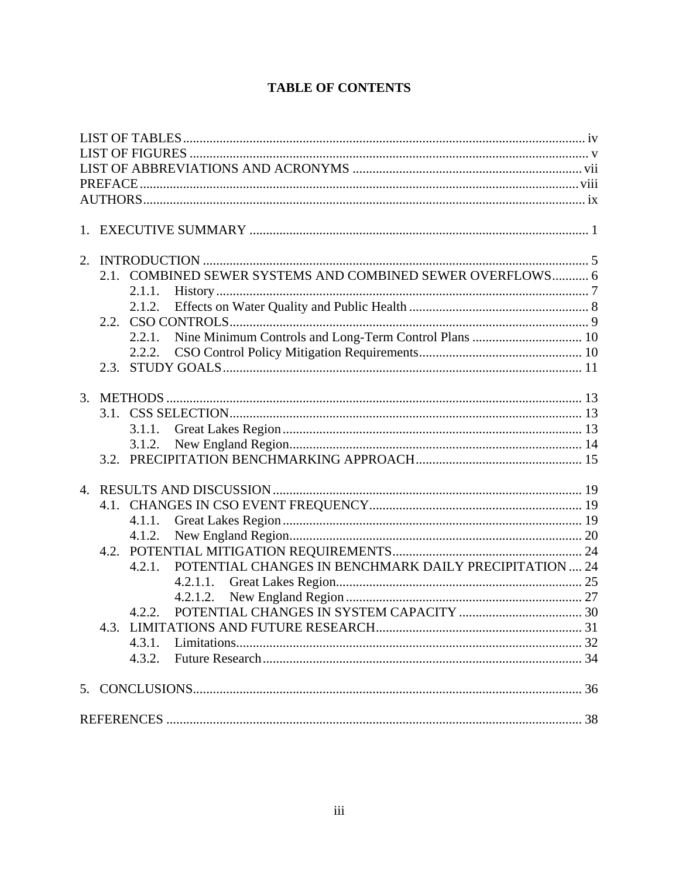# TABLE OF CONTENTS

LIST OF TABLES ........ iv
LIST OF FIGURES ........ v
LIST OF ABBREVIATIONS AND ACRONYMS ........ vii
PREFACE ........ viii
AUTHORS ........ ix

1. EXECUTIVE SUMMARY ........ 1

2. INTRODUCTION ........ 5
    - 2.1. COMBINED SEWER SYSTEMS AND COMBINED SEWER OVERFLOWS ........ 6
        - 2.1.1. History ........ 7
        - 2.1.2. Effects on Water Quality and Public Health ........ 8
    - 2.2. CSO CONTROLS ........ 9
        - 2.2.1. Nine Minimum Controls and Long-Term Control Plans ........ 10
        - 2.2.2. CSO Control Policy Mitigation Requirements ........ 10
    - 2.3. STUDY GOALS ........ 11

3. METHODS ........ 13
    - 3.1. CSS SELECTION ........ 13
        - 3.1.1. Great Lakes Region ........ 13
        - 3.1.2. New England Region ........ 14
    - 3.2. PRECIPITATION BENCHMARKING APPROACH ........ 15

4. RESULTS AND DISCUSSION ........ 19
    - 4.1. CHANGES IN CSO EVENT FREQUENCY ........ 19
        - 4.1.1. Great Lakes Region ........ 19
        - 4.1.2. New England Region ........ 20
    - 4.2. POTENTIAL MITIGATION REQUIREMENTS ........ 24
        - 4.2.1. POTENTIAL CHANGES IN BENCHMARK DAILY PRECIPITATION ........ 24
            - 4.2.1.1. Great Lakes Region ........ 25
            - 4.2.1.2. New England Region ........ 27
        - 4.2.2. POTENTIAL CHANGES IN SYSTEM CAPACITY ........ 30
    - 4.3. LIMITATIONS AND FUTURE RESEARCH ........ 31
        - 4.3.1. Limitations ........ 32
        - 4.3.2. Future Research ........ 34

5. CONCLUSIONS ........ 36

REFERENCES ........ 38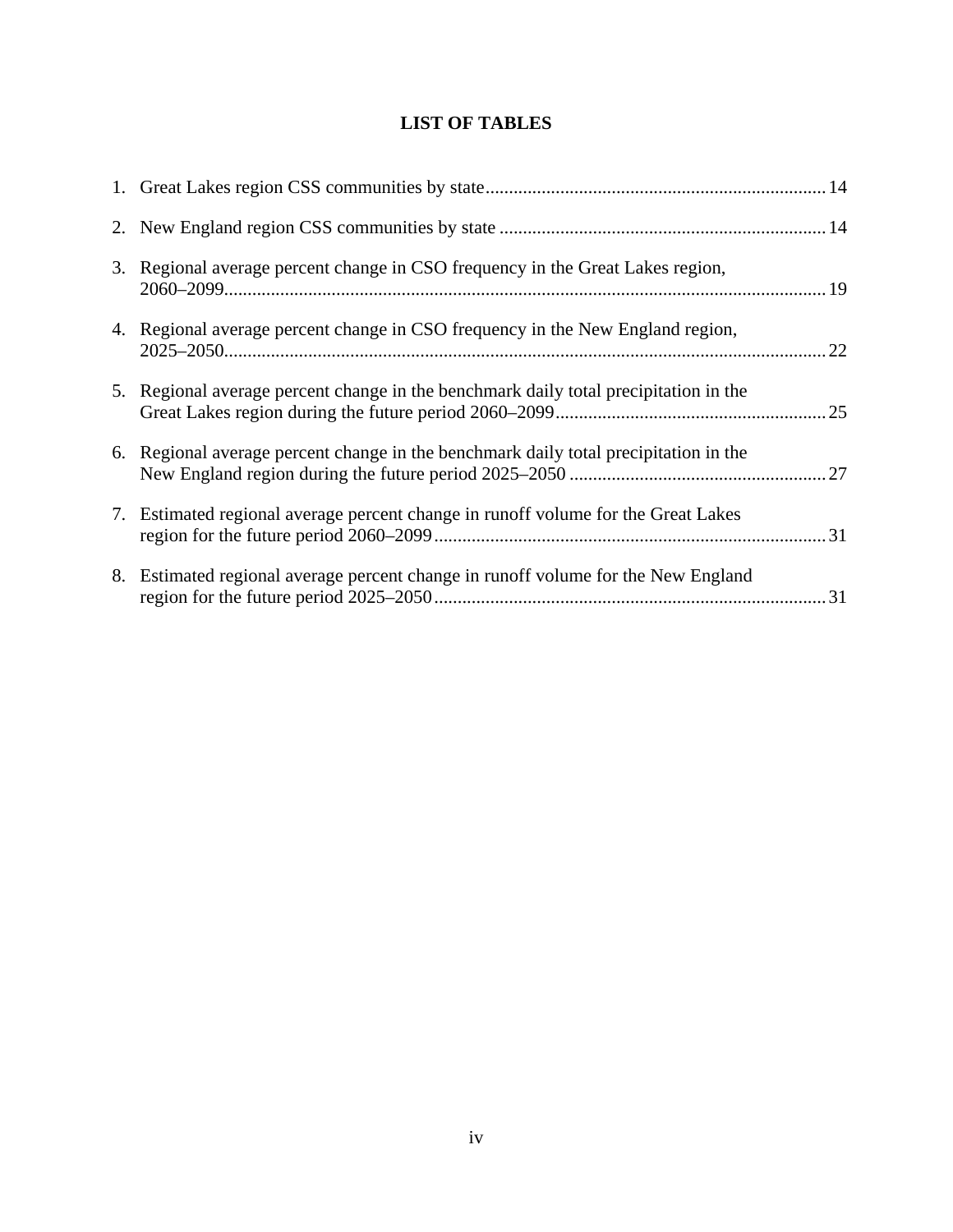# LIST OF TABLES

1. Great Lakes region CSS communities by state ........ 14
2. New England region CSS communities by state ........ 14
3. Regional average percent change in CSO frequency in the Great Lakes region, 2060–2099........ 19
4. Regional average percent change in CSO frequency in the New England region, 2025–2050........ 22
5. Regional average percent change in the benchmark daily total precipitation in the Great Lakes region during the future period 2060–2099........ 25
6. Regional average percent change in the benchmark daily total precipitation in the New England region during the future period 2025–2050 ........ 27
7. Estimated regional average percent change in runoff volume for the Great Lakes region for the future period 2060–2099........ 31
8. Estimated regional average percent change in runoff volume for the New England region for the future period 2025–2050........ 31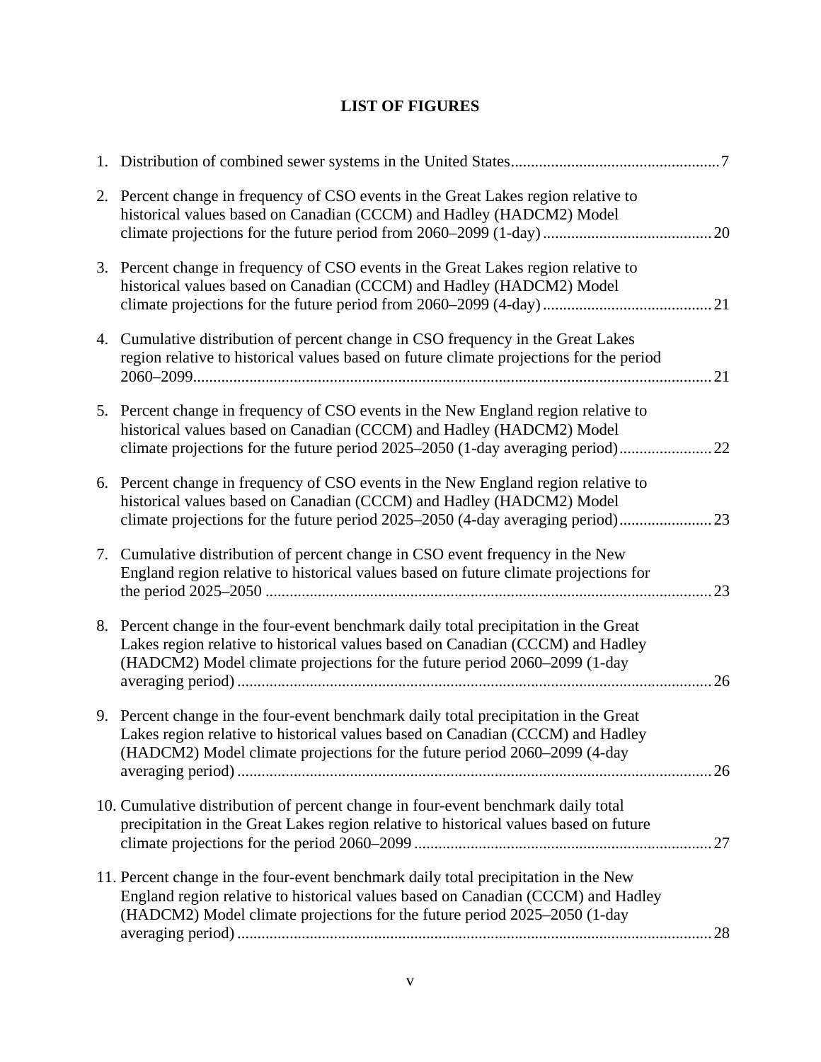# LIST OF FIGURES

1. Distribution of combined sewer systems in the United States....................................................7

2. Percent change in frequency of CSO events in the Great Lakes region relative to historical values based on Canadian (CCCM) and Hadley (HADCM2) Model climate projections for the future period from 2060–2099 (1-day)..........................................20

3. Percent change in frequency of CSO events in the Great Lakes region relative to historical values based on Canadian (CCCM) and Hadley (HADCM2) Model climate projections for the future period from 2060–2099 (4-day)..........................................21

4. Cumulative distribution of percent change in CSO frequency in the Great Lakes region relative to historical values based on future climate projections for the period 2060–2099.................................................................................................................21

5. Percent change in frequency of CSO events in the New England region relative to historical values based on Canadian (CCCM) and Hadley (HADCM2) Model climate projections for the future period 2025–2050 (1-day averaging period).......................22

6. Percent change in frequency of CSO events in the New England region relative to historical values based on Canadian (CCCM) and Hadley (HADCM2) Model climate projections for the future period 2025–2050 (4-day averaging period).......................23

7. Cumulative distribution of percent change in CSO event frequency in the New England region relative to historical values based on future climate projections for the period 2025–2050 ...............................................................................................................23

8. Percent change in the four-event benchmark daily total precipitation in the Great Lakes region relative to historical values based on Canadian (CCCM) and Hadley (HADCM2) Model climate projections for the future period 2060–2099 (1-day averaging period).....................................................................................................................26

9. Percent change in the four-event benchmark daily total precipitation in the Great Lakes region relative to historical values based on Canadian (CCCM) and Hadley (HADCM2) Model climate projections for the future period 2060–2099 (4-day averaging period).....................................................................................................................26

10. Cumulative distribution of percent change in four-event benchmark daily total precipitation in the Great Lakes region relative to historical values based on future climate projections for the period 2060–2099.........................................................................27

11. Percent change in the four-event benchmark daily total precipitation in the New England region relative to historical values based on Canadian (CCCM) and Hadley (HADCM2) Model climate projections for the future period 2025–2050 (1-day averaging period).....................................................................................................................28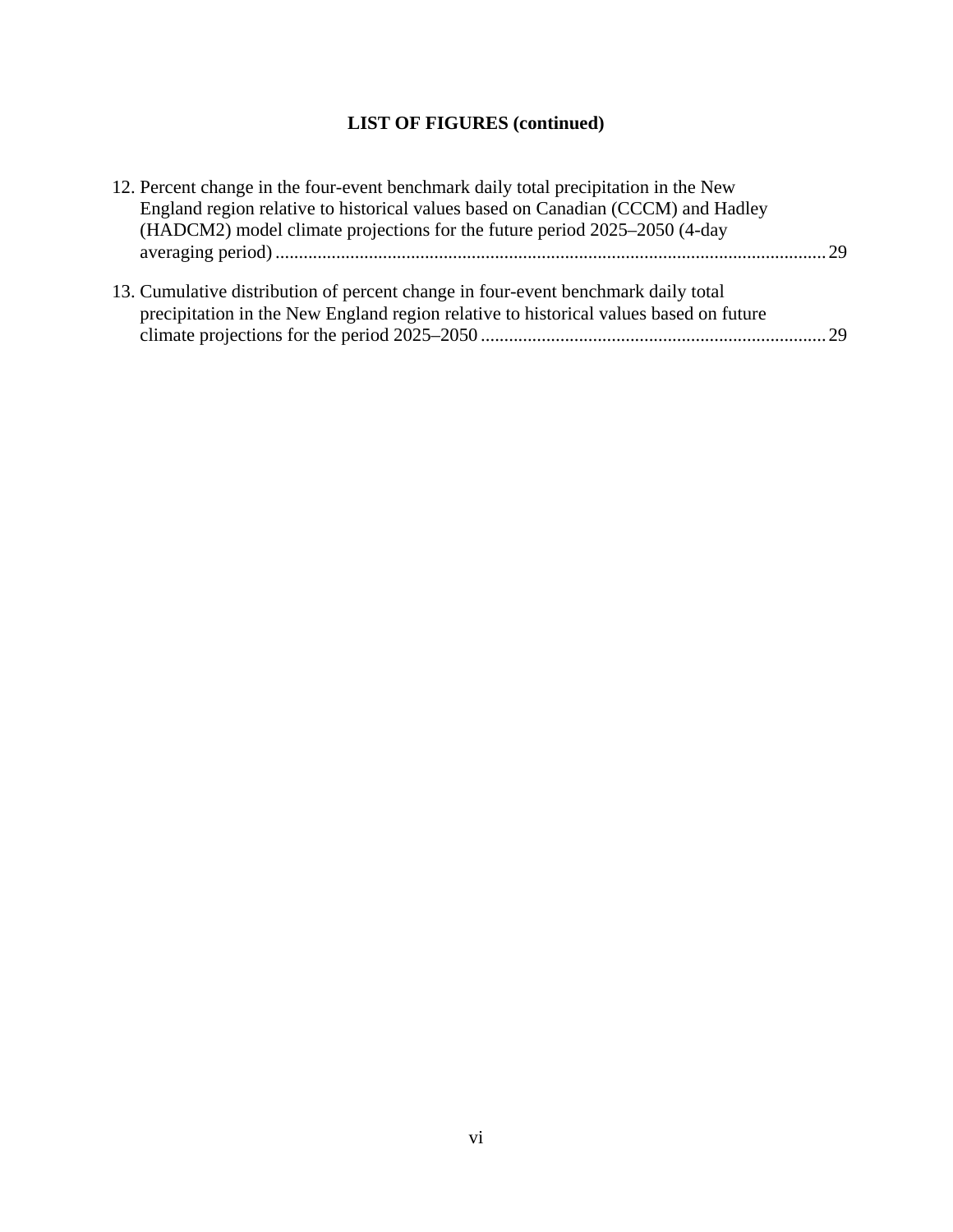## LIST OF FIGURES (continued)

12. Percent change in the four-event benchmark daily total precipitation in the New England region relative to historical values based on Canadian (CCCM) and Hadley (HADCM2) model climate projections for the future period 2025–2050 (4-day averaging period) ... 29

13. Cumulative distribution of percent change in four-event benchmark daily total precipitation in the New England region relative to historical values based on future climate projections for the period 2025–2050 ... 29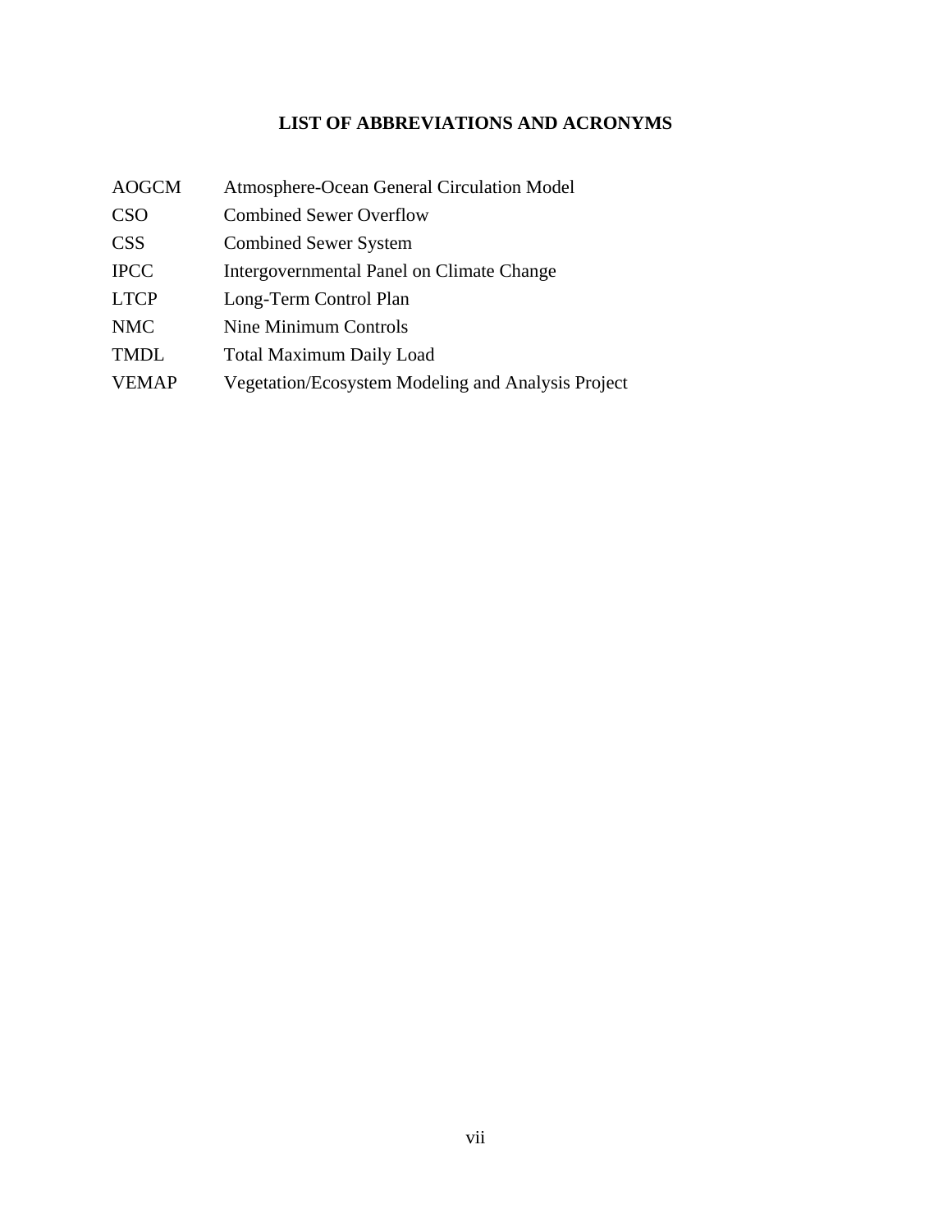# LIST OF ABBREVIATIONS AND ACRONYMS

| | |
|---|---|
| AOGCM | Atmosphere-Ocean General Circulation Model |
| CSO | Combined Sewer Overflow |
| CSS | Combined Sewer System |
| IPCC | Intergovernmental Panel on Climate Change |
| LTCP | Long-Term Control Plan |
| NMC | Nine Minimum Controls |
| TMDL | Total Maximum Daily Load |
| VEMAP | Vegetation/Ecosystem Modeling and Analysis Project |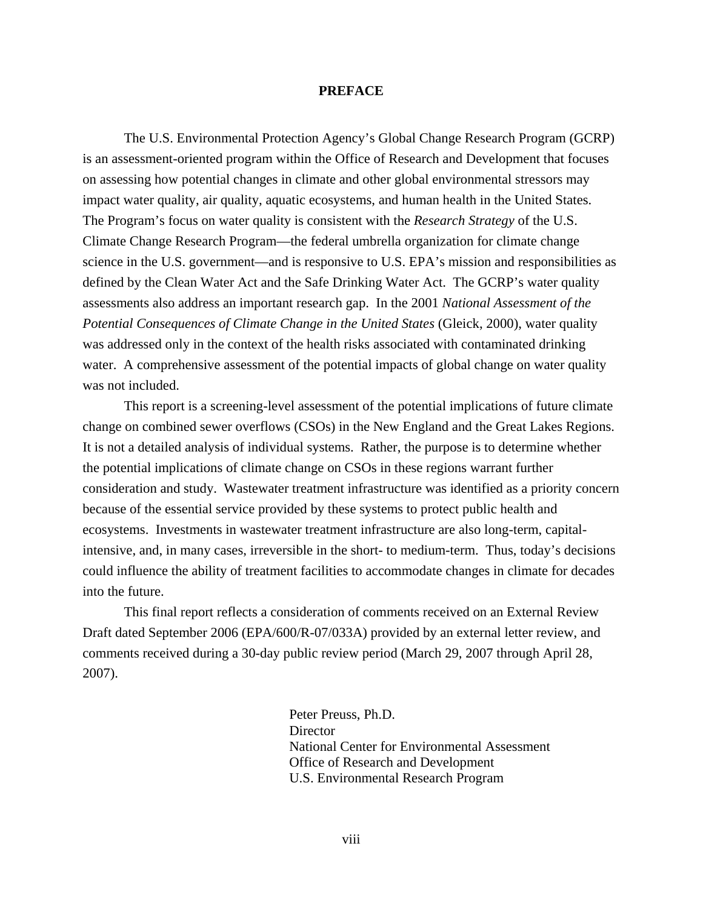# PREFACE

The U.S. Environmental Protection Agency's Global Change Research Program (GCRP) is an assessment-oriented program within the Office of Research and Development that focuses on assessing how potential changes in climate and other global environmental stressors may impact water quality, air quality, aquatic ecosystems, and human health in the United States. The Program's focus on water quality is consistent with the *Research Strategy* of the U.S. Climate Change Research Program—the federal umbrella organization for climate change science in the U.S. government—and is responsive to U.S. EPA's mission and responsibilities as defined by the Clean Water Act and the Safe Drinking Water Act. The GCRP's water quality assessments also address an important research gap. In the 2001 *National Assessment of the Potential Consequences of Climate Change in the United States* (Gleick, 2000), water quality was addressed only in the context of the health risks associated with contaminated drinking water. A comprehensive assessment of the potential impacts of global change on water quality was not included.

This report is a screening-level assessment of the potential implications of future climate change on combined sewer overflows (CSOs) in the New England and the Great Lakes Regions. It is not a detailed analysis of individual systems. Rather, the purpose is to determine whether the potential implications of climate change on CSOs in these regions warrant further consideration and study. Wastewater treatment infrastructure was identified as a priority concern because of the essential service provided by these systems to protect public health and ecosystems. Investments in wastewater treatment infrastructure are also long-term, capital-intensive, and, in many cases, irreversible in the short- to medium-term. Thus, today's decisions could influence the ability of treatment facilities to accommodate changes in climate for decades into the future.

This final report reflects a consideration of comments received on an External Review Draft dated September 2006 (EPA/600/R-07/033A) provided by an external letter review, and comments received during a 30-day public review period (March 29, 2007 through April 28, 2007).

Peter Preuss, Ph.D.
Director
National Center for Environmental Assessment
Office of Research and Development
U.S. Environmental Research Program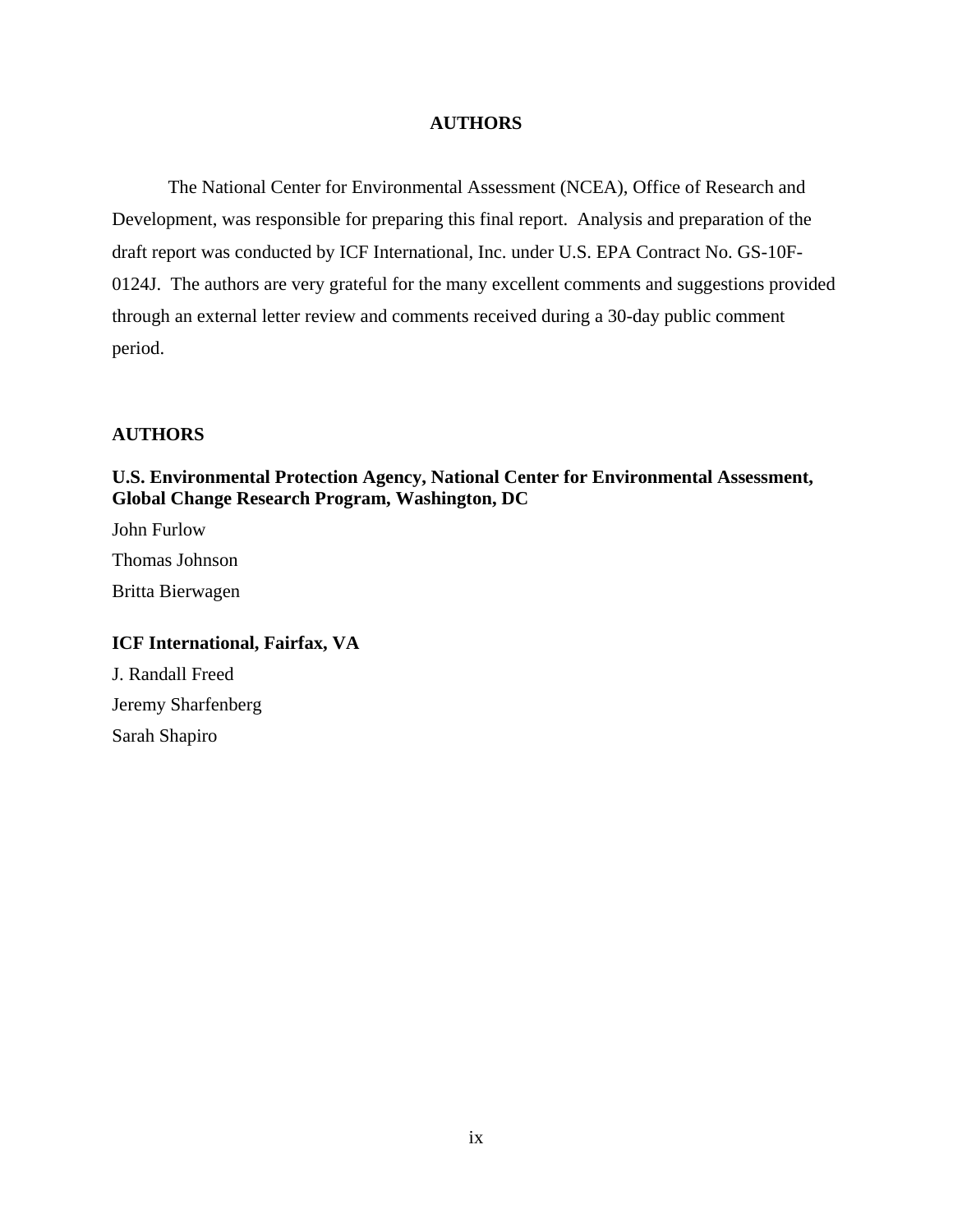# AUTHORS

The National Center for Environmental Assessment (NCEA), Office of Research and Development, was responsible for preparing this final report. Analysis and preparation of the draft report was conducted by ICF International, Inc. under U.S. EPA Contract No. GS-10F-0124J. The authors are very grateful for the many excellent comments and suggestions provided through an external letter review and comments received during a 30-day public comment period.

## AUTHORS

**U.S. Environmental Protection Agency, National Center for Environmental Assessment, Global Change Research Program, Washington, DC**

John Furlow

Thomas Johnson

Britta Bierwagen

**ICF International, Fairfax, VA**

J. Randall Freed

Jeremy Sharfenberg

Sarah Shapiro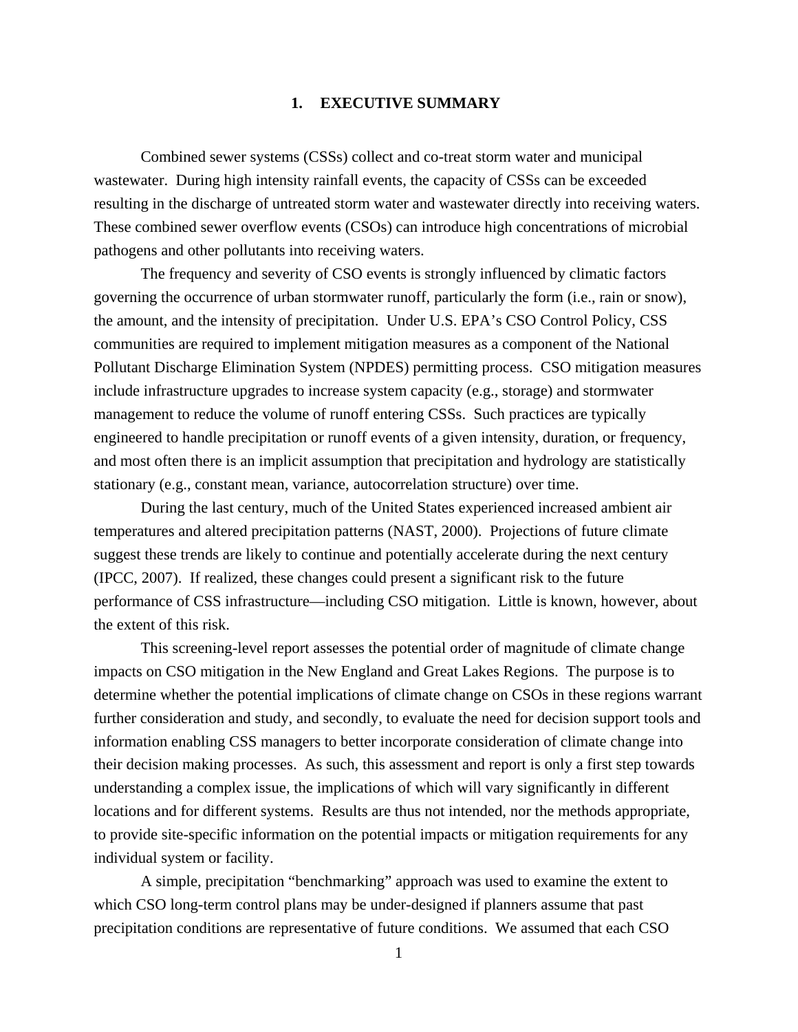# 1. EXECUTIVE SUMMARY

Combined sewer systems (CSSs) collect and co-treat storm water and municipal wastewater. During high intensity rainfall events, the capacity of CSSs can be exceeded resulting in the discharge of untreated storm water and wastewater directly into receiving waters. These combined sewer overflow events (CSOs) can introduce high concentrations of microbial pathogens and other pollutants into receiving waters.

The frequency and severity of CSO events is strongly influenced by climatic factors governing the occurrence of urban stormwater runoff, particularly the form (i.e., rain or snow), the amount, and the intensity of precipitation. Under U.S. EPA's CSO Control Policy, CSS communities are required to implement mitigation measures as a component of the National Pollutant Discharge Elimination System (NPDES) permitting process. CSO mitigation measures include infrastructure upgrades to increase system capacity (e.g., storage) and stormwater management to reduce the volume of runoff entering CSSs. Such practices are typically engineered to handle precipitation or runoff events of a given intensity, duration, or frequency, and most often there is an implicit assumption that precipitation and hydrology are statistically stationary (e.g., constant mean, variance, autocorrelation structure) over time.

During the last century, much of the United States experienced increased ambient air temperatures and altered precipitation patterns (NAST, 2000). Projections of future climate suggest these trends are likely to continue and potentially accelerate during the next century (IPCC, 2007). If realized, these changes could present a significant risk to the future performance of CSS infrastructure—including CSO mitigation. Little is known, however, about the extent of this risk.

This screening-level report assesses the potential order of magnitude of climate change impacts on CSO mitigation in the New England and Great Lakes Regions. The purpose is to determine whether the potential implications of climate change on CSOs in these regions warrant further consideration and study, and secondly, to evaluate the need for decision support tools and information enabling CSS managers to better incorporate consideration of climate change into their decision making processes. As such, this assessment and report is only a first step towards understanding a complex issue, the implications of which will vary significantly in different locations and for different systems. Results are thus not intended, nor the methods appropriate, to provide site-specific information on the potential impacts or mitigation requirements for any individual system or facility.

A simple, precipitation "benchmarking" approach was used to examine the extent to which CSO long-term control plans may be under-designed if planners assume that past precipitation conditions are representative of future conditions. We assumed that each CSO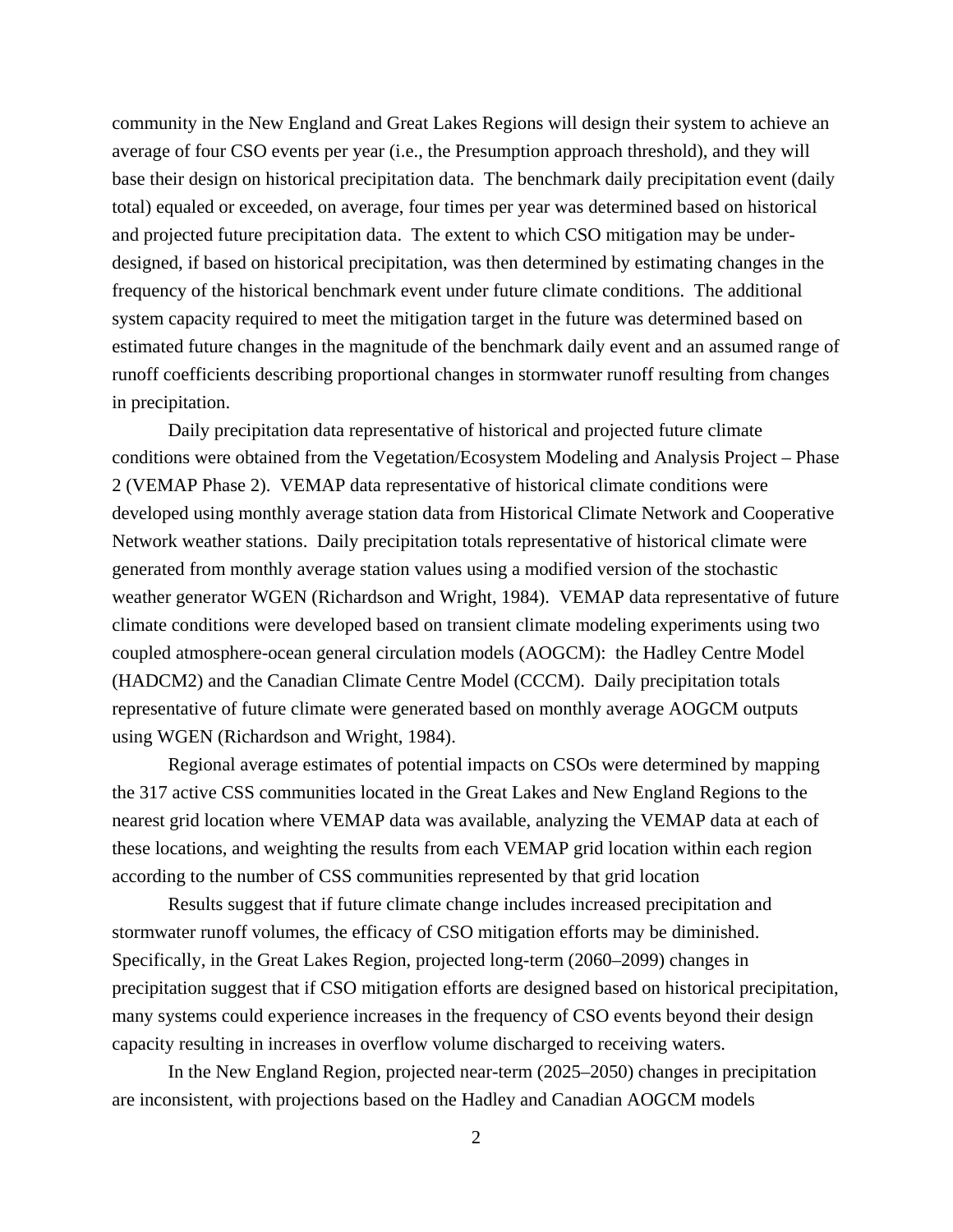community in the New England and Great Lakes Regions will design their system to achieve an average of four CSO events per year (i.e., the Presumption approach threshold), and they will base their design on historical precipitation data. The benchmark daily precipitation event (daily total) equaled or exceeded, on average, four times per year was determined based on historical and projected future precipitation data. The extent to which CSO mitigation may be under-designed, if based on historical precipitation, was then determined by estimating changes in the frequency of the historical benchmark event under future climate conditions. The additional system capacity required to meet the mitigation target in the future was determined based on estimated future changes in the magnitude of the benchmark daily event and an assumed range of runoff coefficients describing proportional changes in stormwater runoff resulting from changes in precipitation.

Daily precipitation data representative of historical and projected future climate conditions were obtained from the Vegetation/Ecosystem Modeling and Analysis Project – Phase 2 (VEMAP Phase 2). VEMAP data representative of historical climate conditions were developed using monthly average station data from Historical Climate Network and Cooperative Network weather stations. Daily precipitation totals representative of historical climate were generated from monthly average station values using a modified version of the stochastic weather generator WGEN (Richardson and Wright, 1984). VEMAP data representative of future climate conditions were developed based on transient climate modeling experiments using two coupled atmosphere-ocean general circulation models (AOGCM): the Hadley Centre Model (HADCM2) and the Canadian Climate Centre Model (CCCM). Daily precipitation totals representative of future climate were generated based on monthly average AOGCM outputs using WGEN (Richardson and Wright, 1984).

Regional average estimates of potential impacts on CSOs were determined by mapping the 317 active CSS communities located in the Great Lakes and New England Regions to the nearest grid location where VEMAP data was available, analyzing the VEMAP data at each of these locations, and weighting the results from each VEMAP grid location within each region according to the number of CSS communities represented by that grid location

Results suggest that if future climate change includes increased precipitation and stormwater runoff volumes, the efficacy of CSO mitigation efforts may be diminished. Specifically, in the Great Lakes Region, projected long-term (2060–2099) changes in precipitation suggest that if CSO mitigation efforts are designed based on historical precipitation, many systems could experience increases in the frequency of CSO events beyond their design capacity resulting in increases in overflow volume discharged to receiving waters.

In the New England Region, projected near-term (2025–2050) changes in precipitation are inconsistent, with projections based on the Hadley and Canadian AOGCM models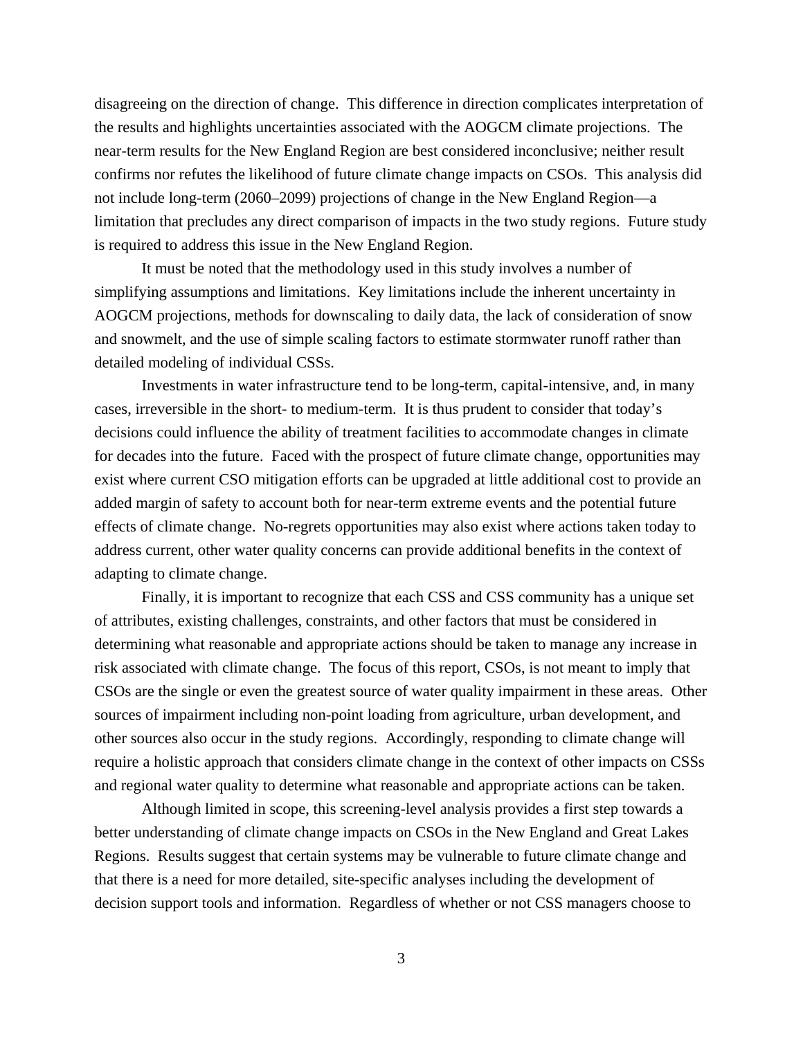disagreeing on the direction of change. This difference in direction complicates interpretation of the results and highlights uncertainties associated with the AOGCM climate projections. The near-term results for the New England Region are best considered inconclusive; neither result confirms nor refutes the likelihood of future climate change impacts on CSOs. This analysis did not include long-term (2060–2099) projections of change in the New England Region—a limitation that precludes any direct comparison of impacts in the two study regions. Future study is required to address this issue in the New England Region.

It must be noted that the methodology used in this study involves a number of simplifying assumptions and limitations. Key limitations include the inherent uncertainty in AOGCM projections, methods for downscaling to daily data, the lack of consideration of snow and snowmelt, and the use of simple scaling factors to estimate stormwater runoff rather than detailed modeling of individual CSSs.

Investments in water infrastructure tend to be long-term, capital-intensive, and, in many cases, irreversible in the short- to medium-term. It is thus prudent to consider that today's decisions could influence the ability of treatment facilities to accommodate changes in climate for decades into the future. Faced with the prospect of future climate change, opportunities may exist where current CSO mitigation efforts can be upgraded at little additional cost to provide an added margin of safety to account both for near-term extreme events and the potential future effects of climate change. No-regrets opportunities may also exist where actions taken today to address current, other water quality concerns can provide additional benefits in the context of adapting to climate change.

Finally, it is important to recognize that each CSS and CSS community has a unique set of attributes, existing challenges, constraints, and other factors that must be considered in determining what reasonable and appropriate actions should be taken to manage any increase in risk associated with climate change. The focus of this report, CSOs, is not meant to imply that CSOs are the single or even the greatest source of water quality impairment in these areas. Other sources of impairment including non-point loading from agriculture, urban development, and other sources also occur in the study regions. Accordingly, responding to climate change will require a holistic approach that considers climate change in the context of other impacts on CSSs and regional water quality to determine what reasonable and appropriate actions can be taken.

Although limited in scope, this screening-level analysis provides a first step towards a better understanding of climate change impacts on CSOs in the New England and Great Lakes Regions. Results suggest that certain systems may be vulnerable to future climate change and that there is a need for more detailed, site-specific analyses including the development of decision support tools and information. Regardless of whether or not CSS managers choose to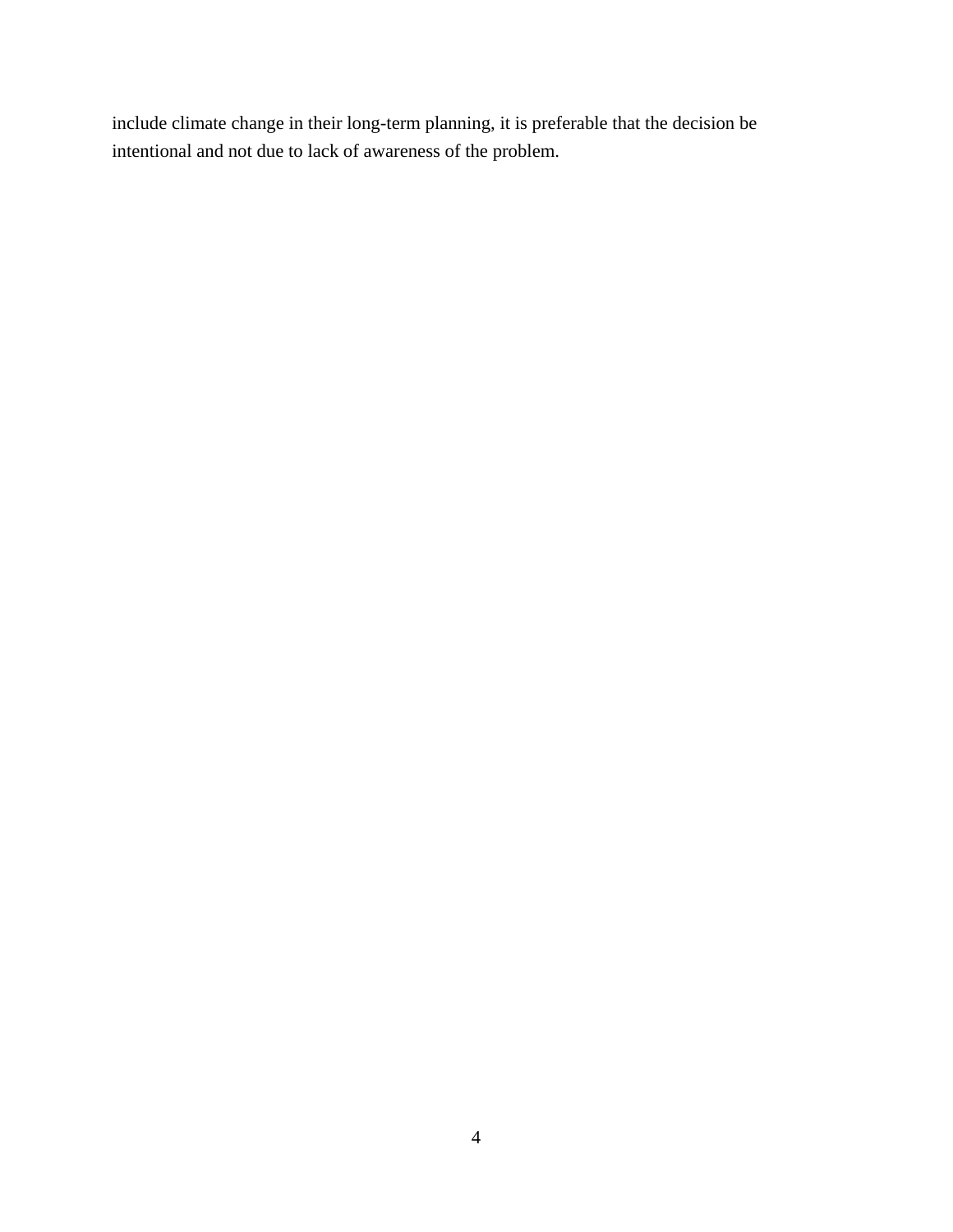include climate change in their long-term planning, it is preferable that the decision be intentional and not due to lack of awareness of the problem.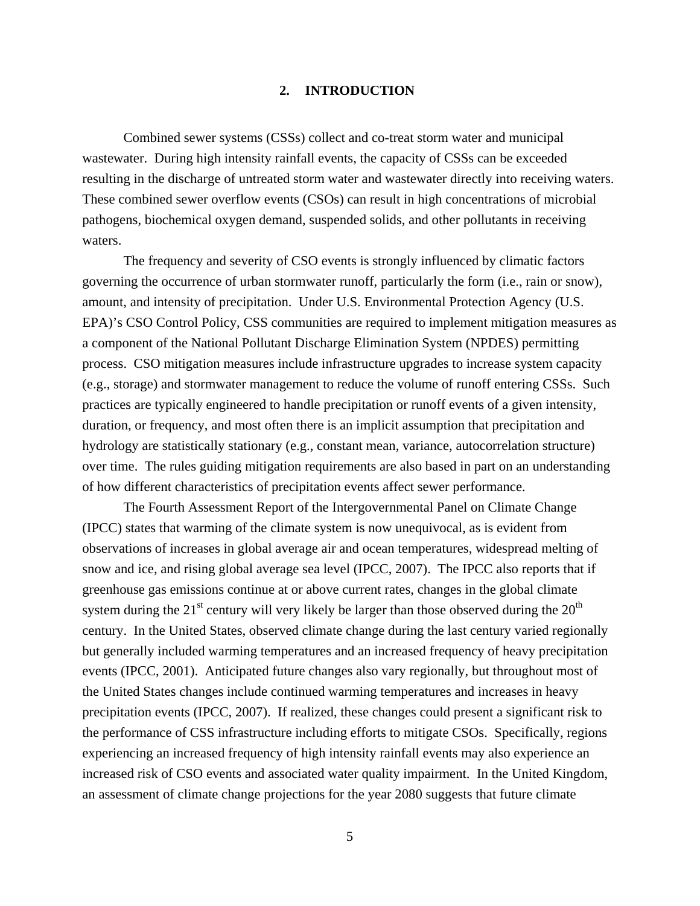# 2. INTRODUCTION

Combined sewer systems (CSSs) collect and co-treat storm water and municipal wastewater. During high intensity rainfall events, the capacity of CSSs can be exceeded resulting in the discharge of untreated storm water and wastewater directly into receiving waters. These combined sewer overflow events (CSOs) can result in high concentrations of microbial pathogens, biochemical oxygen demand, suspended solids, and other pollutants in receiving waters.

The frequency and severity of CSO events is strongly influenced by climatic factors governing the occurrence of urban stormwater runoff, particularly the form (i.e., rain or snow), amount, and intensity of precipitation. Under U.S. Environmental Protection Agency (U.S. EPA)'s CSO Control Policy, CSS communities are required to implement mitigation measures as a component of the National Pollutant Discharge Elimination System (NPDES) permitting process. CSO mitigation measures include infrastructure upgrades to increase system capacity (e.g., storage) and stormwater management to reduce the volume of runoff entering CSSs. Such practices are typically engineered to handle precipitation or runoff events of a given intensity, duration, or frequency, and most often there is an implicit assumption that precipitation and hydrology are statistically stationary (e.g., constant mean, variance, autocorrelation structure) over time. The rules guiding mitigation requirements are also based in part on an understanding of how different characteristics of precipitation events affect sewer performance.

The Fourth Assessment Report of the Intergovernmental Panel on Climate Change (IPCC) states that warming of the climate system is now unequivocal, as is evident from observations of increases in global average air and ocean temperatures, widespread melting of snow and ice, and rising global average sea level (IPCC, 2007). The IPCC also reports that if greenhouse gas emissions continue at or above current rates, changes in the global climate system during the 21st century will very likely be larger than those observed during the 20th century. In the United States, observed climate change during the last century varied regionally but generally included warming temperatures and an increased frequency of heavy precipitation events (IPCC, 2001). Anticipated future changes also vary regionally, but throughout most of the United States changes include continued warming temperatures and increases in heavy precipitation events (IPCC, 2007). If realized, these changes could present a significant risk to the performance of CSS infrastructure including efforts to mitigate CSOs. Specifically, regions experiencing an increased frequency of high intensity rainfall events may also experience an increased risk of CSO events and associated water quality impairment. In the United Kingdom, an assessment of climate change projections for the year 2080 suggests that future climate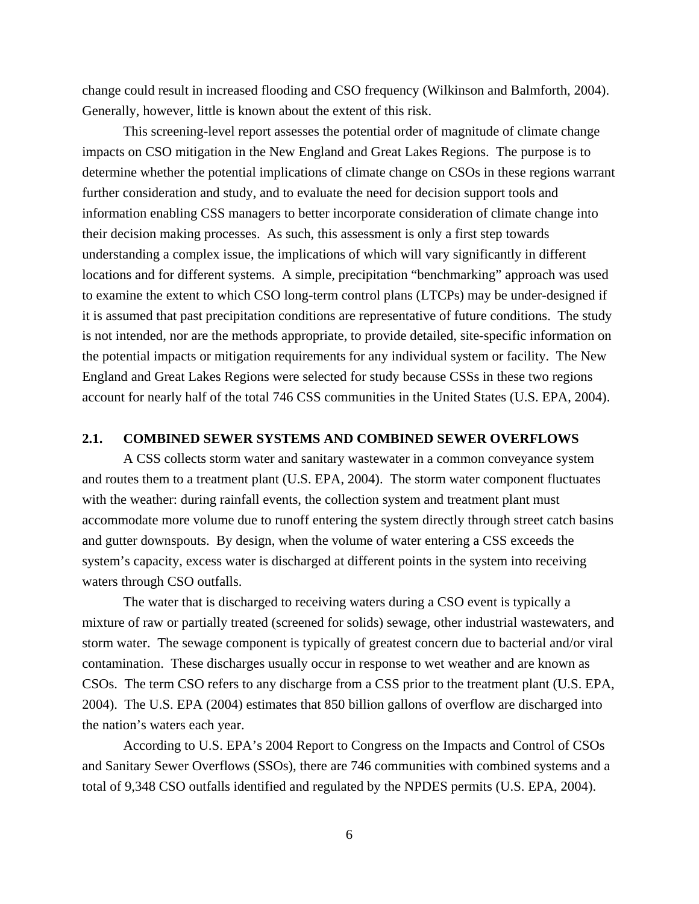change could result in increased flooding and CSO frequency (Wilkinson and Balmforth, 2004). Generally, however, little is known about the extent of this risk.

This screening-level report assesses the potential order of magnitude of climate change impacts on CSO mitigation in the New England and Great Lakes Regions. The purpose is to determine whether the potential implications of climate change on CSOs in these regions warrant further consideration and study, and to evaluate the need for decision support tools and information enabling CSS managers to better incorporate consideration of climate change into their decision making processes. As such, this assessment is only a first step towards understanding a complex issue, the implications of which will vary significantly in different locations and for different systems. A simple, precipitation "benchmarking" approach was used to examine the extent to which CSO long-term control plans (LTCPs) may be under-designed if it is assumed that past precipitation conditions are representative of future conditions. The study is not intended, nor are the methods appropriate, to provide detailed, site-specific information on the potential impacts or mitigation requirements for any individual system or facility. The New England and Great Lakes Regions were selected for study because CSSs in these two regions account for nearly half of the total 746 CSS communities in the United States (U.S. EPA, 2004).

### 2.1. COMBINED SEWER SYSTEMS AND COMBINED SEWER OVERFLOWS

A CSS collects storm water and sanitary wastewater in a common conveyance system and routes them to a treatment plant (U.S. EPA, 2004). The storm water component fluctuates with the weather: during rainfall events, the collection system and treatment plant must accommodate more volume due to runoff entering the system directly through street catch basins and gutter downspouts. By design, when the volume of water entering a CSS exceeds the system's capacity, excess water is discharged at different points in the system into receiving waters through CSO outfalls.

The water that is discharged to receiving waters during a CSO event is typically a mixture of raw or partially treated (screened for solids) sewage, other industrial wastewaters, and storm water. The sewage component is typically of greatest concern due to bacterial and/or viral contamination. These discharges usually occur in response to wet weather and are known as CSOs. The term CSO refers to any discharge from a CSS prior to the treatment plant (U.S. EPA, 2004). The U.S. EPA (2004) estimates that 850 billion gallons of overflow are discharged into the nation's waters each year.

According to U.S. EPA's 2004 Report to Congress on the Impacts and Control of CSOs and Sanitary Sewer Overflows (SSOs), there are 746 communities with combined systems and a total of 9,348 CSO outfalls identified and regulated by the NPDES permits (U.S. EPA, 2004).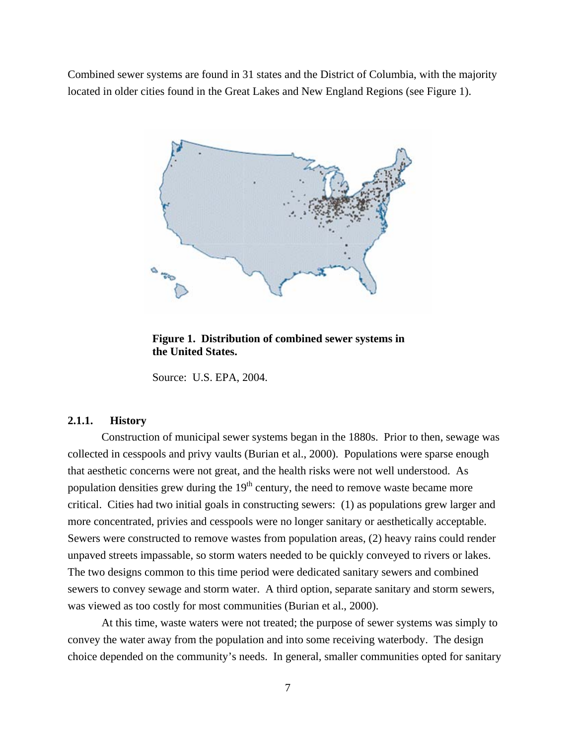Combined sewer systems are found in 31 states and the District of Columbia, with the majority located in older cities found in the Great Lakes and New England Regions (see Figure 1).

**Figure 1. Distribution of combined sewer systems in the United States.**

Source: U.S. EPA, 2004.

### 2.1.1. History

Construction of municipal sewer systems began in the 1880s. Prior to then, sewage was collected in cesspools and privy vaults (Burian et al., 2000). Populations were sparse enough that aesthetic concerns were not great, and the health risks were not well understood. As population densities grew during the 19th century, the need to remove waste became more critical. Cities had two initial goals in constructing sewers: (1) as populations grew larger and more concentrated, privies and cesspools were no longer sanitary or aesthetically acceptable. Sewers were constructed to remove wastes from population areas, (2) heavy rains could render unpaved streets impassable, so storm waters needed to be quickly conveyed to rivers or lakes. The two designs common to this time period were dedicated sanitary sewers and combined sewers to convey sewage and storm water. A third option, separate sanitary and storm sewers, was viewed as too costly for most communities (Burian et al., 2000).

At this time, waste waters were not treated; the purpose of sewer systems was simply to convey the water away from the population and into some receiving waterbody. The design choice depended on the community's needs. In general, smaller communities opted for sanitary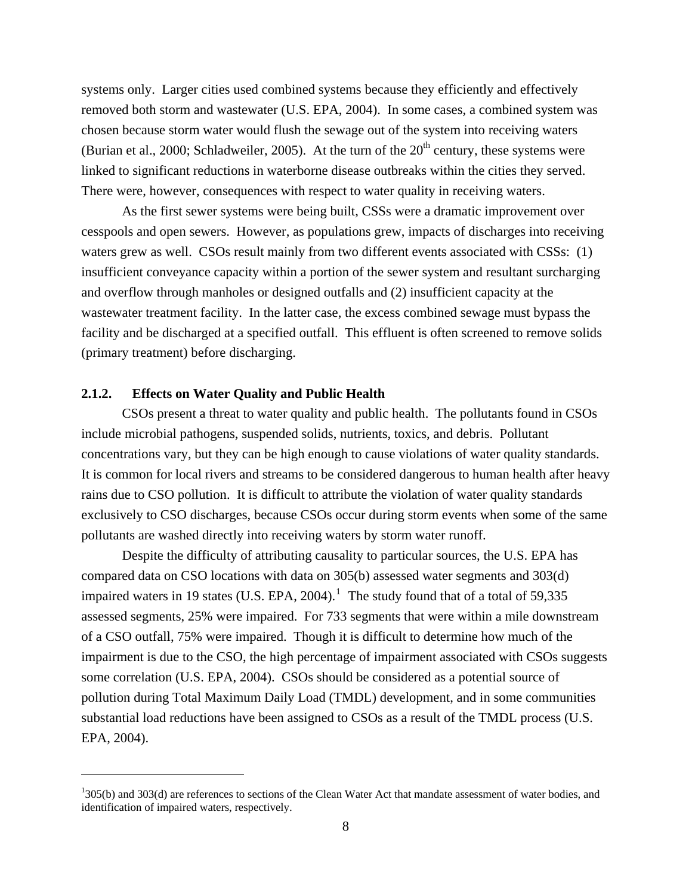systems only. Larger cities used combined systems because they efficiently and effectively removed both storm and wastewater (U.S. EPA, 2004). In some cases, a combined system was chosen because storm water would flush the sewage out of the system into receiving waters (Burian et al., 2000; Schladweiler, 2005). At the turn of the 20th century, these systems were linked to significant reductions in waterborne disease outbreaks within the cities they served. There were, however, consequences with respect to water quality in receiving waters.

As the first sewer systems were being built, CSSs were a dramatic improvement over cesspools and open sewers. However, as populations grew, impacts of discharges into receiving waters grew as well. CSOs result mainly from two different events associated with CSSs: (1) insufficient conveyance capacity within a portion of the sewer system and resultant surcharging and overflow through manholes or designed outfalls and (2) insufficient capacity at the wastewater treatment facility. In the latter case, the excess combined sewage must bypass the facility and be discharged at a specified outfall. This effluent is often screened to remove solids (primary treatment) before discharging.

### 2.1.2. Effects on Water Quality and Public Health

CSOs present a threat to water quality and public health. The pollutants found in CSOs include microbial pathogens, suspended solids, nutrients, toxics, and debris. Pollutant concentrations vary, but they can be high enough to cause violations of water quality standards. It is common for local rivers and streams to be considered dangerous to human health after heavy rains due to CSO pollution. It is difficult to attribute the violation of water quality standards exclusively to CSO discharges, because CSOs occur during storm events when some of the same pollutants are washed directly into receiving waters by storm water runoff.

Despite the difficulty of attributing causality to particular sources, the U.S. EPA has compared data on CSO locations with data on 305(b) assessed water segments and 303(d) impaired waters in 19 states (U.S. EPA, 2004).[1] The study found that of a total of 59,335 assessed segments, 25% were impaired. For 733 segments that were within a mile downstream of a CSO outfall, 75% were impaired. Though it is difficult to determine how much of the impairment is due to the CSO, the high percentage of impairment associated with CSOs suggests some correlation (U.S. EPA, 2004). CSOs should be considered as a potential source of pollution during Total Maximum Daily Load (TMDL) development, and in some communities substantial load reductions have been assigned to CSOs as a result of the TMDL process (U.S. EPA, 2004).

---

[1] 305(b) and 303(d) are references to sections of the Clean Water Act that mandate assessment of water bodies, and identification of impaired waters, respectively.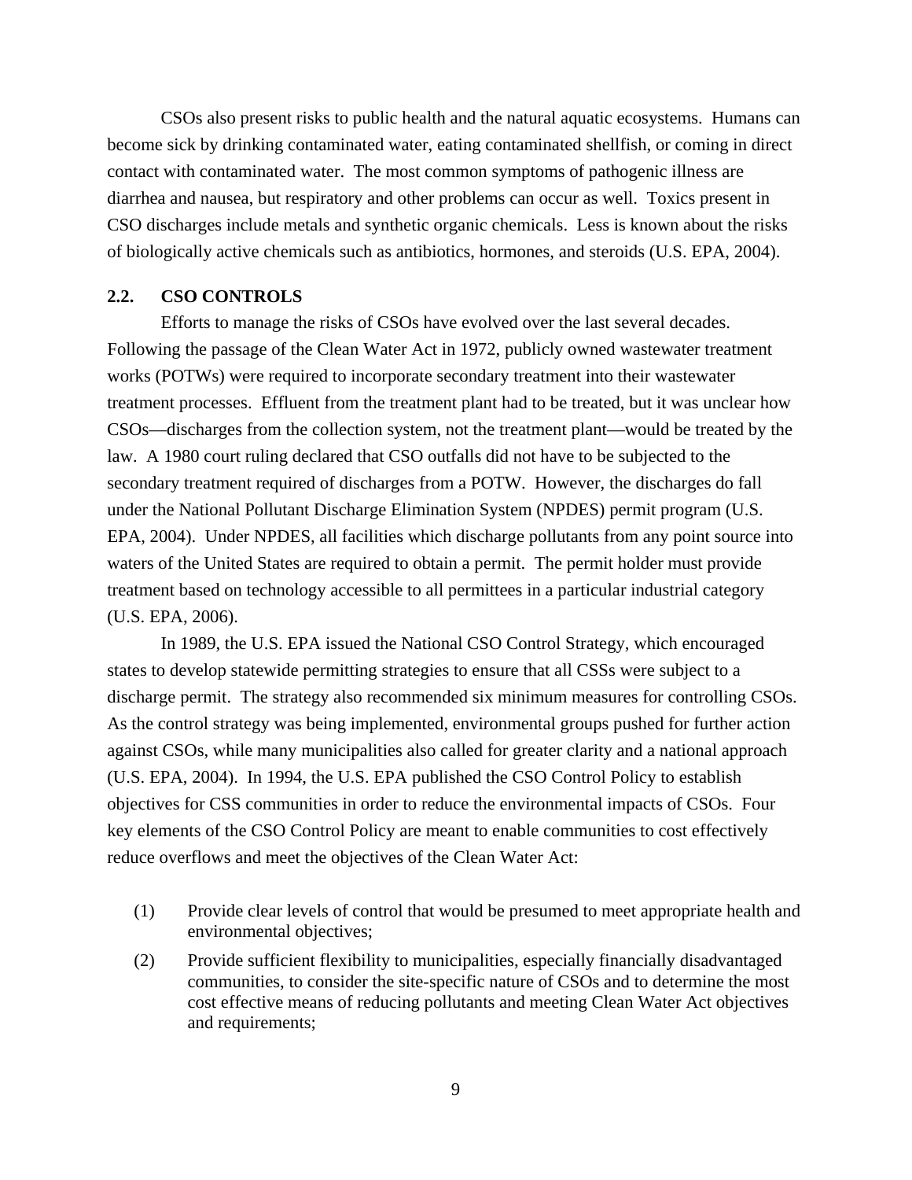CSOs also present risks to public health and the natural aquatic ecosystems. Humans can become sick by drinking contaminated water, eating contaminated shellfish, or coming in direct contact with contaminated water. The most common symptoms of pathogenic illness are diarrhea and nausea, but respiratory and other problems can occur as well. Toxics present in CSO discharges include metals and synthetic organic chemicals. Less is known about the risks of biologically active chemicals such as antibiotics, hormones, and steroids (U.S. EPA, 2004).

## 2.2. CSO CONTROLS

Efforts to manage the risks of CSOs have evolved over the last several decades. Following the passage of the Clean Water Act in 1972, publicly owned wastewater treatment works (POTWs) were required to incorporate secondary treatment into their wastewater treatment processes. Effluent from the treatment plant had to be treated, but it was unclear how CSOs—discharges from the collection system, not the treatment plant—would be treated by the law. A 1980 court ruling declared that CSO outfalls did not have to be subjected to the secondary treatment required of discharges from a POTW. However, the discharges do fall under the National Pollutant Discharge Elimination System (NPDES) permit program (U.S. EPA, 2004). Under NPDES, all facilities which discharge pollutants from any point source into waters of the United States are required to obtain a permit. The permit holder must provide treatment based on technology accessible to all permittees in a particular industrial category (U.S. EPA, 2006).

In 1989, the U.S. EPA issued the National CSO Control Strategy, which encouraged states to develop statewide permitting strategies to ensure that all CSSs were subject to a discharge permit. The strategy also recommended six minimum measures for controlling CSOs. As the control strategy was being implemented, environmental groups pushed for further action against CSOs, while many municipalities also called for greater clarity and a national approach (U.S. EPA, 2004). In 1994, the U.S. EPA published the CSO Control Policy to establish objectives for CSS communities in order to reduce the environmental impacts of CSOs. Four key elements of the CSO Control Policy are meant to enable communities to cost effectively reduce overflows and meet the objectives of the Clean Water Act:

(1) Provide clear levels of control that would be presumed to meet appropriate health and environmental objectives;

(2) Provide sufficient flexibility to municipalities, especially financially disadvantaged communities, to consider the site-specific nature of CSOs and to determine the most cost effective means of reducing pollutants and meeting Clean Water Act objectives and requirements;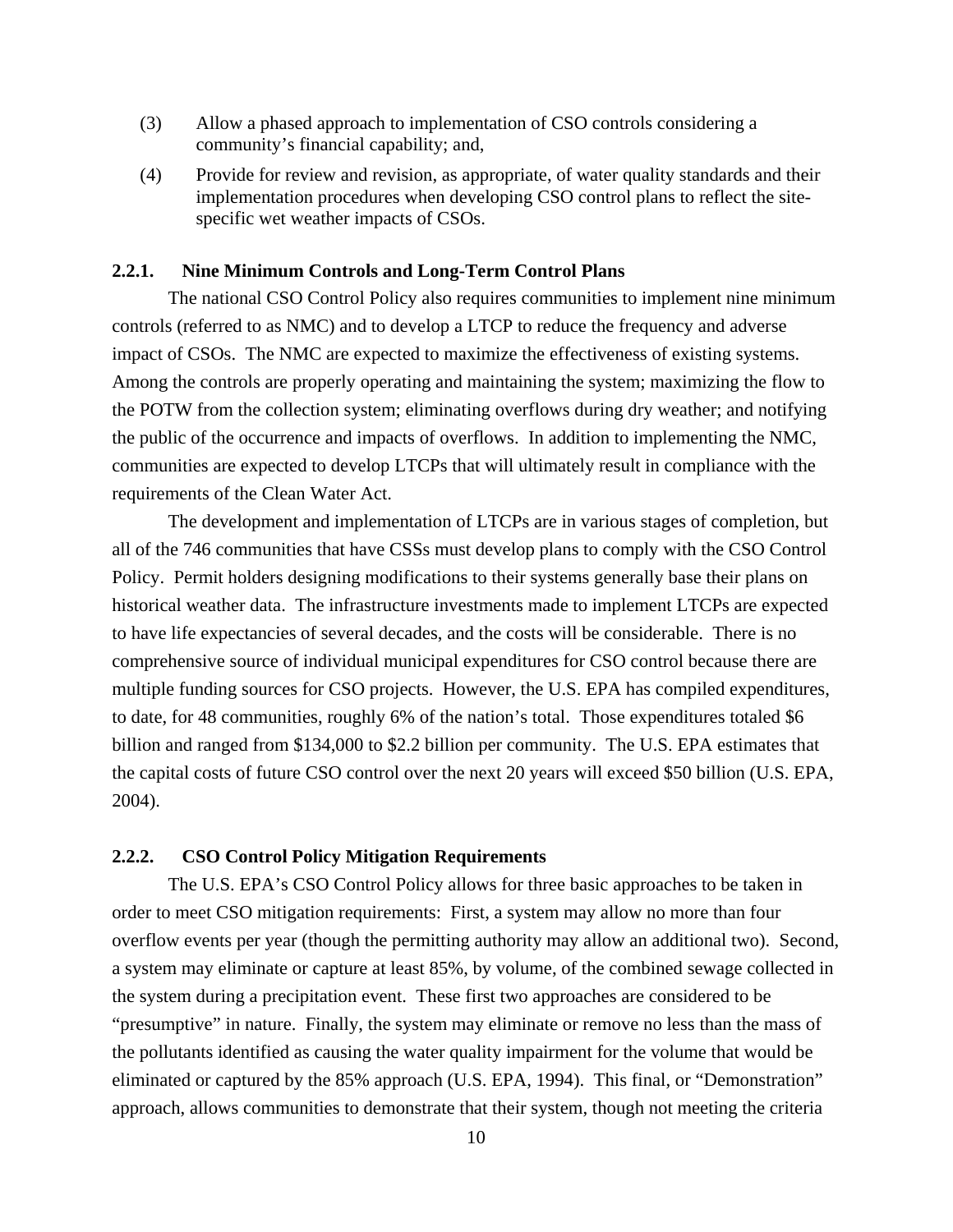(3) Allow a phased approach to implementation of CSO controls considering a community's financial capability; and,

(4) Provide for review and revision, as appropriate, of water quality standards and their implementation procedures when developing CSO control plans to reflect the site-specific wet weather impacts of CSOs.

### 2.2.1. Nine Minimum Controls and Long-Term Control Plans

The national CSO Control Policy also requires communities to implement nine minimum controls (referred to as NMC) and to develop a LTCP to reduce the frequency and adverse impact of CSOs. The NMC are expected to maximize the effectiveness of existing systems. Among the controls are properly operating and maintaining the system; maximizing the flow to the POTW from the collection system; eliminating overflows during dry weather; and notifying the public of the occurrence and impacts of overflows. In addition to implementing the NMC, communities are expected to develop LTCPs that will ultimately result in compliance with the requirements of the Clean Water Act.

The development and implementation of LTCPs are in various stages of completion, but all of the 746 communities that have CSSs must develop plans to comply with the CSO Control Policy. Permit holders designing modifications to their systems generally base their plans on historical weather data. The infrastructure investments made to implement LTCPs are expected to have life expectancies of several decades, and the costs will be considerable. There is no comprehensive source of individual municipal expenditures for CSO control because there are multiple funding sources for CSO projects. However, the U.S. EPA has compiled expenditures, to date, for 48 communities, roughly 6% of the nation's total. Those expenditures totaled $6 billion and ranged from $134,000 to $2.2 billion per community. The U.S. EPA estimates that the capital costs of future CSO control over the next 20 years will exceed $50 billion (U.S. EPA, 2004).

### 2.2.2. CSO Control Policy Mitigation Requirements

The U.S. EPA's CSO Control Policy allows for three basic approaches to be taken in order to meet CSO mitigation requirements: First, a system may allow no more than four overflow events per year (though the permitting authority may allow an additional two). Second, a system may eliminate or capture at least 85%, by volume, of the combined sewage collected in the system during a precipitation event. These first two approaches are considered to be "presumptive" in nature. Finally, the system may eliminate or remove no less than the mass of the pollutants identified as causing the water quality impairment for the volume that would be eliminated or captured by the 85% approach (U.S. EPA, 1994). This final, or "Demonstration" approach, allows communities to demonstrate that their system, though not meeting the criteria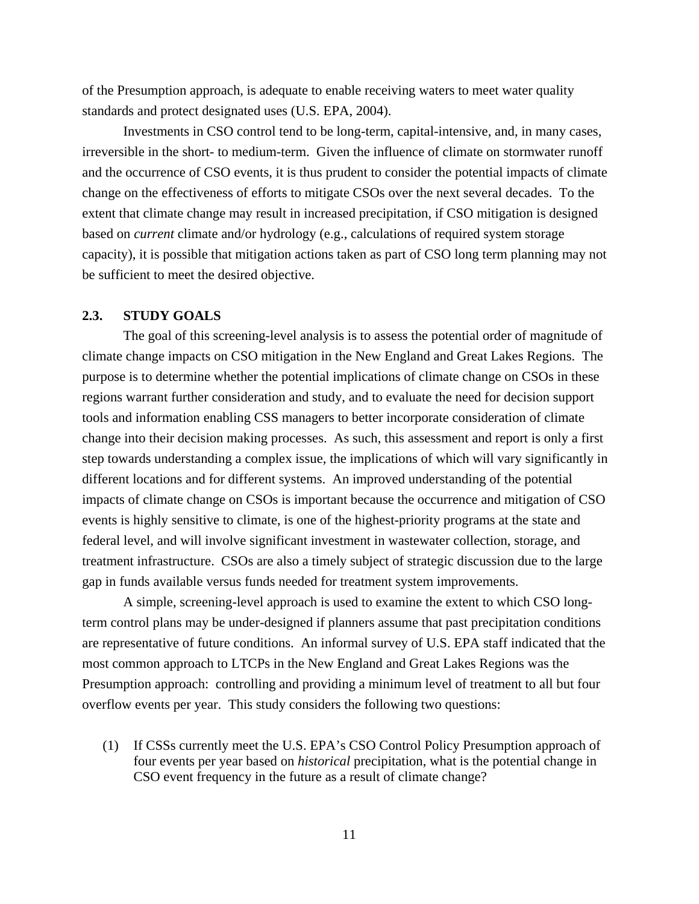of the Presumption approach, is adequate to enable receiving waters to meet water quality standards and protect designated uses (U.S. EPA, 2004).

Investments in CSO control tend to be long-term, capital-intensive, and, in many cases, irreversible in the short- to medium-term. Given the influence of climate on stormwater runoff and the occurrence of CSO events, it is thus prudent to consider the potential impacts of climate change on the effectiveness of efforts to mitigate CSOs over the next several decades. To the extent that climate change may result in increased precipitation, if CSO mitigation is designed based on *current* climate and/or hydrology (e.g., calculations of required system storage capacity), it is possible that mitigation actions taken as part of CSO long term planning may not be sufficient to meet the desired objective.

## 2.3. STUDY GOALS

The goal of this screening-level analysis is to assess the potential order of magnitude of climate change impacts on CSO mitigation in the New England and Great Lakes Regions. The purpose is to determine whether the potential implications of climate change on CSOs in these regions warrant further consideration and study, and to evaluate the need for decision support tools and information enabling CSS managers to better incorporate consideration of climate change into their decision making processes. As such, this assessment and report is only a first step towards understanding a complex issue, the implications of which will vary significantly in different locations and for different systems. An improved understanding of the potential impacts of climate change on CSOs is important because the occurrence and mitigation of CSO events is highly sensitive to climate, is one of the highest-priority programs at the state and federal level, and will involve significant investment in wastewater collection, storage, and treatment infrastructure. CSOs are also a timely subject of strategic discussion due to the large gap in funds available versus funds needed for treatment system improvements.

A simple, screening-level approach is used to examine the extent to which CSO long-term control plans may be under-designed if planners assume that past precipitation conditions are representative of future conditions. An informal survey of U.S. EPA staff indicated that the most common approach to LTCPs in the New England and Great Lakes Regions was the Presumption approach: controlling and providing a minimum level of treatment to all but four overflow events per year. This study considers the following two questions:

(1) If CSSs currently meet the U.S. EPA's CSO Control Policy Presumption approach of four events per year based on *historical* precipitation, what is the potential change in CSO event frequency in the future as a result of climate change?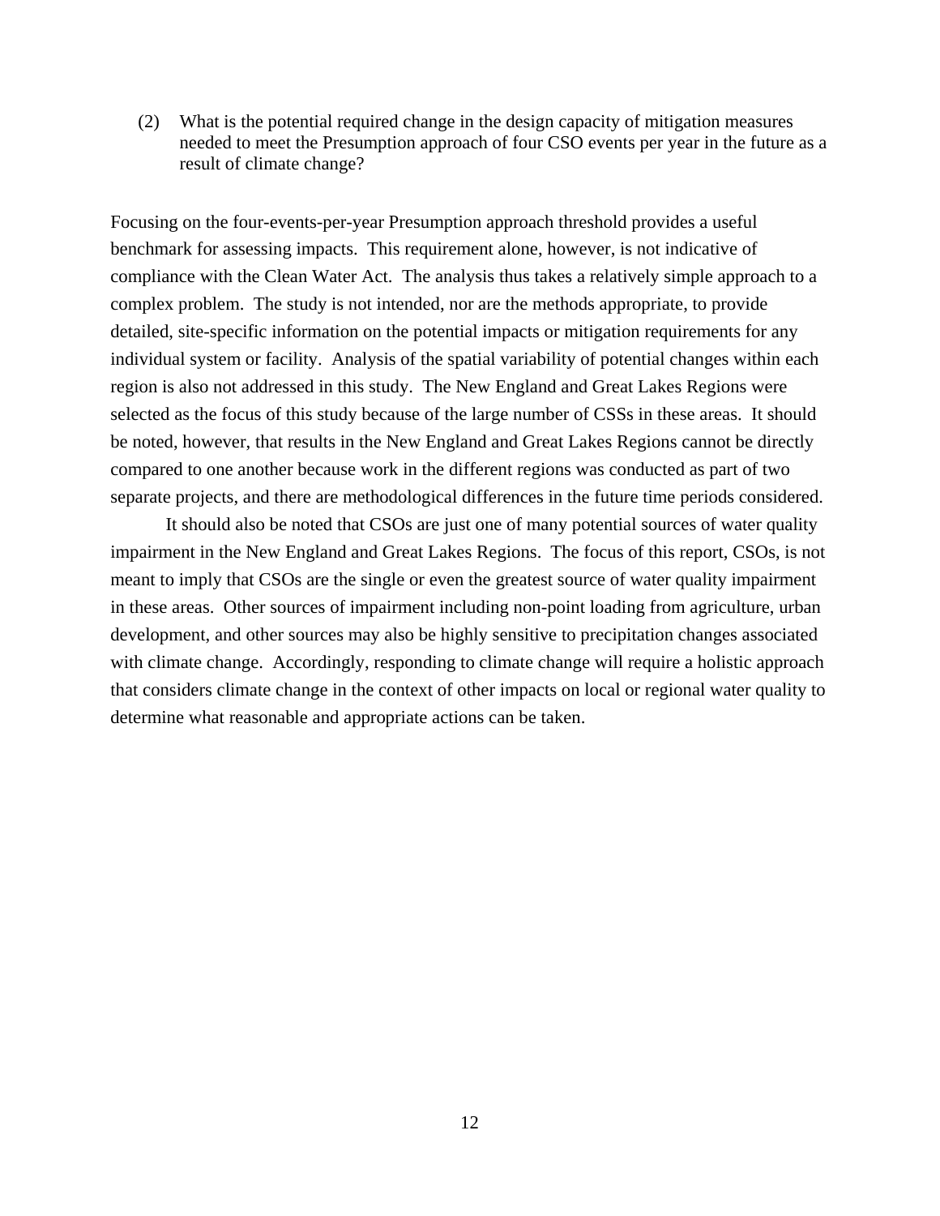(2) What is the potential required change in the design capacity of mitigation measures needed to meet the Presumption approach of four CSO events per year in the future as a result of climate change?

Focusing on the four-events-per-year Presumption approach threshold provides a useful benchmark for assessing impacts. This requirement alone, however, is not indicative of compliance with the Clean Water Act. The analysis thus takes a relatively simple approach to a complex problem. The study is not intended, nor are the methods appropriate, to provide detailed, site-specific information on the potential impacts or mitigation requirements for any individual system or facility. Analysis of the spatial variability of potential changes within each region is also not addressed in this study. The New England and Great Lakes Regions were selected as the focus of this study because of the large number of CSSs in these areas. It should be noted, however, that results in the New England and Great Lakes Regions cannot be directly compared to one another because work in the different regions was conducted as part of two separate projects, and there are methodological differences in the future time periods considered.

It should also be noted that CSOs are just one of many potential sources of water quality impairment in the New England and Great Lakes Regions. The focus of this report, CSOs, is not meant to imply that CSOs are the single or even the greatest source of water quality impairment in these areas. Other sources of impairment including non-point loading from agriculture, urban development, and other sources may also be highly sensitive to precipitation changes associated with climate change. Accordingly, responding to climate change will require a holistic approach that considers climate change in the context of other impacts on local or regional water quality to determine what reasonable and appropriate actions can be taken.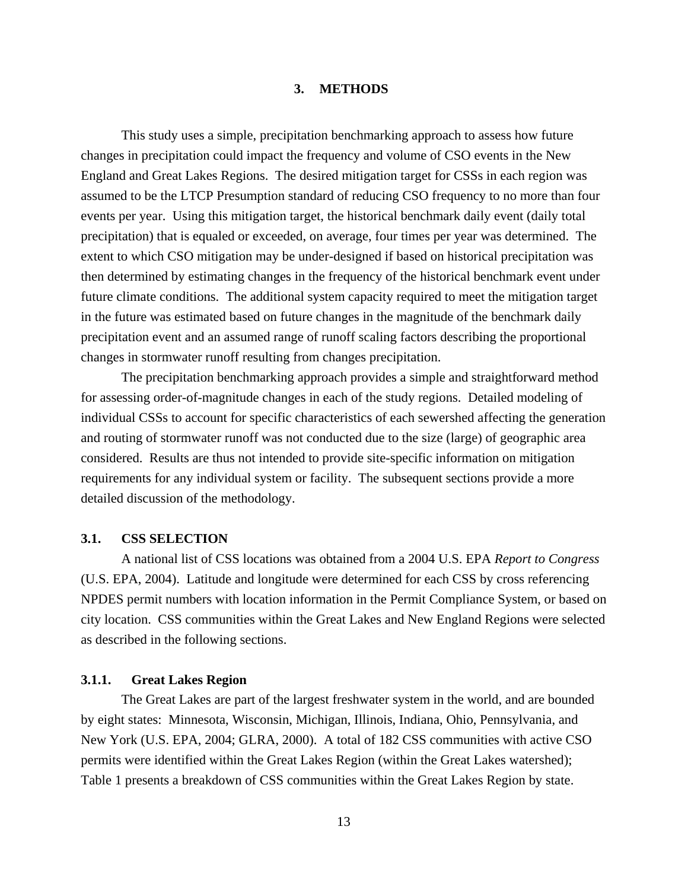# 3. METHODS

This study uses a simple, precipitation benchmarking approach to assess how future changes in precipitation could impact the frequency and volume of CSO events in the New England and Great Lakes Regions. The desired mitigation target for CSSs in each region was assumed to be the LTCP Presumption standard of reducing CSO frequency to no more than four events per year. Using this mitigation target, the historical benchmark daily event (daily total precipitation) that is equaled or exceeded, on average, four times per year was determined. The extent to which CSO mitigation may be under-designed if based on historical precipitation was then determined by estimating changes in the frequency of the historical benchmark event under future climate conditions. The additional system capacity required to meet the mitigation target in the future was estimated based on future changes in the magnitude of the benchmark daily precipitation event and an assumed range of runoff scaling factors describing the proportional changes in stormwater runoff resulting from changes precipitation.

The precipitation benchmarking approach provides a simple and straightforward method for assessing order-of-magnitude changes in each of the study regions. Detailed modeling of individual CSSs to account for specific characteristics of each sewershed affecting the generation and routing of stormwater runoff was not conducted due to the size (large) of geographic area considered. Results are thus not intended to provide site-specific information on mitigation requirements for any individual system or facility. The subsequent sections provide a more detailed discussion of the methodology.

## 3.1. CSS SELECTION

A national list of CSS locations was obtained from a 2004 U.S. EPA *Report to Congress* (U.S. EPA, 2004). Latitude and longitude were determined for each CSS by cross referencing NPDES permit numbers with location information in the Permit Compliance System, or based on city location. CSS communities within the Great Lakes and New England Regions were selected as described in the following sections.

### 3.1.1. Great Lakes Region

The Great Lakes are part of the largest freshwater system in the world, and are bounded by eight states: Minnesota, Wisconsin, Michigan, Illinois, Indiana, Ohio, Pennsylvania, and New York (U.S. EPA, 2004; GLRA, 2000). A total of 182 CSS communities with active CSO permits were identified within the Great Lakes Region (within the Great Lakes watershed); Table 1 presents a breakdown of CSS communities within the Great Lakes Region by state.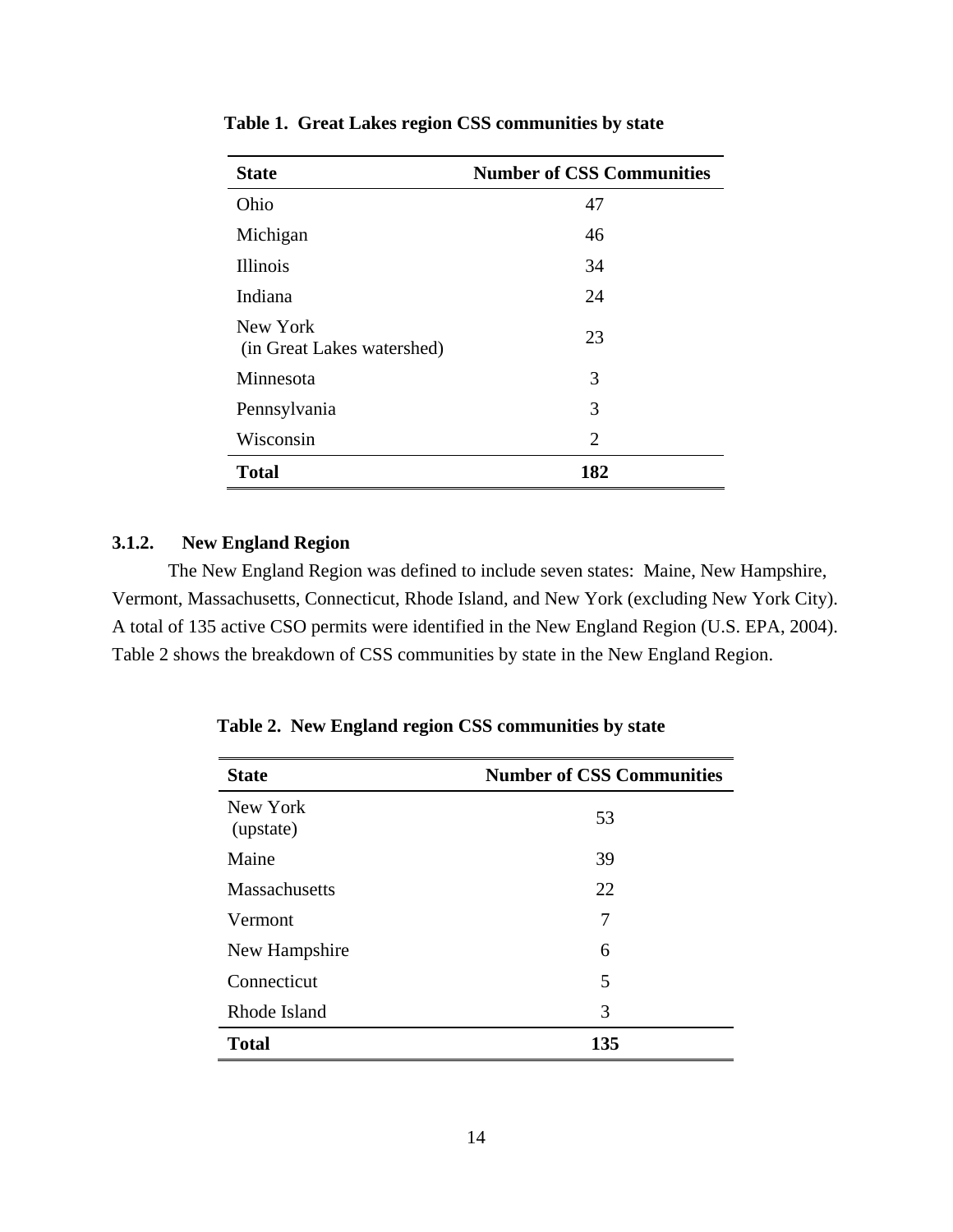**Table 1. Great Lakes region CSS communities by state**

| State | Number of CSS Communities |
|---|---|
| Ohio | 47 |
| Michigan | 46 |
| Illinois | 34 |
| Indiana | 24 |
| New York (in Great Lakes watershed) | 23 |
| Minnesota | 3 |
| Pennsylvania | 3 |
| Wisconsin | 2 |
| **Total** | **182** |

### 3.1.2. New England Region

The New England Region was defined to include seven states: Maine, New Hampshire, Vermont, Massachusetts, Connecticut, Rhode Island, and New York (excluding New York City). A total of 135 active CSO permits were identified in the New England Region (U.S. EPA, 2004). Table 2 shows the breakdown of CSS communities by state in the New England Region.

**Table 2. New England region CSS communities by state**

| State | Number of CSS Communities |
|---|---|
| New York (upstate) | 53 |
| Maine | 39 |
| Massachusetts | 22 |
| Vermont | 7 |
| New Hampshire | 6 |
| Connecticut | 5 |
| Rhode Island | 3 |
| **Total** | **135** |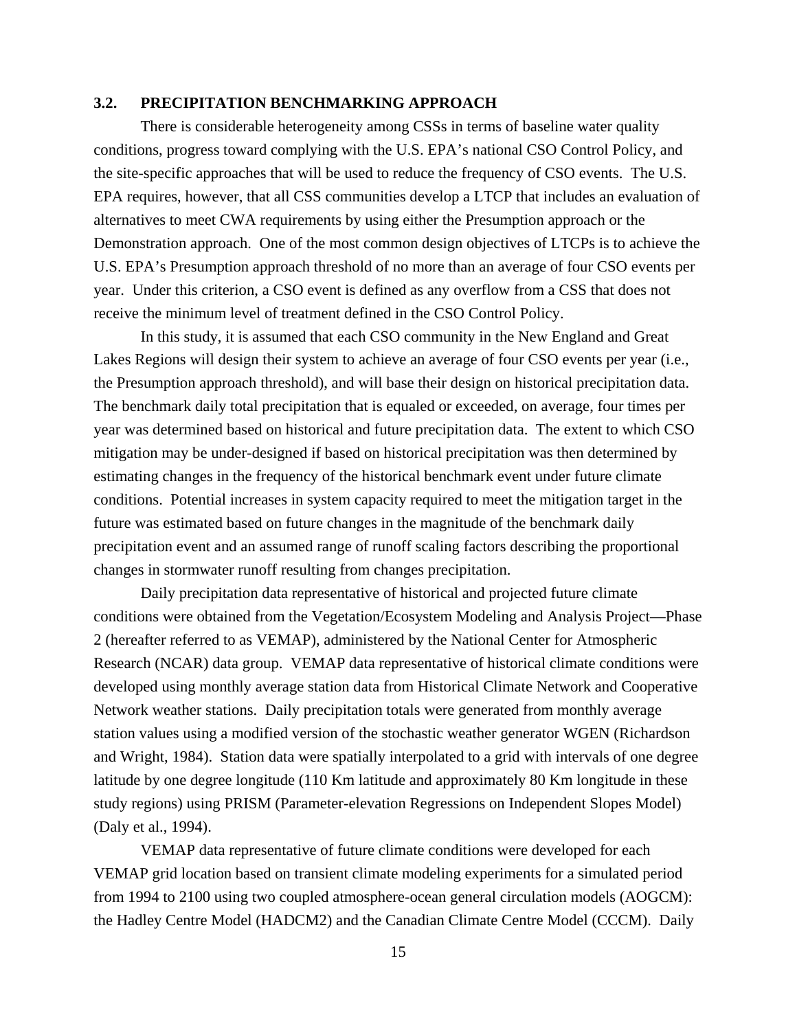### 3.2. PRECIPITATION BENCHMARKING APPROACH

There is considerable heterogeneity among CSSs in terms of baseline water quality conditions, progress toward complying with the U.S. EPA's national CSO Control Policy, and the site-specific approaches that will be used to reduce the frequency of CSO events. The U.S. EPA requires, however, that all CSS communities develop a LTCP that includes an evaluation of alternatives to meet CWA requirements by using either the Presumption approach or the Demonstration approach. One of the most common design objectives of LTCPs is to achieve the U.S. EPA's Presumption approach threshold of no more than an average of four CSO events per year. Under this criterion, a CSO event is defined as any overflow from a CSS that does not receive the minimum level of treatment defined in the CSO Control Policy.

In this study, it is assumed that each CSO community in the New England and Great Lakes Regions will design their system to achieve an average of four CSO events per year (i.e., the Presumption approach threshold), and will base their design on historical precipitation data. The benchmark daily total precipitation that is equaled or exceeded, on average, four times per year was determined based on historical and future precipitation data. The extent to which CSO mitigation may be under-designed if based on historical precipitation was then determined by estimating changes in the frequency of the historical benchmark event under future climate conditions. Potential increases in system capacity required to meet the mitigation target in the future was estimated based on future changes in the magnitude of the benchmark daily precipitation event and an assumed range of runoff scaling factors describing the proportional changes in stormwater runoff resulting from changes precipitation.

Daily precipitation data representative of historical and projected future climate conditions were obtained from the Vegetation/Ecosystem Modeling and Analysis Project—Phase 2 (hereafter referred to as VEMAP), administered by the National Center for Atmospheric Research (NCAR) data group. VEMAP data representative of historical climate conditions were developed using monthly average station data from Historical Climate Network and Cooperative Network weather stations. Daily precipitation totals were generated from monthly average station values using a modified version of the stochastic weather generator WGEN (Richardson and Wright, 1984). Station data were spatially interpolated to a grid with intervals of one degree latitude by one degree longitude (110 Km latitude and approximately 80 Km longitude in these study regions) using PRISM (Parameter-elevation Regressions on Independent Slopes Model) (Daly et al., 1994).

VEMAP data representative of future climate conditions were developed for each VEMAP grid location based on transient climate modeling experiments for a simulated period from 1994 to 2100 using two coupled atmosphere-ocean general circulation models (AOGCM): the Hadley Centre Model (HADCM2) and the Canadian Climate Centre Model (CCCM). Daily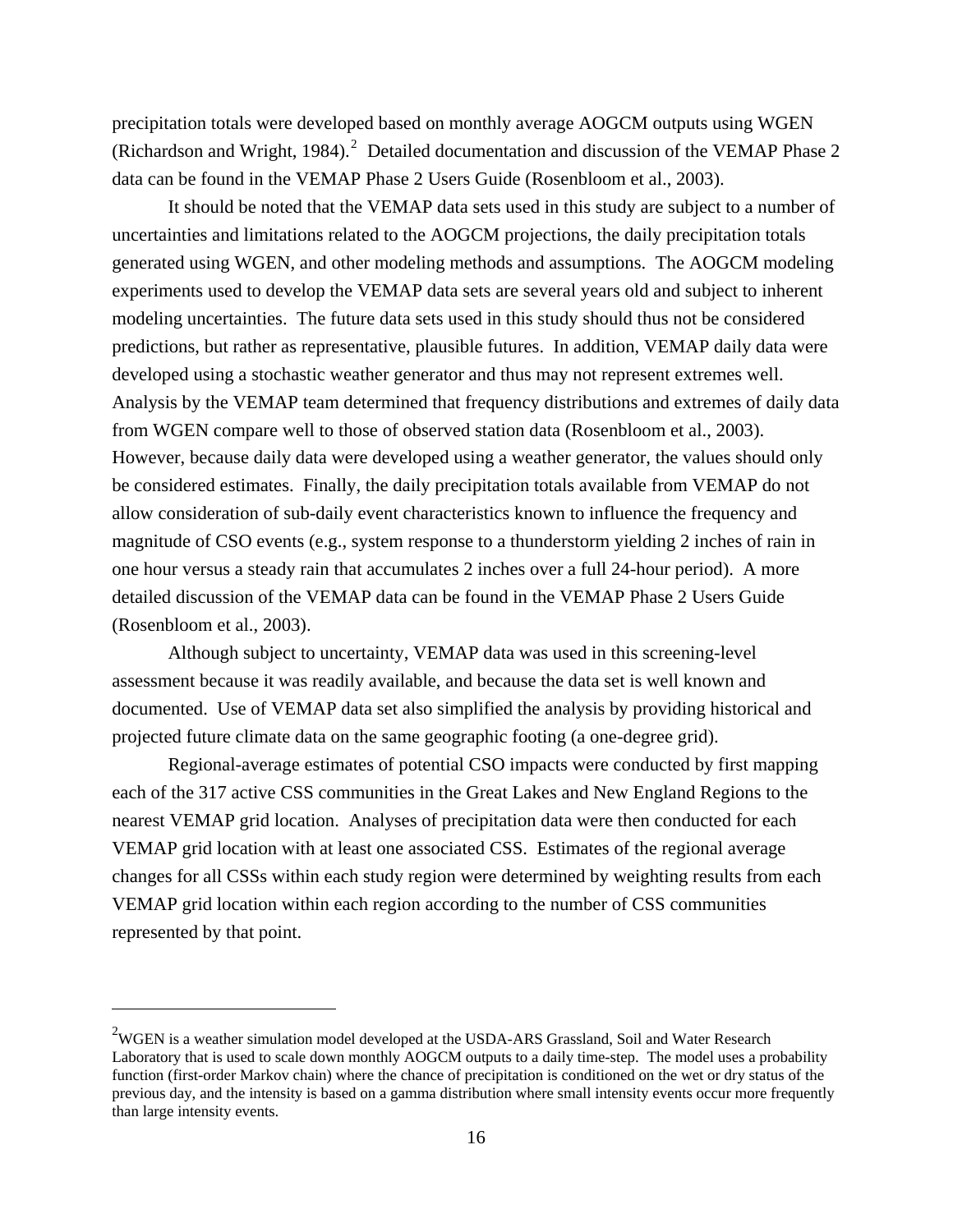precipitation totals were developed based on monthly average AOGCM outputs using WGEN (Richardson and Wright, 1984).[2] Detailed documentation and discussion of the VEMAP Phase 2 data can be found in the VEMAP Phase 2 Users Guide (Rosenbloom et al., 2003).

It should be noted that the VEMAP data sets used in this study are subject to a number of uncertainties and limitations related to the AOGCM projections, the daily precipitation totals generated using WGEN, and other modeling methods and assumptions. The AOGCM modeling experiments used to develop the VEMAP data sets are several years old and subject to inherent modeling uncertainties. The future data sets used in this study should thus not be considered predictions, but rather as representative, plausible futures. In addition, VEMAP daily data were developed using a stochastic weather generator and thus may not represent extremes well. Analysis by the VEMAP team determined that frequency distributions and extremes of daily data from WGEN compare well to those of observed station data (Rosenbloom et al., 2003). However, because daily data were developed using a weather generator, the values should only be considered estimates. Finally, the daily precipitation totals available from VEMAP do not allow consideration of sub-daily event characteristics known to influence the frequency and magnitude of CSO events (e.g., system response to a thunderstorm yielding 2 inches of rain in one hour versus a steady rain that accumulates 2 inches over a full 24-hour period). A more detailed discussion of the VEMAP data can be found in the VEMAP Phase 2 Users Guide (Rosenbloom et al., 2003).

Although subject to uncertainty, VEMAP data was used in this screening-level assessment because it was readily available, and because the data set is well known and documented. Use of VEMAP data set also simplified the analysis by providing historical and projected future climate data on the same geographic footing (a one-degree grid).

Regional-average estimates of potential CSO impacts were conducted by first mapping each of the 317 active CSS communities in the Great Lakes and New England Regions to the nearest VEMAP grid location. Analyses of precipitation data were then conducted for each VEMAP grid location with at least one associated CSS. Estimates of the regional average changes for all CSSs within each study region were determined by weighting results from each VEMAP grid location within each region according to the number of CSS communities represented by that point.

---

[2] WGEN is a weather simulation model developed at the USDA-ARS Grassland, Soil and Water Research Laboratory that is used to scale down monthly AOGCM outputs to a daily time-step. The model uses a probability function (first-order Markov chain) where the chance of precipitation is conditioned on the wet or dry status of the previous day, and the intensity is based on a gamma distribution where small intensity events occur more frequently than large intensity events.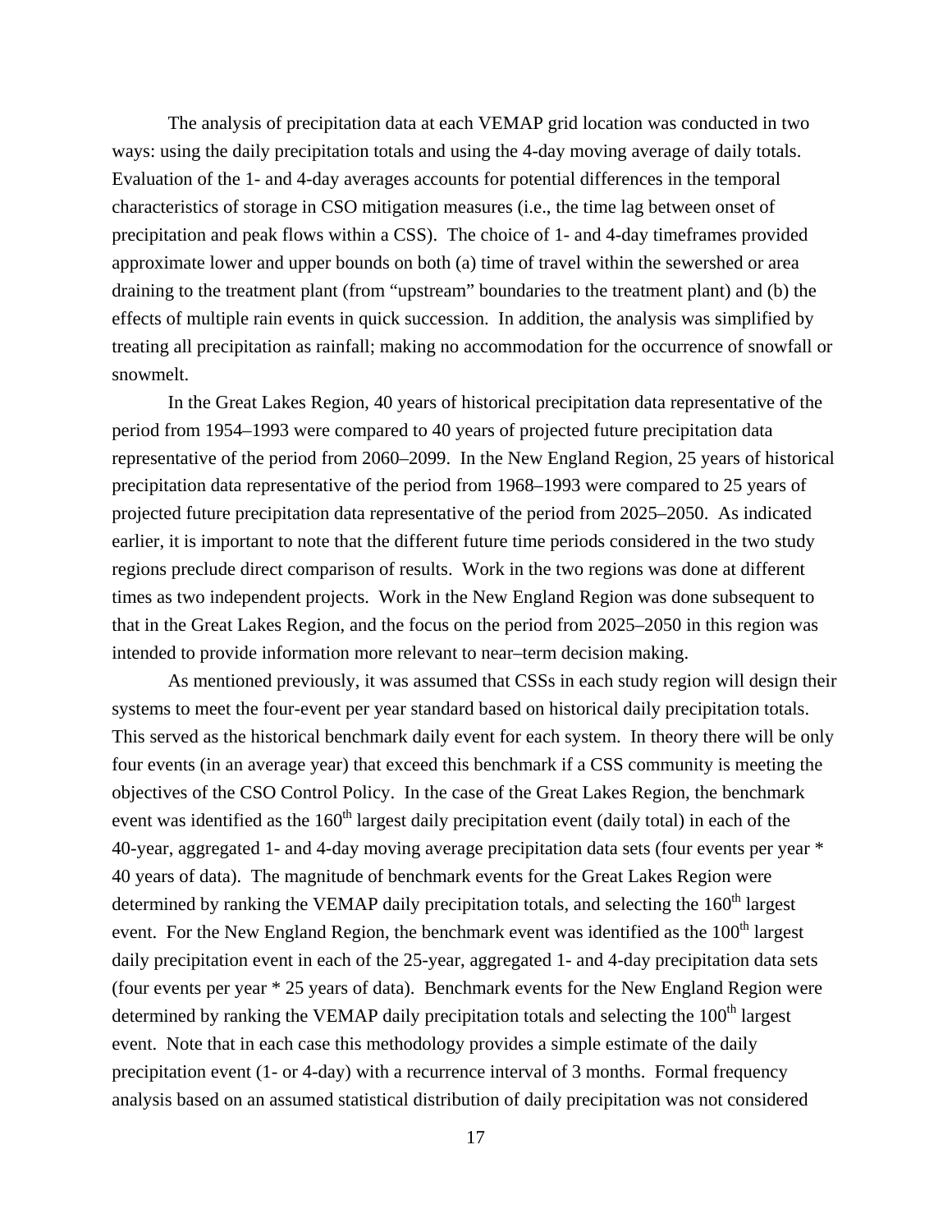The analysis of precipitation data at each VEMAP grid location was conducted in two ways: using the daily precipitation totals and using the 4-day moving average of daily totals. Evaluation of the 1- and 4-day averages accounts for potential differences in the temporal characteristics of storage in CSO mitigation measures (i.e., the time lag between onset of precipitation and peak flows within a CSS). The choice of 1- and 4-day timeframes provided approximate lower and upper bounds on both (a) time of travel within the sewershed or area draining to the treatment plant (from "upstream" boundaries to the treatment plant) and (b) the effects of multiple rain events in quick succession. In addition, the analysis was simplified by treating all precipitation as rainfall; making no accommodation for the occurrence of snowfall or snowmelt.

In the Great Lakes Region, 40 years of historical precipitation data representative of the period from 1954–1993 were compared to 40 years of projected future precipitation data representative of the period from 2060–2099. In the New England Region, 25 years of historical precipitation data representative of the period from 1968–1993 were compared to 25 years of projected future precipitation data representative of the period from 2025–2050. As indicated earlier, it is important to note that the different future time periods considered in the two study regions preclude direct comparison of results. Work in the two regions was done at different times as two independent projects. Work in the New England Region was done subsequent to that in the Great Lakes Region, and the focus on the period from 2025–2050 in this region was intended to provide information more relevant to near–term decision making.

As mentioned previously, it was assumed that CSSs in each study region will design their systems to meet the four-event per year standard based on historical daily precipitation totals. This served as the historical benchmark daily event for each system. In theory there will be only four events (in an average year) that exceed this benchmark if a CSS community is meeting the objectives of the CSO Control Policy. In the case of the Great Lakes Region, the benchmark event was identified as the 160$^{th}$ largest daily precipitation event (daily total) in each of the 40-year, aggregated 1- and 4-day moving average precipitation data sets (four events per year * 40 years of data). The magnitude of benchmark events for the Great Lakes Region were determined by ranking the VEMAP daily precipitation totals, and selecting the 160$^{th}$ largest event. For the New England Region, the benchmark event was identified as the 100$^{th}$ largest daily precipitation event in each of the 25-year, aggregated 1- and 4-day precipitation data sets (four events per year * 25 years of data). Benchmark events for the New England Region were determined by ranking the VEMAP daily precipitation totals and selecting the 100$^{th}$ largest event. Note that in each case this methodology provides a simple estimate of the daily precipitation event (1- or 4-day) with a recurrence interval of 3 months. Formal frequency analysis based on an assumed statistical distribution of daily precipitation was not considered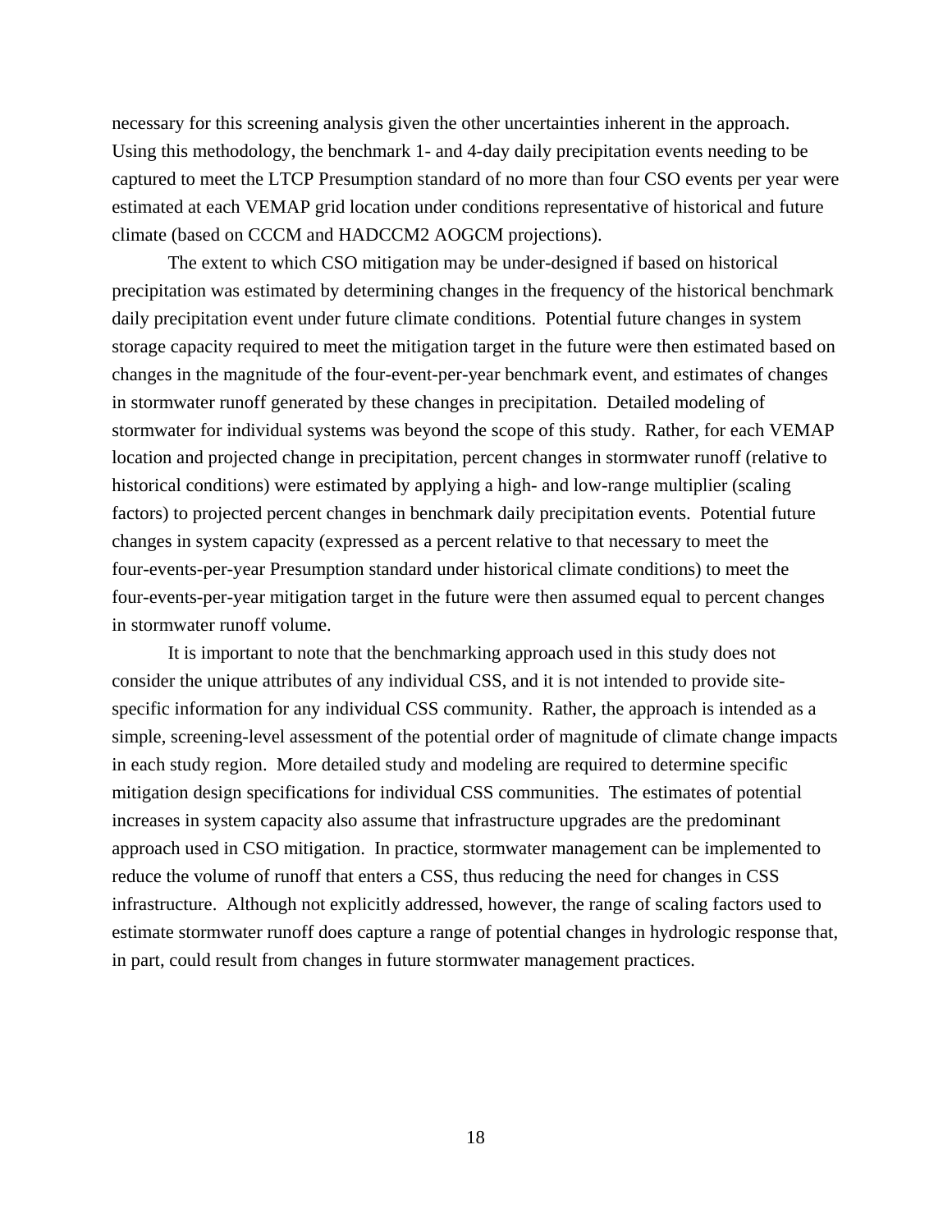necessary for this screening analysis given the other uncertainties inherent in the approach. Using this methodology, the benchmark 1- and 4-day daily precipitation events needing to be captured to meet the LTCP Presumption standard of no more than four CSO events per year were estimated at each VEMAP grid location under conditions representative of historical and future climate (based on CCCM and HADCCM2 AOGCM projections).

The extent to which CSO mitigation may be under-designed if based on historical precipitation was estimated by determining changes in the frequency of the historical benchmark daily precipitation event under future climate conditions. Potential future changes in system storage capacity required to meet the mitigation target in the future were then estimated based on changes in the magnitude of the four-event-per-year benchmark event, and estimates of changes in stormwater runoff generated by these changes in precipitation. Detailed modeling of stormwater for individual systems was beyond the scope of this study. Rather, for each VEMAP location and projected change in precipitation, percent changes in stormwater runoff (relative to historical conditions) were estimated by applying a high- and low-range multiplier (scaling factors) to projected percent changes in benchmark daily precipitation events. Potential future changes in system capacity (expressed as a percent relative to that necessary to meet the four-events-per-year Presumption standard under historical climate conditions) to meet the four-events-per-year mitigation target in the future were then assumed equal to percent changes in stormwater runoff volume.

It is important to note that the benchmarking approach used in this study does not consider the unique attributes of any individual CSS, and it is not intended to provide site-specific information for any individual CSS community. Rather, the approach is intended as a simple, screening-level assessment of the potential order of magnitude of climate change impacts in each study region. More detailed study and modeling are required to determine specific mitigation design specifications for individual CSS communities. The estimates of potential increases in system capacity also assume that infrastructure upgrades are the predominant approach used in CSO mitigation. In practice, stormwater management can be implemented to reduce the volume of runoff that enters a CSS, thus reducing the need for changes in CSS infrastructure. Although not explicitly addressed, however, the range of scaling factors used to estimate stormwater runoff does capture a range of potential changes in hydrologic response that, in part, could result from changes in future stormwater management practices.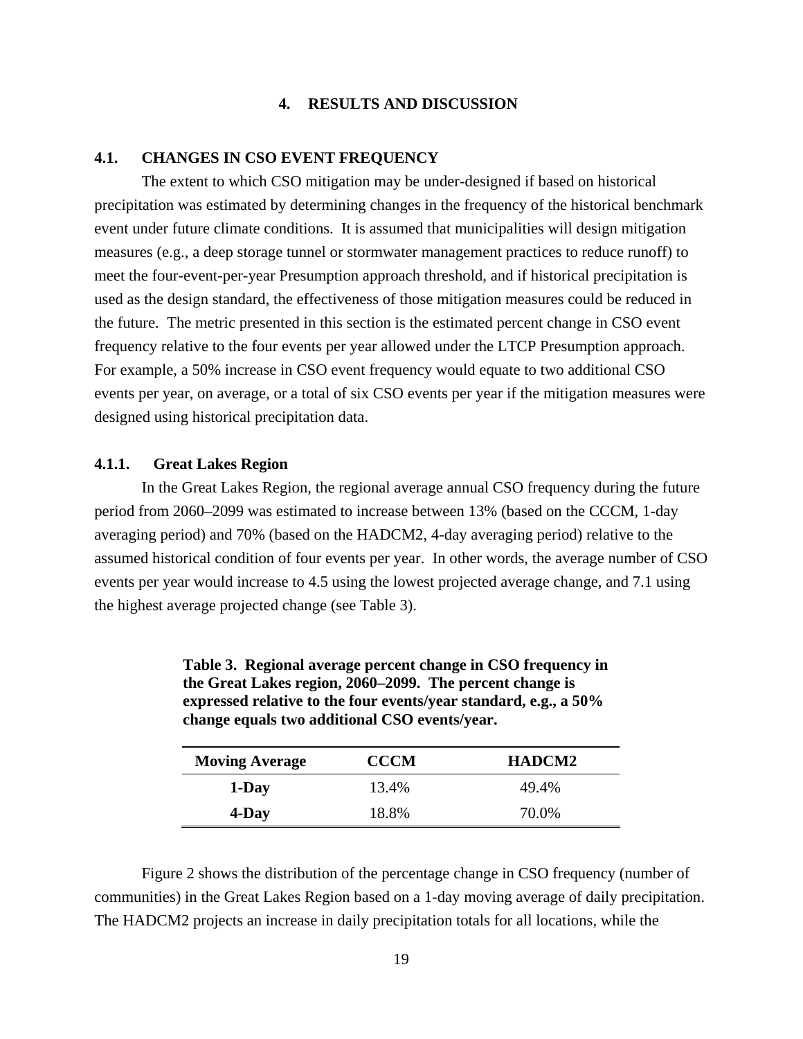# 4. RESULTS AND DISCUSSION

## 4.1. CHANGES IN CSO EVENT FREQUENCY

The extent to which CSO mitigation may be under-designed if based on historical precipitation was estimated by determining changes in the frequency of the historical benchmark event under future climate conditions. It is assumed that municipalities will design mitigation measures (e.g., a deep storage tunnel or stormwater management practices to reduce runoff) to meet the four-event-per-year Presumption approach threshold, and if historical precipitation is used as the design standard, the effectiveness of those mitigation measures could be reduced in the future. The metric presented in this section is the estimated percent change in CSO event frequency relative to the four events per year allowed under the LTCP Presumption approach. For example, a 50% increase in CSO event frequency would equate to two additional CSO events per year, on average, or a total of six CSO events per year if the mitigation measures were designed using historical precipitation data.

### 4.1.1. Great Lakes Region

In the Great Lakes Region, the regional average annual CSO frequency during the future period from 2060–2099 was estimated to increase between 13% (based on the CCCM, 1-day averaging period) and 70% (based on the HADCM2, 4-day averaging period) relative to the assumed historical condition of four events per year. In other words, the average number of CSO events per year would increase to 4.5 using the lowest projected average change, and 7.1 using the highest average projected change (see Table 3).

**Table 3. Regional average percent change in CSO frequency in the Great Lakes region, 2060–2099. The percent change is expressed relative to the four events/year standard, e.g., a 50% change equals two additional CSO events/year.**

| Moving Average | CCCM | HADCM2 |
|---|---|---|
| **1-Day** | 13.4% | 49.4% |
| **4-Day** | 18.8% | 70.0% |

Figure 2 shows the distribution of the percentage change in CSO frequency (number of communities) in the Great Lakes Region based on a 1-day moving average of daily precipitation. The HADCM2 projects an increase in daily precipitation totals for all locations, while the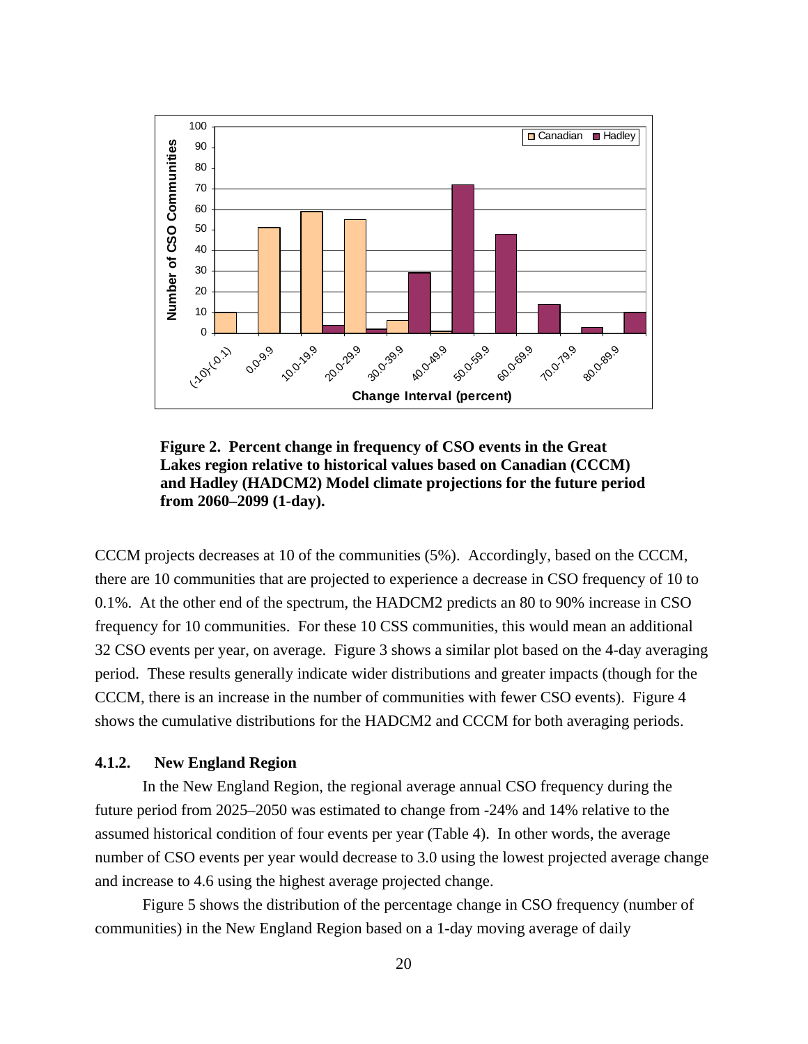**Figure 2. Percent change in frequency of CSO events in the Great Lakes region relative to historical values based on Canadian (CCCM) and Hadley (HADCM2) Model climate projections for the future period from 2060–2099 (1-day).**

CCCM projects decreases at 10 of the communities (5%). Accordingly, based on the CCCM, there are 10 communities that are projected to experience a decrease in CSO frequency of 10 to 0.1%. At the other end of the spectrum, the HADCM2 predicts an 80 to 90% increase in CSO frequency for 10 communities. For these 10 CSS communities, this would mean an additional 32 CSO events per year, on average. Figure 3 shows a similar plot based on the 4-day averaging period. These results generally indicate wider distributions and greater impacts (though for the CCCM, there is an increase in the number of communities with fewer CSO events). Figure 4 shows the cumulative distributions for the HADCM2 and CCCM for both averaging periods.

### 4.1.2. New England Region

In the New England Region, the regional average annual CSO frequency during the future period from 2025–2050 was estimated to change from -24% and 14% relative to the assumed historical condition of four events per year (Table 4). In other words, the average number of CSO events per year would decrease to 3.0 using the lowest projected average change and increase to 4.6 using the highest average projected change.

Figure 5 shows the distribution of the percentage change in CSO frequency (number of communities) in the New England Region based on a 1-day moving average of daily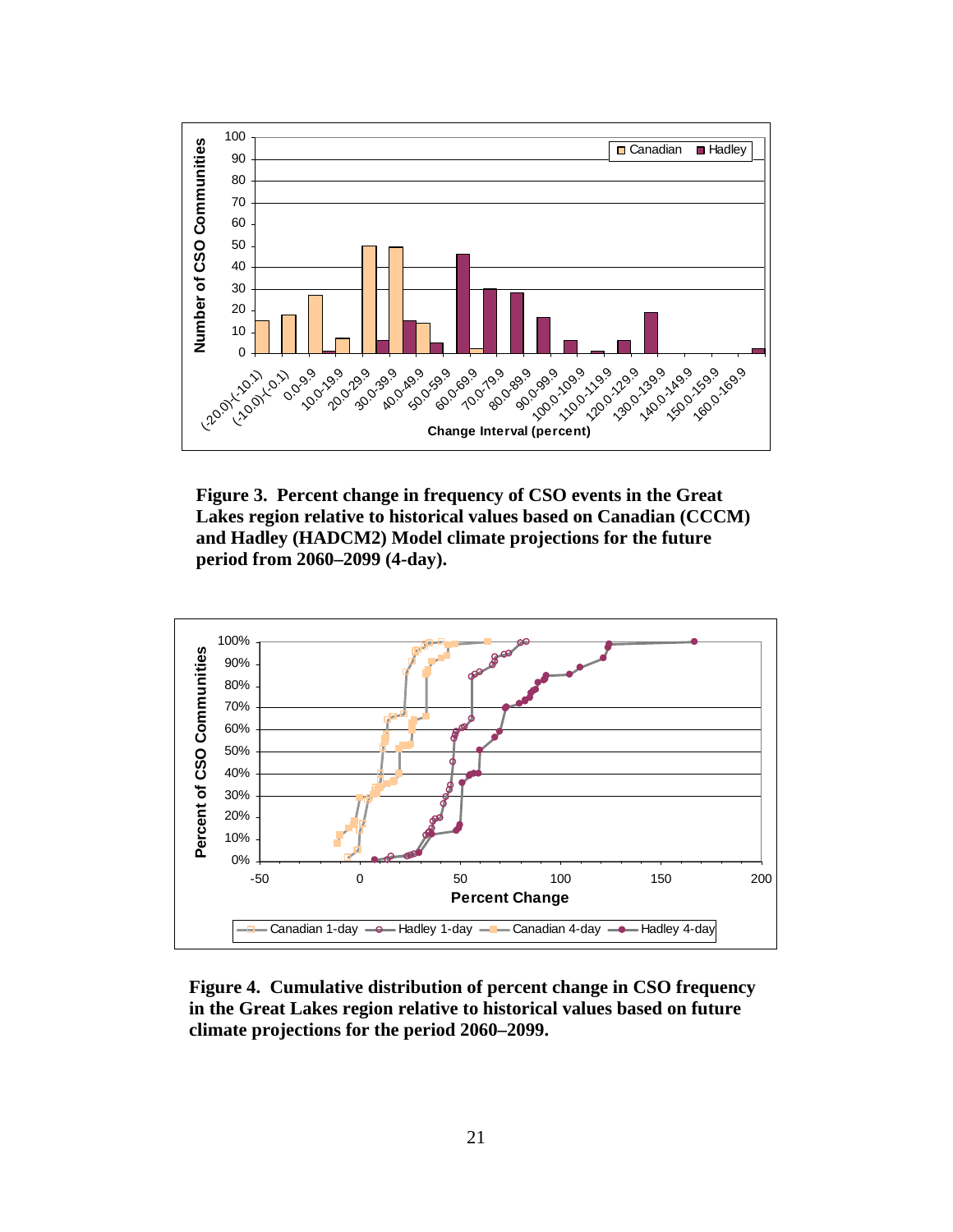**Figure 3. Percent change in frequency of CSO events in the Great Lakes region relative to historical values based on Canadian (CCCM) and Hadley (HADCM2) Model climate projections for the future period from 2060–2099 (4-day).**

**Figure 4. Cumulative distribution of percent change in CSO frequency in the Great Lakes region relative to historical values based on future climate projections for the period 2060–2099.**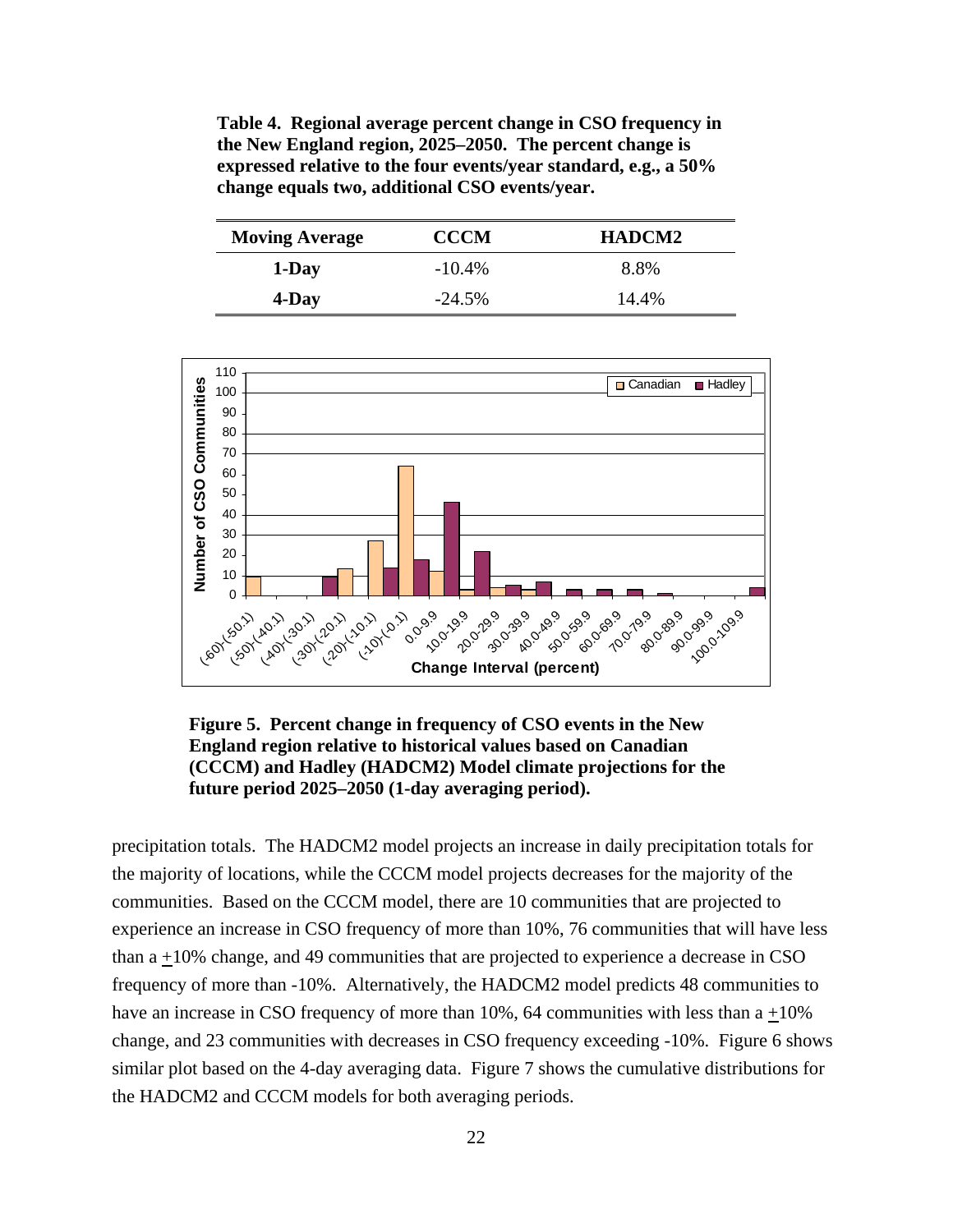**Table 4. Regional average percent change in CSO frequency in the New England region, 2025–2050. The percent change is expressed relative to the four events/year standard, e.g., a 50% change equals two, additional CSO events/year.**

| Moving Average | CCCM | HADCM2 |
|---|---|---|
| 1-Day | -10.4% | 8.8% |
| 4-Day | -24.5% | 14.4% |

**Figure 5. Percent change in frequency of CSO events in the New England region relative to historical values based on Canadian (CCCM) and Hadley (HADCM2) Model climate projections for the future period 2025–2050 (1-day averaging period).**

precipitation totals. The HADCM2 model projects an increase in daily precipitation totals for the majority of locations, while the CCCM model projects decreases for the majority of the communities. Based on the CCCM model, there are 10 communities that are projected to experience an increase in CSO frequency of more than 10%, 76 communities that will have less than a ±10% change, and 49 communities that are projected to experience a decrease in CSO frequency of more than -10%. Alternatively, the HADCM2 model predicts 48 communities to have an increase in CSO frequency of more than 10%, 64 communities with less than a ±10% change, and 23 communities with decreases in CSO frequency exceeding -10%. Figure 6 shows similar plot based on the 4-day averaging data. Figure 7 shows the cumulative distributions for the HADCM2 and CCCM models for both averaging periods.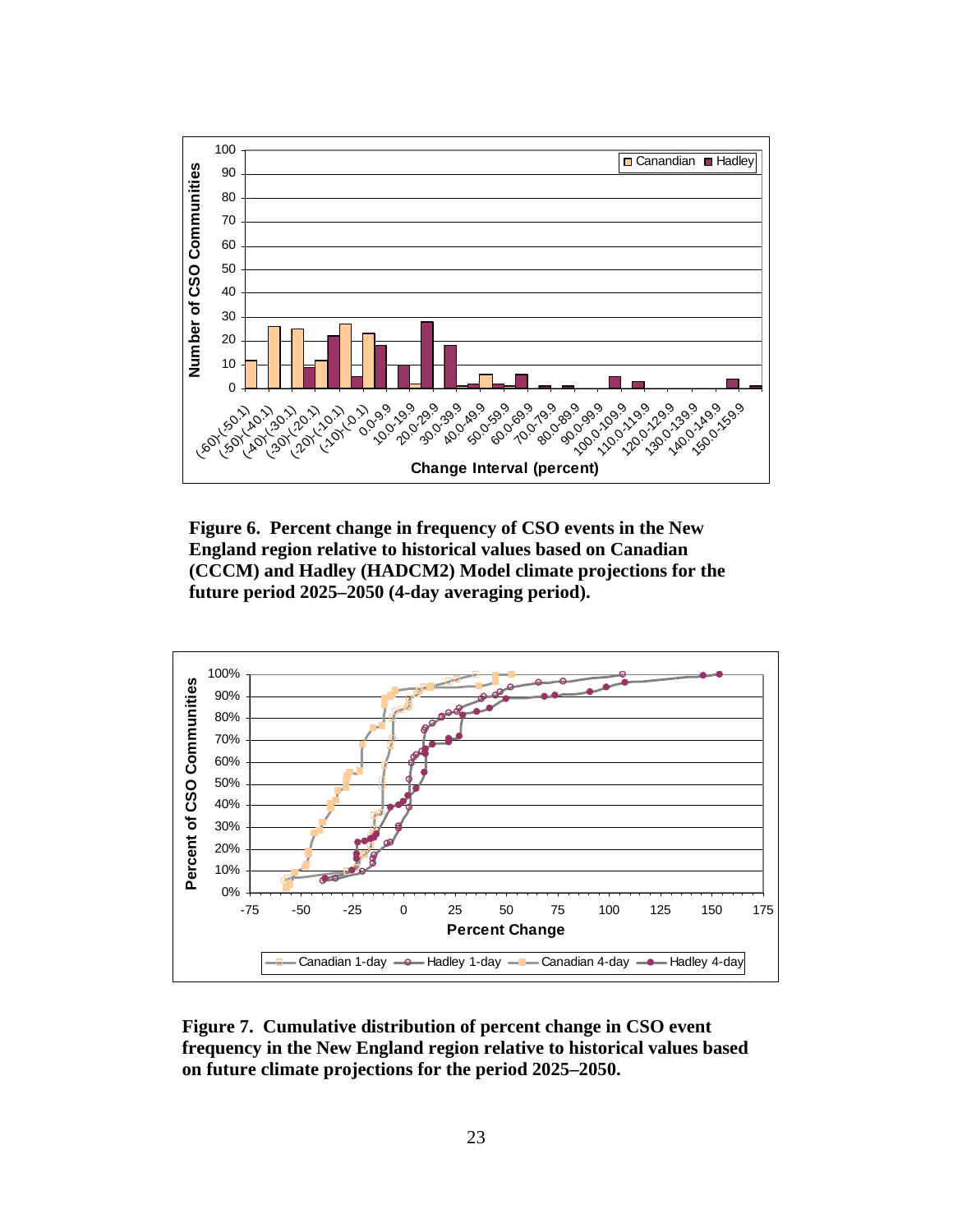**Figure 6. Percent change in frequency of CSO events in the New England region relative to historical values based on Canadian (CCCM) and Hadley (HADCM2) Model climate projections for the future period 2025–2050 (4-day averaging period).**

**Figure 7. Cumulative distribution of percent change in CSO event frequency in the New England region relative to historical values based on future climate projections for the period 2025–2050.**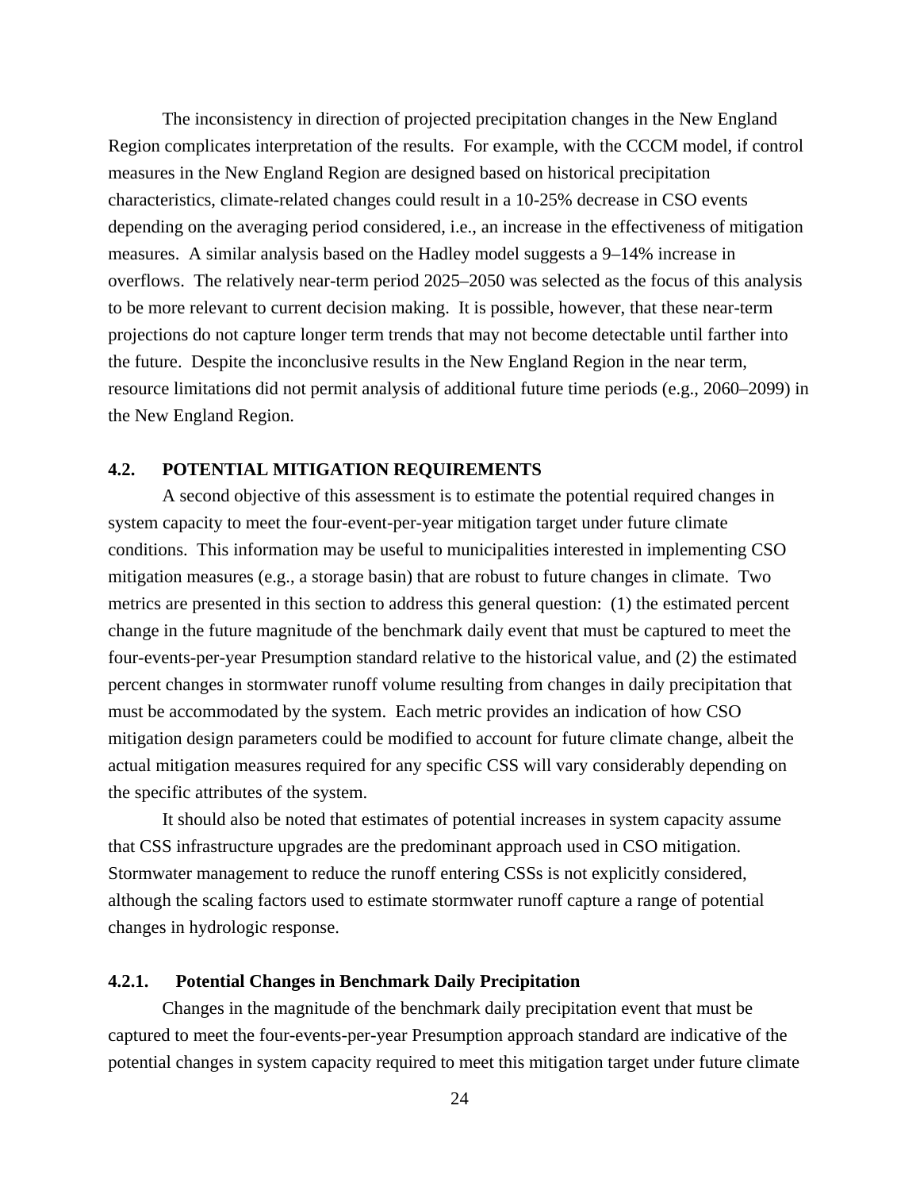The inconsistency in direction of projected precipitation changes in the New England Region complicates interpretation of the results. For example, with the CCCM model, if control measures in the New England Region are designed based on historical precipitation characteristics, climate-related changes could result in a 10-25% decrease in CSO events depending on the averaging period considered, i.e., an increase in the effectiveness of mitigation measures. A similar analysis based on the Hadley model suggests a 9–14% increase in overflows. The relatively near-term period 2025–2050 was selected as the focus of this analysis to be more relevant to current decision making. It is possible, however, that these near-term projections do not capture longer term trends that may not become detectable until farther into the future. Despite the inconclusive results in the New England Region in the near term, resource limitations did not permit analysis of additional future time periods (e.g., 2060–2099) in the New England Region.

## 4.2. POTENTIAL MITIGATION REQUIREMENTS

A second objective of this assessment is to estimate the potential required changes in system capacity to meet the four-event-per-year mitigation target under future climate conditions. This information may be useful to municipalities interested in implementing CSO mitigation measures (e.g., a storage basin) that are robust to future changes in climate. Two metrics are presented in this section to address this general question: (1) the estimated percent change in the future magnitude of the benchmark daily event that must be captured to meet the four-events-per-year Presumption standard relative to the historical value, and (2) the estimated percent changes in stormwater runoff volume resulting from changes in daily precipitation that must be accommodated by the system. Each metric provides an indication of how CSO mitigation design parameters could be modified to account for future climate change, albeit the actual mitigation measures required for any specific CSS will vary considerably depending on the specific attributes of the system.

It should also be noted that estimates of potential increases in system capacity assume that CSS infrastructure upgrades are the predominant approach used in CSO mitigation. Stormwater management to reduce the runoff entering CSSs is not explicitly considered, although the scaling factors used to estimate stormwater runoff capture a range of potential changes in hydrologic response.

### 4.2.1. Potential Changes in Benchmark Daily Precipitation

Changes in the magnitude of the benchmark daily precipitation event that must be captured to meet the four-events-per-year Presumption approach standard are indicative of the potential changes in system capacity required to meet this mitigation target under future climate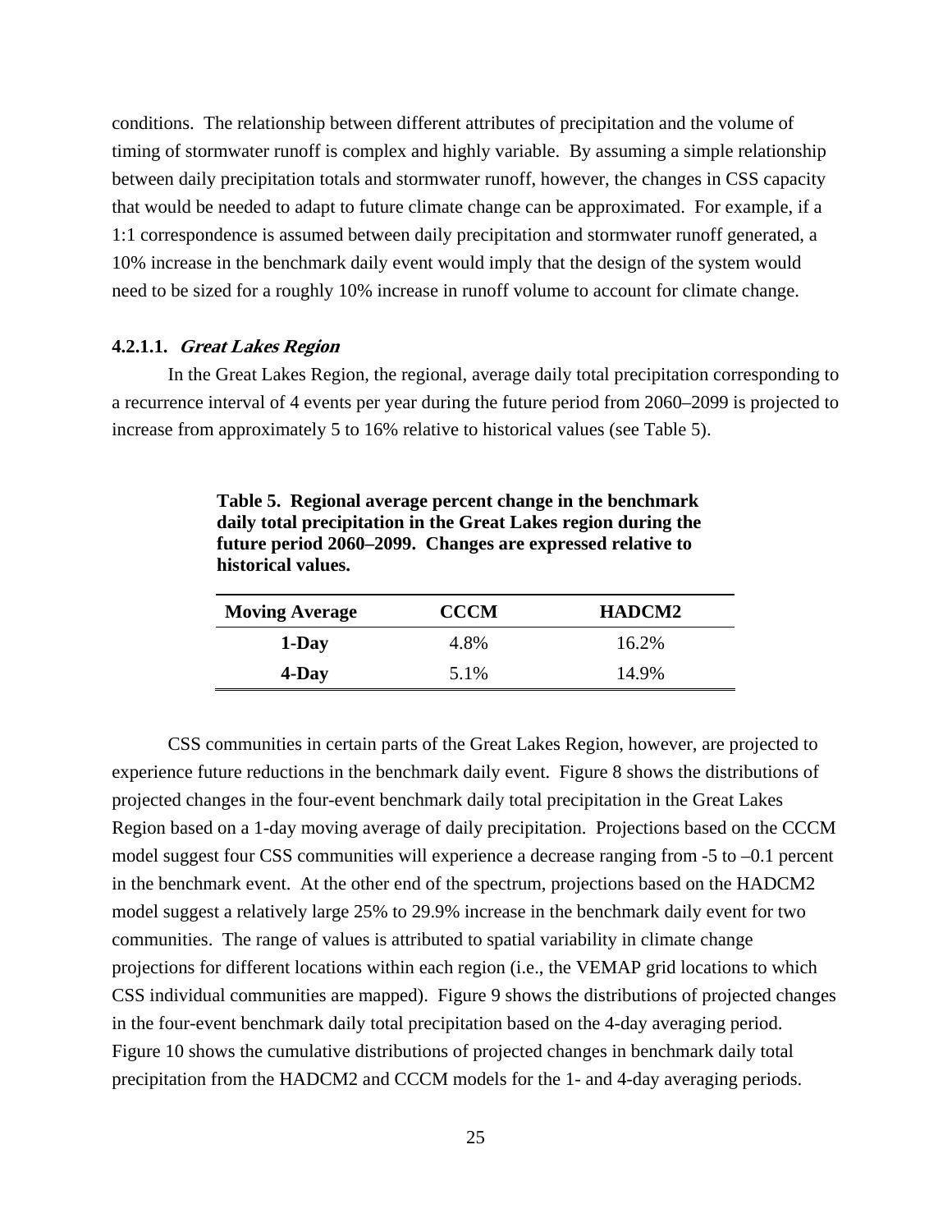conditions. The relationship between different attributes of precipitation and the volume of timing of stormwater runoff is complex and highly variable. By assuming a simple relationship between daily precipitation totals and stormwater runoff, however, the changes in CSS capacity that would be needed to adapt to future climate change can be approximated. For example, if a 1:1 correspondence is assumed between daily precipitation and stormwater runoff generated, a 10% increase in the benchmark daily event would imply that the design of the system would need to be sized for a roughly 10% increase in runoff volume to account for climate change.

#### 4.2.1.1. *Great Lakes Region*

In the Great Lakes Region, the regional, average daily total precipitation corresponding to a recurrence interval of 4 events per year during the future period from 2060–2099 is projected to increase from approximately 5 to 16% relative to historical values (see Table 5).

**Table 5. Regional average percent change in the benchmark daily total precipitation in the Great Lakes region during the future period 2060–2099. Changes are expressed relative to historical values.**

| Moving Average | CCCM | HADCM2 |
|---|---|---|
| **1-Day** | 4.8% | 16.2% |
| **4-Day** | 5.1% | 14.9% |

CSS communities in certain parts of the Great Lakes Region, however, are projected to experience future reductions in the benchmark daily event. Figure 8 shows the distributions of projected changes in the four-event benchmark daily total precipitation in the Great Lakes Region based on a 1-day moving average of daily precipitation. Projections based on the CCCM model suggest four CSS communities will experience a decrease ranging from -5 to –0.1 percent in the benchmark event. At the other end of the spectrum, projections based on the HADCM2 model suggest a relatively large 25% to 29.9% increase in the benchmark daily event for two communities. The range of values is attributed to spatial variability in climate change projections for different locations within each region (i.e., the VEMAP grid locations to which CSS individual communities are mapped). Figure 9 shows the distributions of projected changes in the four-event benchmark daily total precipitation based on the 4-day averaging period. Figure 10 shows the cumulative distributions of projected changes in benchmark daily total precipitation from the HADCM2 and CCCM models for the 1- and 4-day averaging periods.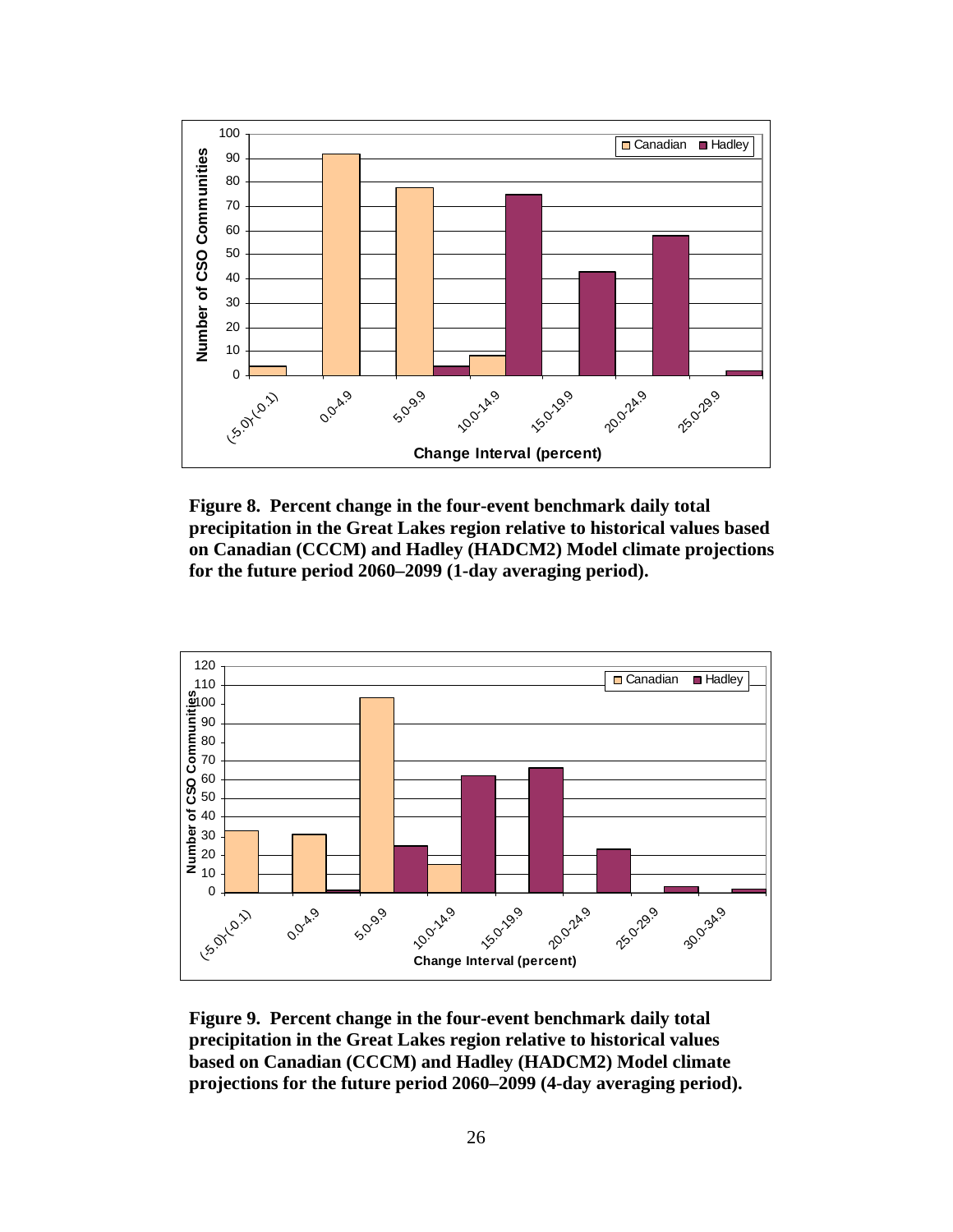**Figure 8. Percent change in the four-event benchmark daily total precipitation in the Great Lakes region relative to historical values based on Canadian (CCCM) and Hadley (HADCM2) Model climate projections for the future period 2060–2099 (1-day averaging period).**

**Figure 9. Percent change in the four-event benchmark daily total precipitation in the Great Lakes region relative to historical values based on Canadian (CCCM) and Hadley (HADCM2) Model climate projections for the future period 2060–2099 (4-day averaging period).**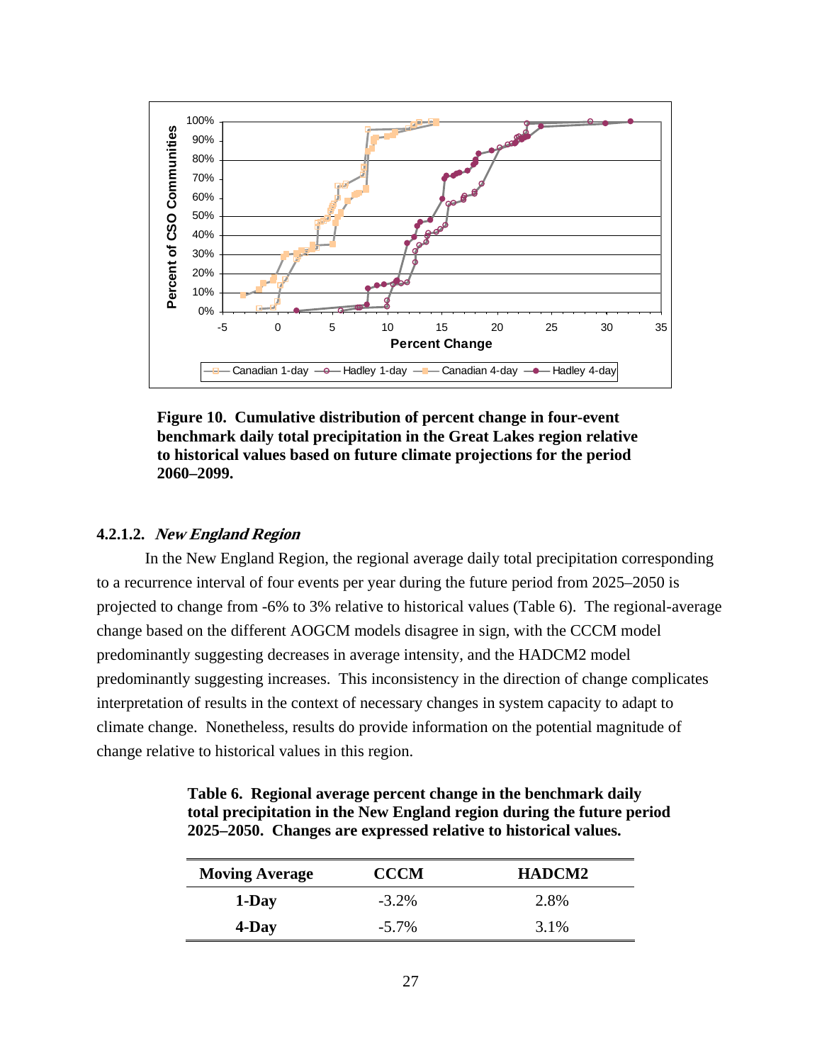**Figure 10. Cumulative distribution of percent change in four-event benchmark daily total precipitation in the Great Lakes region relative to historical values based on future climate projections for the period 2060–2099.**

#### 4.2.1.2. *New England Region*

In the New England Region, the regional average daily total precipitation corresponding to a recurrence interval of four events per year during the future period from 2025–2050 is projected to change from -6% to 3% relative to historical values (Table 6). The regional-average change based on the different AOGCM models disagree in sign, with the CCCM model predominantly suggesting decreases in average intensity, and the HADCM2 model predominantly suggesting increases. This inconsistency in the direction of change complicates interpretation of results in the context of necessary changes in system capacity to adapt to climate change. Nonetheless, results do provide information on the potential magnitude of change relative to historical values in this region.

**Table 6. Regional average percent change in the benchmark daily total precipitation in the New England region during the future period 2025–2050. Changes are expressed relative to historical values.**

| Moving Average | CCCM | HADCM2 |
|---|---|---|
| **1-Day** | -3.2% | 2.8% |
| **4-Day** | -5.7% | 3.1% |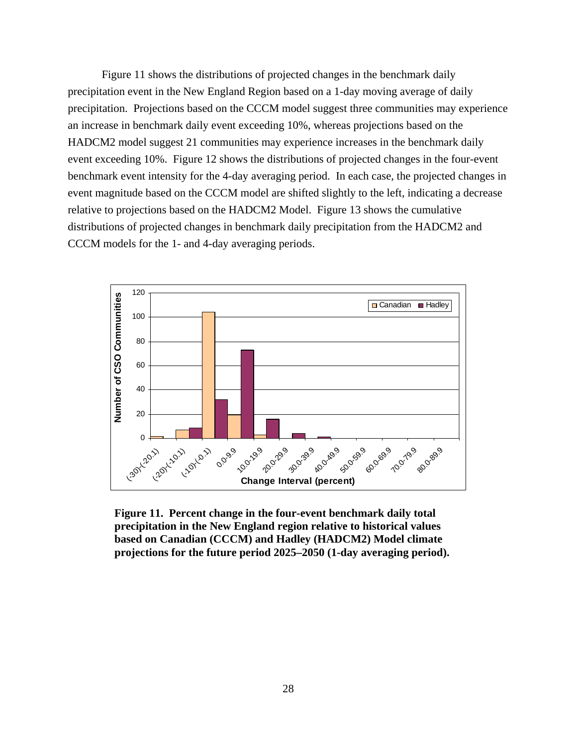Figure 11 shows the distributions of projected changes in the benchmark daily precipitation event in the New England Region based on a 1-day moving average of daily precipitation. Projections based on the CCCM model suggest three communities may experience an increase in benchmark daily event exceeding 10%, whereas projections based on the HADCM2 model suggest 21 communities may experience increases in the benchmark daily event exceeding 10%. Figure 12 shows the distributions of projected changes in the four-event benchmark event intensity for the 4-day averaging period. In each case, the projected changes in event magnitude based on the CCCM model are shifted slightly to the left, indicating a decrease relative to projections based on the HADCM2 Model. Figure 13 shows the cumulative distributions of projected changes in benchmark daily precipitation from the HADCM2 and CCCM models for the 1- and 4-day averaging periods.

**Figure 11. Percent change in the four-event benchmark daily total precipitation in the New England region relative to historical values based on Canadian (CCCM) and Hadley (HADCM2) Model climate projections for the future period 2025–2050 (1-day averaging period).**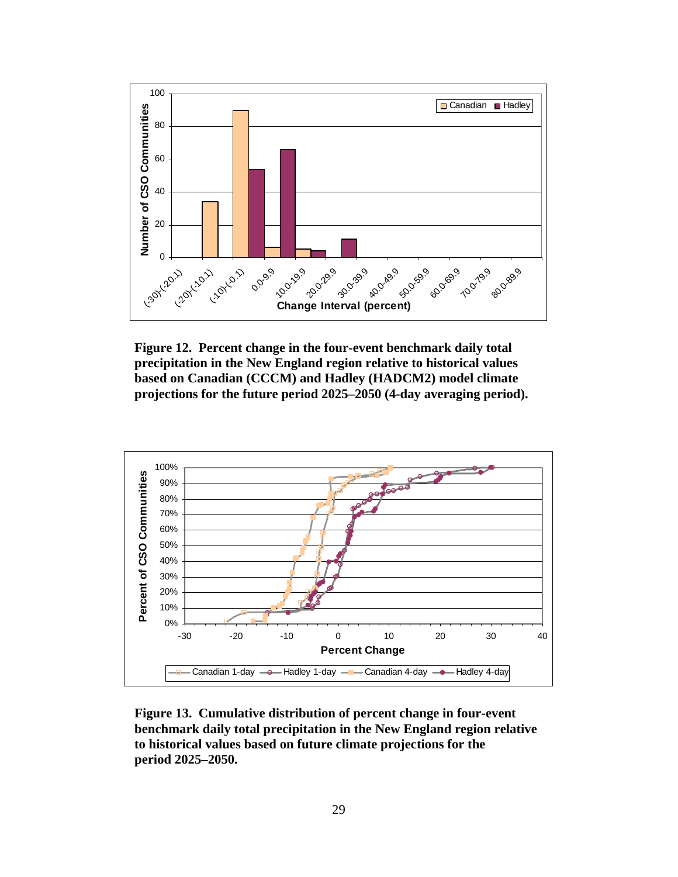**Figure 12. Percent change in the four-event benchmark daily total precipitation in the New England region relative to historical values based on Canadian (CCCM) and Hadley (HADCM2) model climate projections for the future period 2025–2050 (4-day averaging period).**

**Figure 13. Cumulative distribution of percent change in four-event benchmark daily total precipitation in the New England region relative to historical values based on future climate projections for the period 2025–2050.**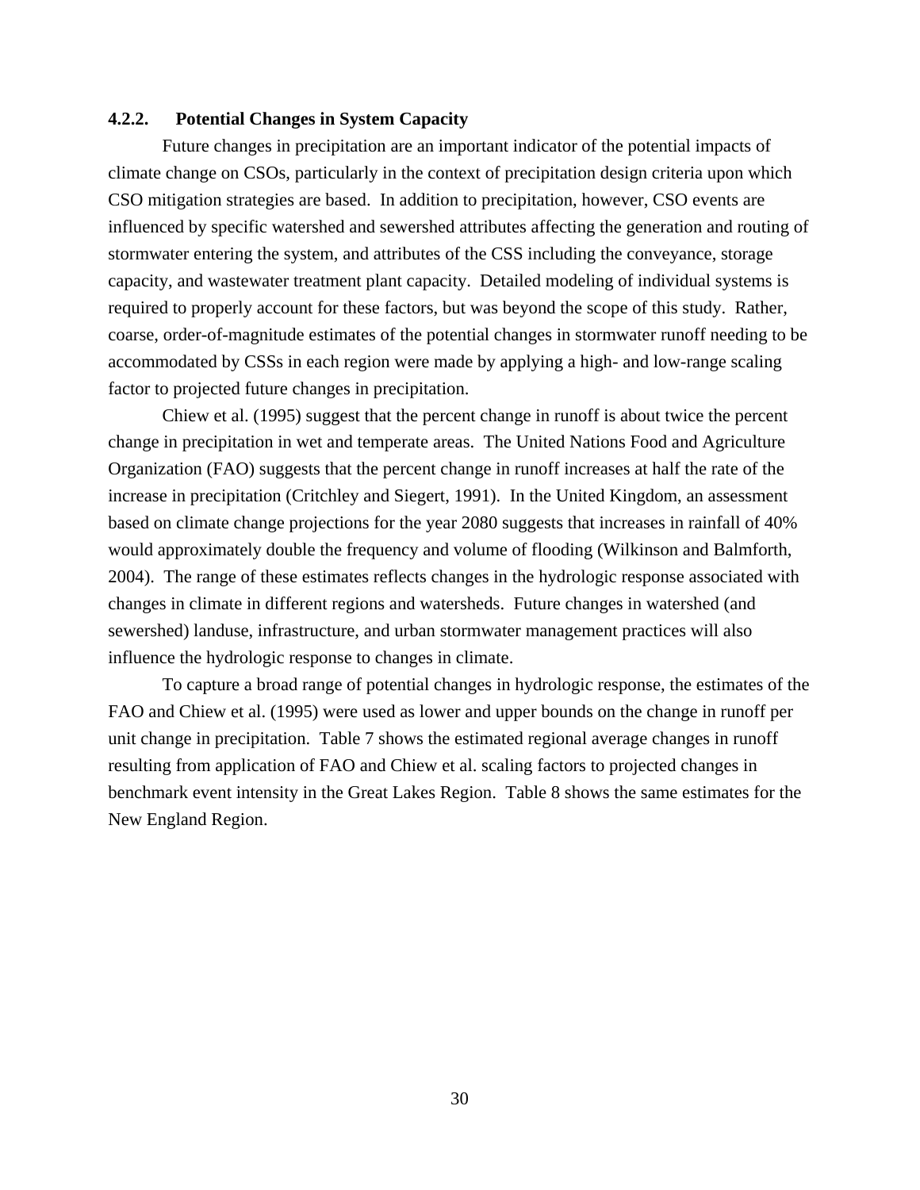### 4.2.2. Potential Changes in System Capacity

Future changes in precipitation are an important indicator of the potential impacts of climate change on CSOs, particularly in the context of precipitation design criteria upon which CSO mitigation strategies are based. In addition to precipitation, however, CSO events are influenced by specific watershed and sewershed attributes affecting the generation and routing of stormwater entering the system, and attributes of the CSS including the conveyance, storage capacity, and wastewater treatment plant capacity. Detailed modeling of individual systems is required to properly account for these factors, but was beyond the scope of this study. Rather, coarse, order-of-magnitude estimates of the potential changes in stormwater runoff needing to be accommodated by CSSs in each region were made by applying a high- and low-range scaling factor to projected future changes in precipitation.

Chiew et al. (1995) suggest that the percent change in runoff is about twice the percent change in precipitation in wet and temperate areas. The United Nations Food and Agriculture Organization (FAO) suggests that the percent change in runoff increases at half the rate of the increase in precipitation (Critchley and Siegert, 1991). In the United Kingdom, an assessment based on climate change projections for the year 2080 suggests that increases in rainfall of 40% would approximately double the frequency and volume of flooding (Wilkinson and Balmforth, 2004). The range of these estimates reflects changes in the hydrologic response associated with changes in climate in different regions and watersheds. Future changes in watershed (and sewershed) landuse, infrastructure, and urban stormwater management practices will also influence the hydrologic response to changes in climate.

To capture a broad range of potential changes in hydrologic response, the estimates of the FAO and Chiew et al. (1995) were used as lower and upper bounds on the change in runoff per unit change in precipitation. Table 7 shows the estimated regional average changes in runoff resulting from application of FAO and Chiew et al. scaling factors to projected changes in benchmark event intensity in the Great Lakes Region. Table 8 shows the same estimates for the New England Region.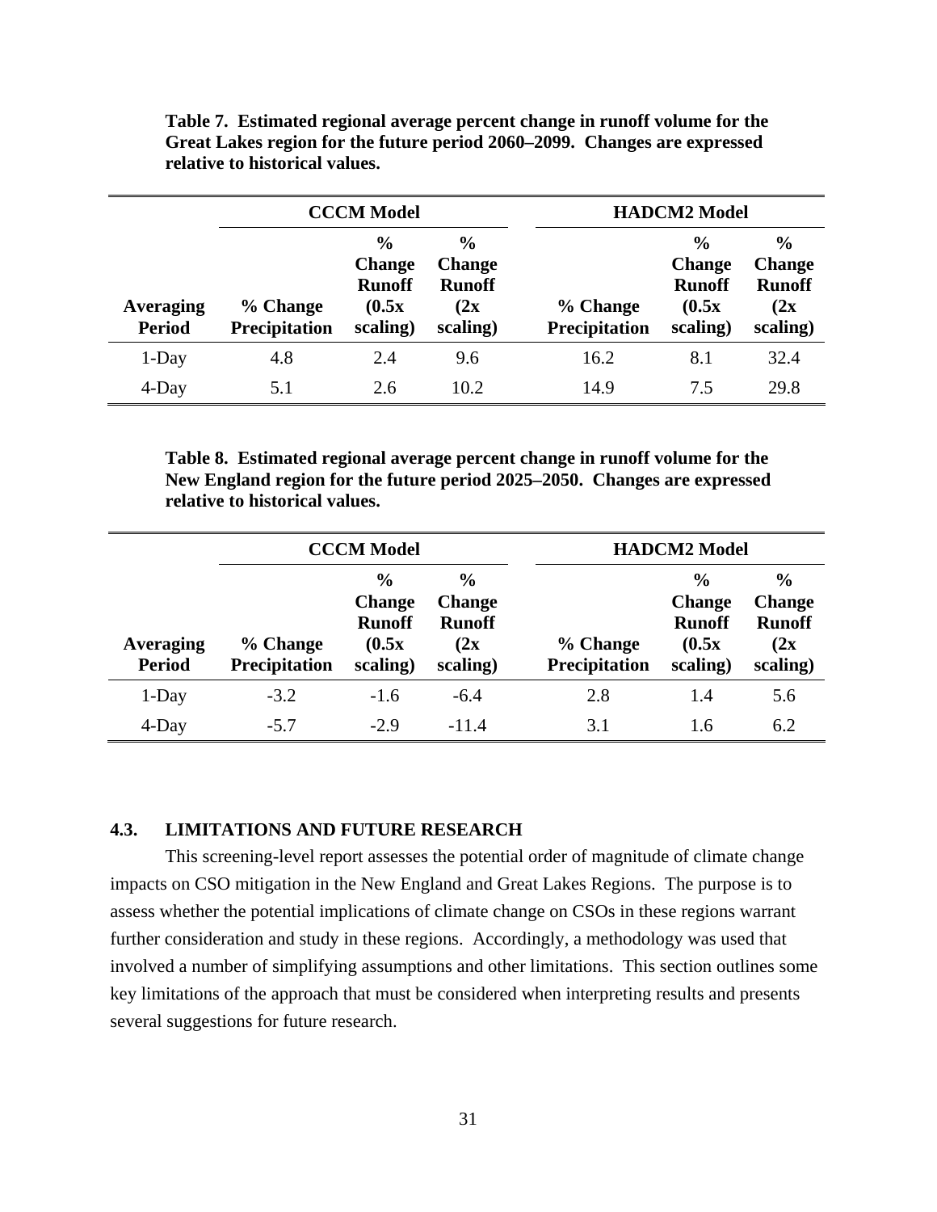**Table 7. Estimated regional average percent change in runoff volume for the Great Lakes region for the future period 2060–2099. Changes are expressed relative to historical values.**

| | CCCM Model | | | HADCM2 Model | | |
|---|---|---|---|---|---|---|
| **Averaging Period** | **% Change Precipitation** | **% Change Runoff (0.5x scaling)** | **% Change Runoff (2x scaling)** | **% Change Precipitation** | **% Change Runoff (0.5x scaling)** | **% Change Runoff (2x scaling)** |
| 1-Day | 4.8 | 2.4 | 9.6 | 16.2 | 8.1 | 32.4 |
| 4-Day | 5.1 | 2.6 | 10.2 | 14.9 | 7.5 | 29.8 |

**Table 8. Estimated regional average percent change in runoff volume for the New England region for the future period 2025–2050. Changes are expressed relative to historical values.**

| | CCCM Model | | | HADCM2 Model | | |
|---|---|---|---|---|---|---|
| **Averaging Period** | **% Change Precipitation** | **% Change Runoff (0.5x scaling)** | **% Change Runoff (2x scaling)** | **% Change Precipitation** | **% Change Runoff (0.5x scaling)** | **% Change Runoff (2x scaling)** |
| 1-Day | -3.2 | -1.6 | -6.4 | 2.8 | 1.4 | 5.6 |
| 4-Day | -5.7 | -2.9 | -11.4 | 3.1 | 1.6 | 6.2 |

## 4.3. LIMITATIONS AND FUTURE RESEARCH

This screening-level report assesses the potential order of magnitude of climate change impacts on CSO mitigation in the New England and Great Lakes Regions. The purpose is to assess whether the potential implications of climate change on CSOs in these regions warrant further consideration and study in these regions. Accordingly, a methodology was used that involved a number of simplifying assumptions and other limitations. This section outlines some key limitations of the approach that must be considered when interpreting results and presents several suggestions for future research.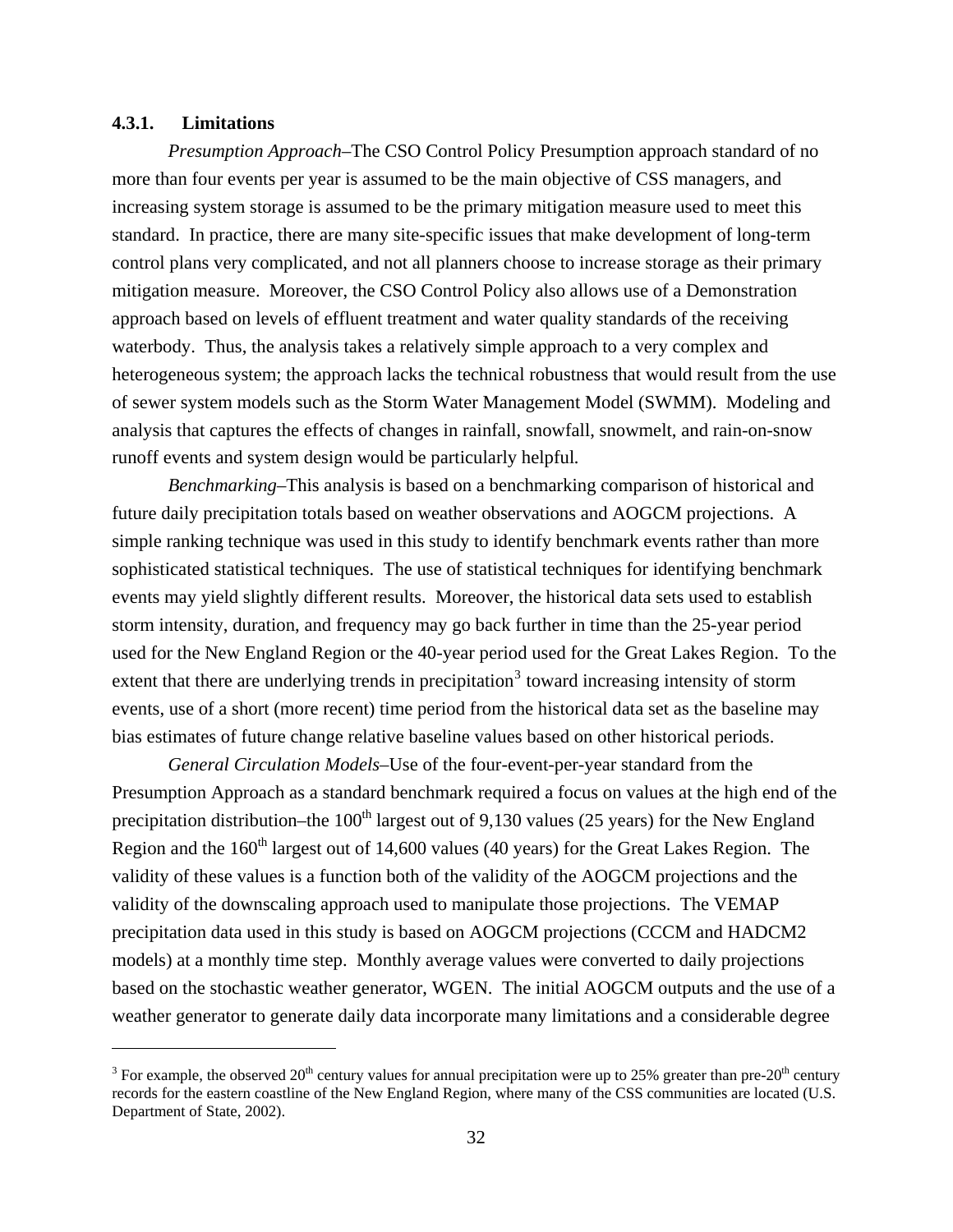#### 4.3.1. Limitations

*Presumption Approach*–The CSO Control Policy Presumption approach standard of no more than four events per year is assumed to be the main objective of CSS managers, and increasing system storage is assumed to be the primary mitigation measure used to meet this standard. In practice, there are many site-specific issues that make development of long-term control plans very complicated, and not all planners choose to increase storage as their primary mitigation measure. Moreover, the CSO Control Policy also allows use of a Demonstration approach based on levels of effluent treatment and water quality standards of the receiving waterbody. Thus, the analysis takes a relatively simple approach to a very complex and heterogeneous system; the approach lacks the technical robustness that would result from the use of sewer system models such as the Storm Water Management Model (SWMM). Modeling and analysis that captures the effects of changes in rainfall, snowfall, snowmelt, and rain-on-snow runoff events and system design would be particularly helpful.

*Benchmarking*–This analysis is based on a benchmarking comparison of historical and future daily precipitation totals based on weather observations and AOGCM projections. A simple ranking technique was used in this study to identify benchmark events rather than more sophisticated statistical techniques. The use of statistical techniques for identifying benchmark events may yield slightly different results. Moreover, the historical data sets used to establish storm intensity, duration, and frequency may go back further in time than the 25-year period used for the New England Region or the 40-year period used for the Great Lakes Region. To the extent that there are underlying trends in precipitation[3] toward increasing intensity of storm events, use of a short (more recent) time period from the historical data set as the baseline may bias estimates of future change relative baseline values based on other historical periods.

*General Circulation Models*–Use of the four-event-per-year standard from the Presumption Approach as a standard benchmark required a focus on values at the high end of the precipitation distribution–the 100th largest out of 9,130 values (25 years) for the New England Region and the 160th largest out of 14,600 values (40 years) for the Great Lakes Region. The validity of these values is a function both of the validity of the AOGCM projections and the validity of the downscaling approach used to manipulate those projections. The VEMAP precipitation data used in this study is based on AOGCM projections (CCCM and HADCM2 models) at a monthly time step. Monthly average values were converted to daily projections based on the stochastic weather generator, WGEN. The initial AOGCM outputs and the use of a weather generator to generate daily data incorporate many limitations and a considerable degree

[3] For example, the observed 20th century values for annual precipitation were up to 25% greater than pre-20th century records for the eastern coastline of the New England Region, where many of the CSS communities are located (U.S. Department of State, 2002).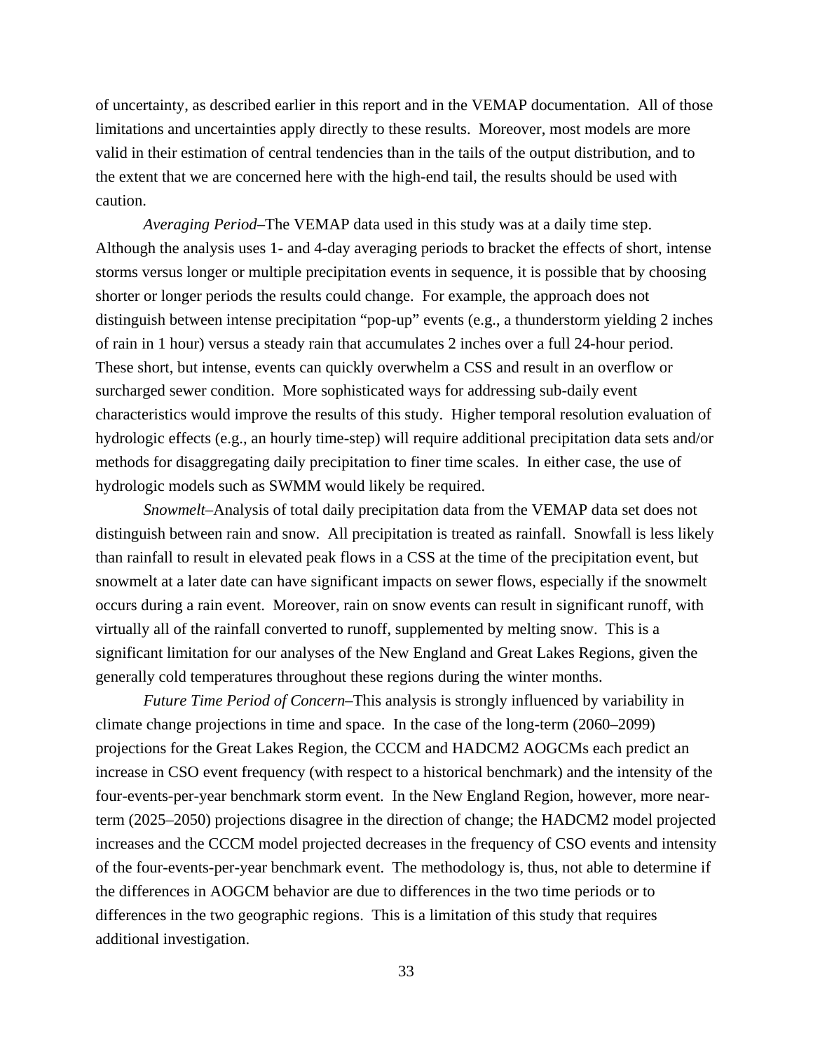of uncertainty, as described earlier in this report and in the VEMAP documentation. All of those limitations and uncertainties apply directly to these results. Moreover, most models are more valid in their estimation of central tendencies than in the tails of the output distribution, and to the extent that we are concerned here with the high-end tail, the results should be used with caution.

*Averaging Period*–The VEMAP data used in this study was at a daily time step. Although the analysis uses 1- and 4-day averaging periods to bracket the effects of short, intense storms versus longer or multiple precipitation events in sequence, it is possible that by choosing shorter or longer periods the results could change. For example, the approach does not distinguish between intense precipitation "pop-up" events (e.g., a thunderstorm yielding 2 inches of rain in 1 hour) versus a steady rain that accumulates 2 inches over a full 24-hour period. These short, but intense, events can quickly overwhelm a CSS and result in an overflow or surcharged sewer condition. More sophisticated ways for addressing sub-daily event characteristics would improve the results of this study. Higher temporal resolution evaluation of hydrologic effects (e.g., an hourly time-step) will require additional precipitation data sets and/or methods for disaggregating daily precipitation to finer time scales. In either case, the use of hydrologic models such as SWMM would likely be required.

*Snowmelt*–Analysis of total daily precipitation data from the VEMAP data set does not distinguish between rain and snow. All precipitation is treated as rainfall. Snowfall is less likely than rainfall to result in elevated peak flows in a CSS at the time of the precipitation event, but snowmelt at a later date can have significant impacts on sewer flows, especially if the snowmelt occurs during a rain event. Moreover, rain on snow events can result in significant runoff, with virtually all of the rainfall converted to runoff, supplemented by melting snow. This is a significant limitation for our analyses of the New England and Great Lakes Regions, given the generally cold temperatures throughout these regions during the winter months.

*Future Time Period of Concern*–This analysis is strongly influenced by variability in climate change projections in time and space. In the case of the long-term (2060–2099) projections for the Great Lakes Region, the CCCM and HADCM2 AOGCMs each predict an increase in CSO event frequency (with respect to a historical benchmark) and the intensity of the four-events-per-year benchmark storm event. In the New England Region, however, more near-term (2025–2050) projections disagree in the direction of change; the HADCM2 model projected increases and the CCCM model projected decreases in the frequency of CSO events and intensity of the four-events-per-year benchmark event. The methodology is, thus, not able to determine if the differences in AOGCM behavior are due to differences in the two time periods or to differences in the two geographic regions. This is a limitation of this study that requires additional investigation.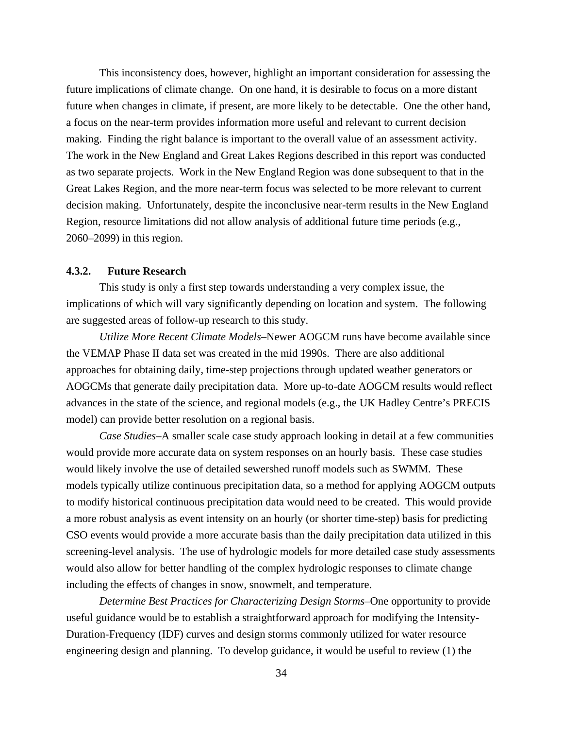This inconsistency does, however, highlight an important consideration for assessing the future implications of climate change. On one hand, it is desirable to focus on a more distant future when changes in climate, if present, are more likely to be detectable. One the other hand, a focus on the near-term provides information more useful and relevant to current decision making. Finding the right balance is important to the overall value of an assessment activity. The work in the New England and Great Lakes Regions described in this report was conducted as two separate projects. Work in the New England Region was done subsequent to that in the Great Lakes Region, and the more near-term focus was selected to be more relevant to current decision making. Unfortunately, despite the inconclusive near-term results in the New England Region, resource limitations did not allow analysis of additional future time periods (e.g., 2060–2099) in this region.

#### 4.3.2. Future Research

This study is only a first step towards understanding a very complex issue, the implications of which will vary significantly depending on location and system. The following are suggested areas of follow-up research to this study.

*Utilize More Recent Climate Models*–Newer AOGCM runs have become available since the VEMAP Phase II data set was created in the mid 1990s. There are also additional approaches for obtaining daily, time-step projections through updated weather generators or AOGCMs that generate daily precipitation data. More up-to-date AOGCM results would reflect advances in the state of the science, and regional models (e.g., the UK Hadley Centre's PRECIS model) can provide better resolution on a regional basis.

*Case Studies*–A smaller scale case study approach looking in detail at a few communities would provide more accurate data on system responses on an hourly basis. These case studies would likely involve the use of detailed sewershed runoff models such as SWMM. These models typically utilize continuous precipitation data, so a method for applying AOGCM outputs to modify historical continuous precipitation data would need to be created. This would provide a more robust analysis as event intensity on an hourly (or shorter time-step) basis for predicting CSO events would provide a more accurate basis than the daily precipitation data utilized in this screening-level analysis. The use of hydrologic models for more detailed case study assessments would also allow for better handling of the complex hydrologic responses to climate change including the effects of changes in snow, snowmelt, and temperature.

*Determine Best Practices for Characterizing Design Storms*–One opportunity to provide useful guidance would be to establish a straightforward approach for modifying the Intensity-Duration-Frequency (IDF) curves and design storms commonly utilized for water resource engineering design and planning. To develop guidance, it would be useful to review (1) the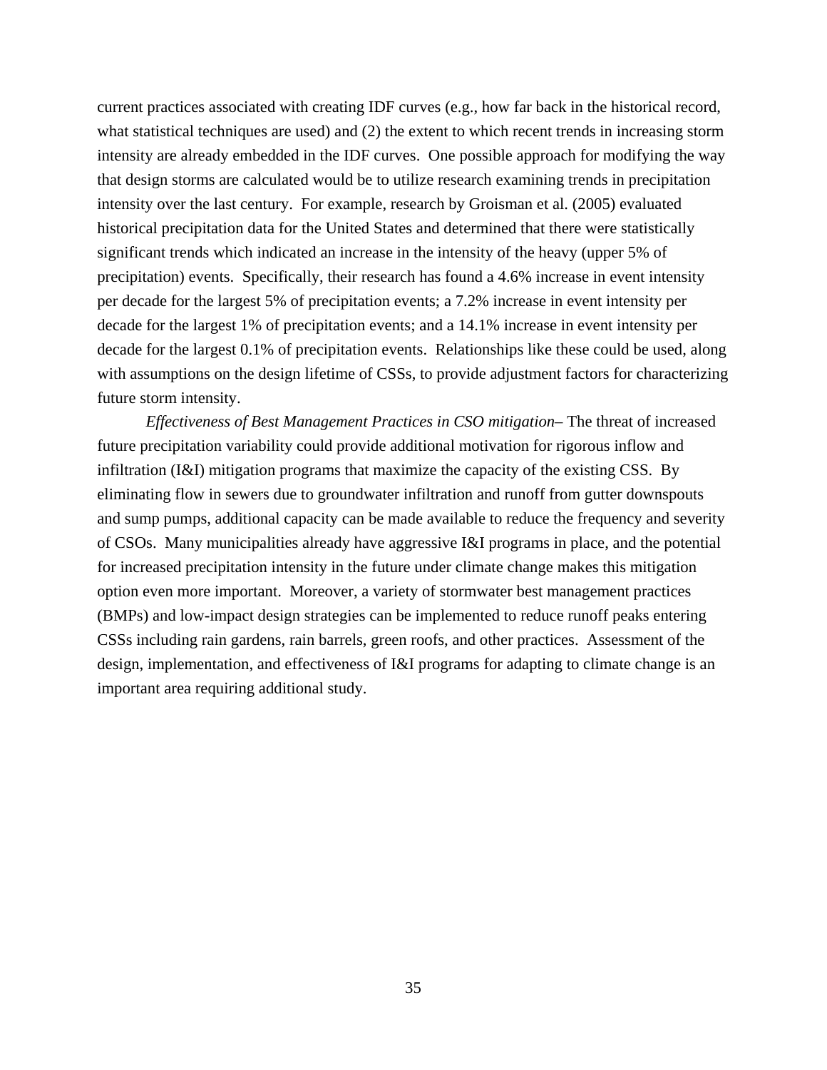current practices associated with creating IDF curves (e.g., how far back in the historical record, what statistical techniques are used) and (2) the extent to which recent trends in increasing storm intensity are already embedded in the IDF curves. One possible approach for modifying the way that design storms are calculated would be to utilize research examining trends in precipitation intensity over the last century. For example, research by Groisman et al. (2005) evaluated historical precipitation data for the United States and determined that there were statistically significant trends which indicated an increase in the intensity of the heavy (upper 5% of precipitation) events. Specifically, their research has found a 4.6% increase in event intensity per decade for the largest 5% of precipitation events; a 7.2% increase in event intensity per decade for the largest 1% of precipitation events; and a 14.1% increase in event intensity per decade for the largest 0.1% of precipitation events. Relationships like these could be used, along with assumptions on the design lifetime of CSSs, to provide adjustment factors for characterizing future storm intensity.

*Effectiveness of Best Management Practices in CSO mitigation*– The threat of increased future precipitation variability could provide additional motivation for rigorous inflow and infiltration (I&I) mitigation programs that maximize the capacity of the existing CSS. By eliminating flow in sewers due to groundwater infiltration and runoff from gutter downspouts and sump pumps, additional capacity can be made available to reduce the frequency and severity of CSOs. Many municipalities already have aggressive I&I programs in place, and the potential for increased precipitation intensity in the future under climate change makes this mitigation option even more important. Moreover, a variety of stormwater best management practices (BMPs) and low-impact design strategies can be implemented to reduce runoff peaks entering CSSs including rain gardens, rain barrels, green roofs, and other practices. Assessment of the design, implementation, and effectiveness of I&I programs for adapting to climate change is an important area requiring additional study.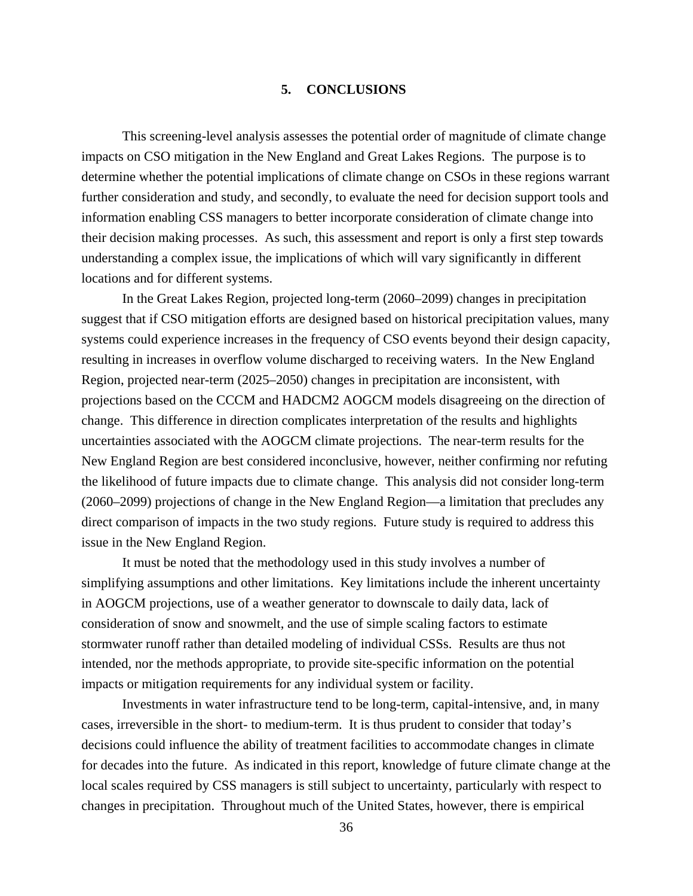# 5. CONCLUSIONS

This screening-level analysis assesses the potential order of magnitude of climate change impacts on CSO mitigation in the New England and Great Lakes Regions. The purpose is to determine whether the potential implications of climate change on CSOs in these regions warrant further consideration and study, and secondly, to evaluate the need for decision support tools and information enabling CSS managers to better incorporate consideration of climate change into their decision making processes. As such, this assessment and report is only a first step towards understanding a complex issue, the implications of which will vary significantly in different locations and for different systems.

In the Great Lakes Region, projected long-term (2060–2099) changes in precipitation suggest that if CSO mitigation efforts are designed based on historical precipitation values, many systems could experience increases in the frequency of CSO events beyond their design capacity, resulting in increases in overflow volume discharged to receiving waters. In the New England Region, projected near-term (2025–2050) changes in precipitation are inconsistent, with projections based on the CCCM and HADCM2 AOGCM models disagreeing on the direction of change. This difference in direction complicates interpretation of the results and highlights uncertainties associated with the AOGCM climate projections. The near-term results for the New England Region are best considered inconclusive, however, neither confirming nor refuting the likelihood of future impacts due to climate change. This analysis did not consider long-term (2060–2099) projections of change in the New England Region—a limitation that precludes any direct comparison of impacts in the two study regions. Future study is required to address this issue in the New England Region.

It must be noted that the methodology used in this study involves a number of simplifying assumptions and other limitations. Key limitations include the inherent uncertainty in AOGCM projections, use of a weather generator to downscale to daily data, lack of consideration of snow and snowmelt, and the use of simple scaling factors to estimate stormwater runoff rather than detailed modeling of individual CSSs. Results are thus not intended, nor the methods appropriate, to provide site-specific information on the potential impacts or mitigation requirements for any individual system or facility.

Investments in water infrastructure tend to be long-term, capital-intensive, and, in many cases, irreversible in the short- to medium-term. It is thus prudent to consider that today's decisions could influence the ability of treatment facilities to accommodate changes in climate for decades into the future. As indicated in this report, knowledge of future climate change at the local scales required by CSS managers is still subject to uncertainty, particularly with respect to changes in precipitation. Throughout much of the United States, however, there is empirical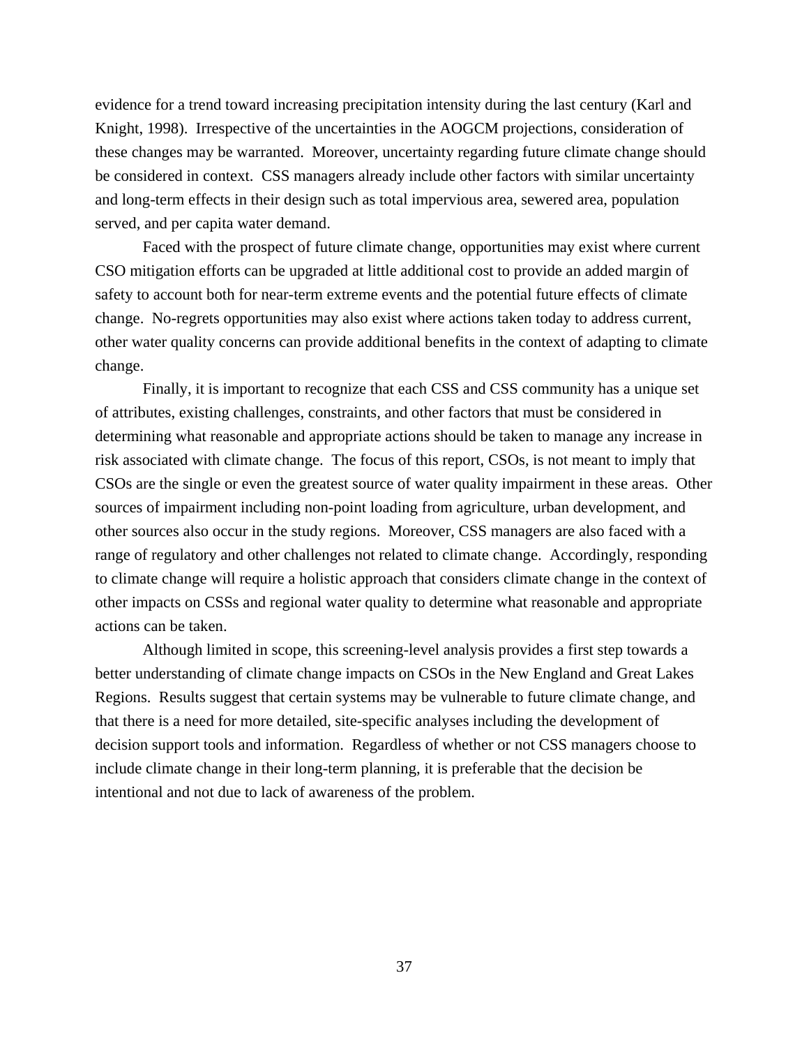evidence for a trend toward increasing precipitation intensity during the last century (Karl and Knight, 1998). Irrespective of the uncertainties in the AOGCM projections, consideration of these changes may be warranted. Moreover, uncertainty regarding future climate change should be considered in context. CSS managers already include other factors with similar uncertainty and long-term effects in their design such as total impervious area, sewered area, population served, and per capita water demand.

Faced with the prospect of future climate change, opportunities may exist where current CSO mitigation efforts can be upgraded at little additional cost to provide an added margin of safety to account both for near-term extreme events and the potential future effects of climate change. No-regrets opportunities may also exist where actions taken today to address current, other water quality concerns can provide additional benefits in the context of adapting to climate change.

Finally, it is important to recognize that each CSS and CSS community has a unique set of attributes, existing challenges, constraints, and other factors that must be considered in determining what reasonable and appropriate actions should be taken to manage any increase in risk associated with climate change. The focus of this report, CSOs, is not meant to imply that CSOs are the single or even the greatest source of water quality impairment in these areas. Other sources of impairment including non-point loading from agriculture, urban development, and other sources also occur in the study regions. Moreover, CSS managers are also faced with a range of regulatory and other challenges not related to climate change. Accordingly, responding to climate change will require a holistic approach that considers climate change in the context of other impacts on CSSs and regional water quality to determine what reasonable and appropriate actions can be taken.

Although limited in scope, this screening-level analysis provides a first step towards a better understanding of climate change impacts on CSOs in the New England and Great Lakes Regions. Results suggest that certain systems may be vulnerable to future climate change, and that there is a need for more detailed, site-specific analyses including the development of decision support tools and information. Regardless of whether or not CSS managers choose to include climate change in their long-term planning, it is preferable that the decision be intentional and not due to lack of awareness of the problem.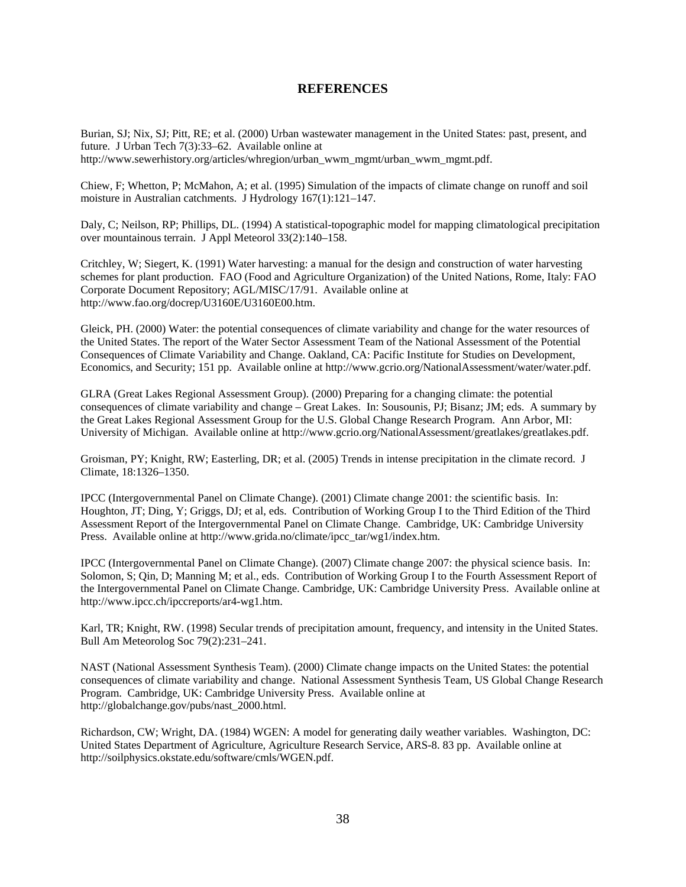# REFERENCES

Burian, SJ; Nix, SJ; Pitt, RE; et al. (2000) Urban wastewater management in the United States: past, present, and future. J Urban Tech 7(3):33–62. Available online at http://www.sewerhistory.org/articles/whregion/urban_wwm_mgmt/urban_wwm_mgmt.pdf.

Chiew, F; Whetton, P; McMahon, A; et al. (1995) Simulation of the impacts of climate change on runoff and soil moisture in Australian catchments. J Hydrology 167(1):121–147.

Daly, C; Neilson, RP; Phillips, DL. (1994) A statistical-topographic model for mapping climatological precipitation over mountainous terrain. J Appl Meteorol 33(2):140–158.

Critchley, W; Siegert, K. (1991) Water harvesting: a manual for the design and construction of water harvesting schemes for plant production. FAO (Food and Agriculture Organization) of the United Nations, Rome, Italy: FAO Corporate Document Repository; AGL/MISC/17/91. Available online at http://www.fao.org/docrep/U3160E/U3160E00.htm.

Gleick, PH. (2000) Water: the potential consequences of climate variability and change for the water resources of the United States. The report of the Water Sector Assessment Team of the National Assessment of the Potential Consequences of Climate Variability and Change. Oakland, CA: Pacific Institute for Studies on Development, Economics, and Security; 151 pp. Available online at http://www.gcrio.org/NationalAssessment/water/water.pdf.

GLRA (Great Lakes Regional Assessment Group). (2000) Preparing for a changing climate: the potential consequences of climate variability and change – Great Lakes. In: Sousounis, PJ; Bisanz; JM; eds. A summary by the Great Lakes Regional Assessment Group for the U.S. Global Change Research Program. Ann Arbor, MI: University of Michigan. Available online at http://www.gcrio.org/NationalAssessment/greatlakes/greatlakes.pdf.

Groisman, PY; Knight, RW; Easterling, DR; et al. (2005) Trends in intense precipitation in the climate record. J Climate, 18:1326–1350.

IPCC (Intergovernmental Panel on Climate Change). (2001) Climate change 2001: the scientific basis. In: Houghton, JT; Ding, Y; Griggs, DJ; et al, eds. Contribution of Working Group I to the Third Edition of the Third Assessment Report of the Intergovernmental Panel on Climate Change. Cambridge, UK: Cambridge University Press. Available online at http://www.grida.no/climate/ipcc_tar/wg1/index.htm.

IPCC (Intergovernmental Panel on Climate Change). (2007) Climate change 2007: the physical science basis. In: Solomon, S; Qin, D; Manning M; et al., eds. Contribution of Working Group I to the Fourth Assessment Report of the Intergovernmental Panel on Climate Change. Cambridge, UK: Cambridge University Press. Available online at http://www.ipcc.ch/ipccreports/ar4-wg1.htm.

Karl, TR; Knight, RW. (1998) Secular trends of precipitation amount, frequency, and intensity in the United States. Bull Am Meteorolog Soc 79(2):231–241.

NAST (National Assessment Synthesis Team). (2000) Climate change impacts on the United States: the potential consequences of climate variability and change. National Assessment Synthesis Team, US Global Change Research Program. Cambridge, UK: Cambridge University Press. Available online at http://globalchange.gov/pubs/nast_2000.html.

Richardson, CW; Wright, DA. (1984) WGEN: A model for generating daily weather variables. Washington, DC: United States Department of Agriculture, Agriculture Research Service, ARS-8. 83 pp. Available online at http://soilphysics.okstate.edu/software/cmls/WGEN.pdf.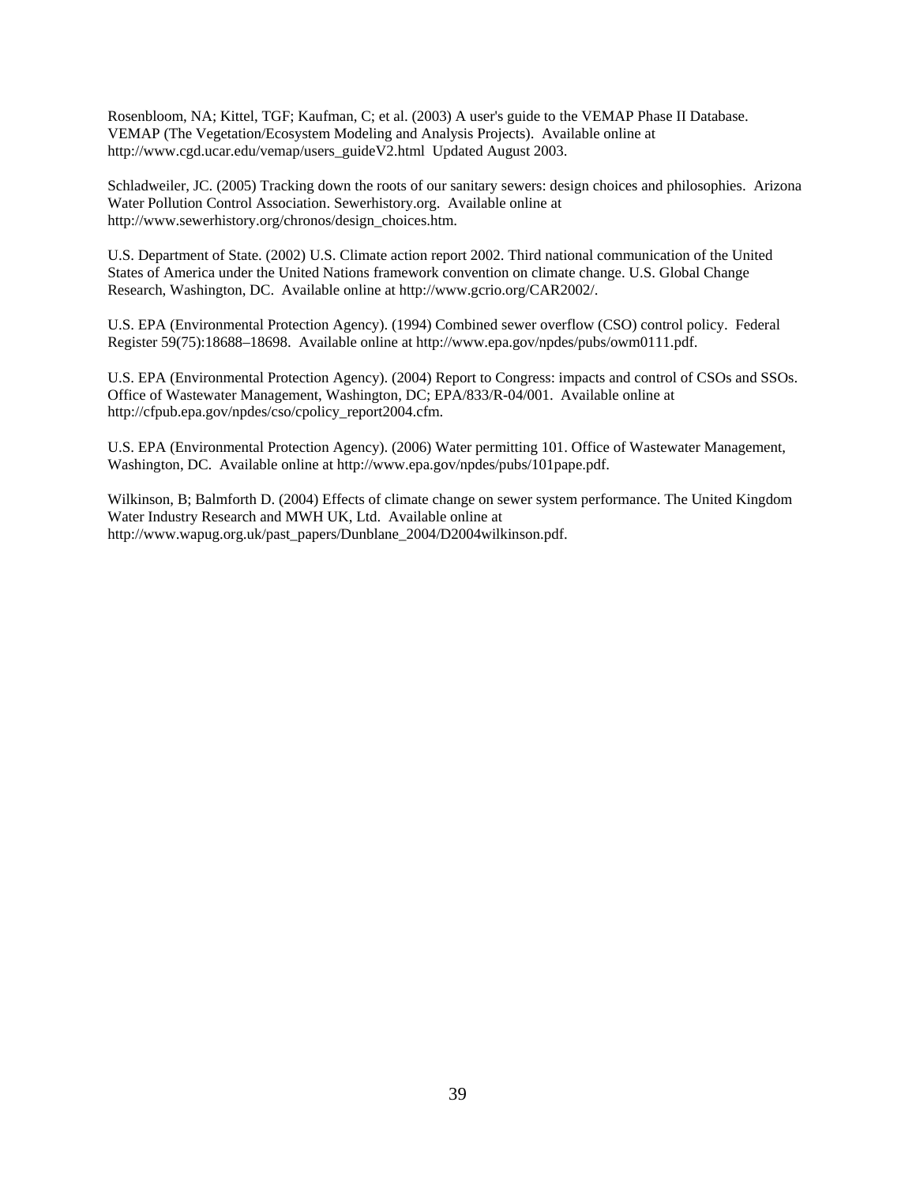Rosenbloom, NA; Kittel, TGF; Kaufman, C; et al. (2003) A user's guide to the VEMAP Phase II Database. VEMAP (The Vegetation/Ecosystem Modeling and Analysis Projects). Available online at http://www.cgd.ucar.edu/vemap/users_guideV2.html Updated August 2003.

Schladweiler, JC. (2005) Tracking down the roots of our sanitary sewers: design choices and philosophies. Arizona Water Pollution Control Association. Sewerhistory.org. Available online at http://www.sewerhistory.org/chronos/design_choices.htm.

U.S. Department of State. (2002) U.S. Climate action report 2002. Third national communication of the United States of America under the United Nations framework convention on climate change. U.S. Global Change Research, Washington, DC. Available online at http://www.gcrio.org/CAR2002/.

U.S. EPA (Environmental Protection Agency). (1994) Combined sewer overflow (CSO) control policy. Federal Register 59(75):18688–18698. Available online at http://www.epa.gov/npdes/pubs/owm0111.pdf.

U.S. EPA (Environmental Protection Agency). (2004) Report to Congress: impacts and control of CSOs and SSOs. Office of Wastewater Management, Washington, DC; EPA/833/R-04/001. Available online at http://cfpub.epa.gov/npdes/cso/cpolicy_report2004.cfm.

U.S. EPA (Environmental Protection Agency). (2006) Water permitting 101. Office of Wastewater Management, Washington, DC. Available online at http://www.epa.gov/npdes/pubs/101pape.pdf.

Wilkinson, B; Balmforth D. (2004) Effects of climate change on sewer system performance. The United Kingdom Water Industry Research and MWH UK, Ltd. Available online at http://www.wapug.org.uk/past_papers/Dunblane_2004/D2004wilkinson.pdf.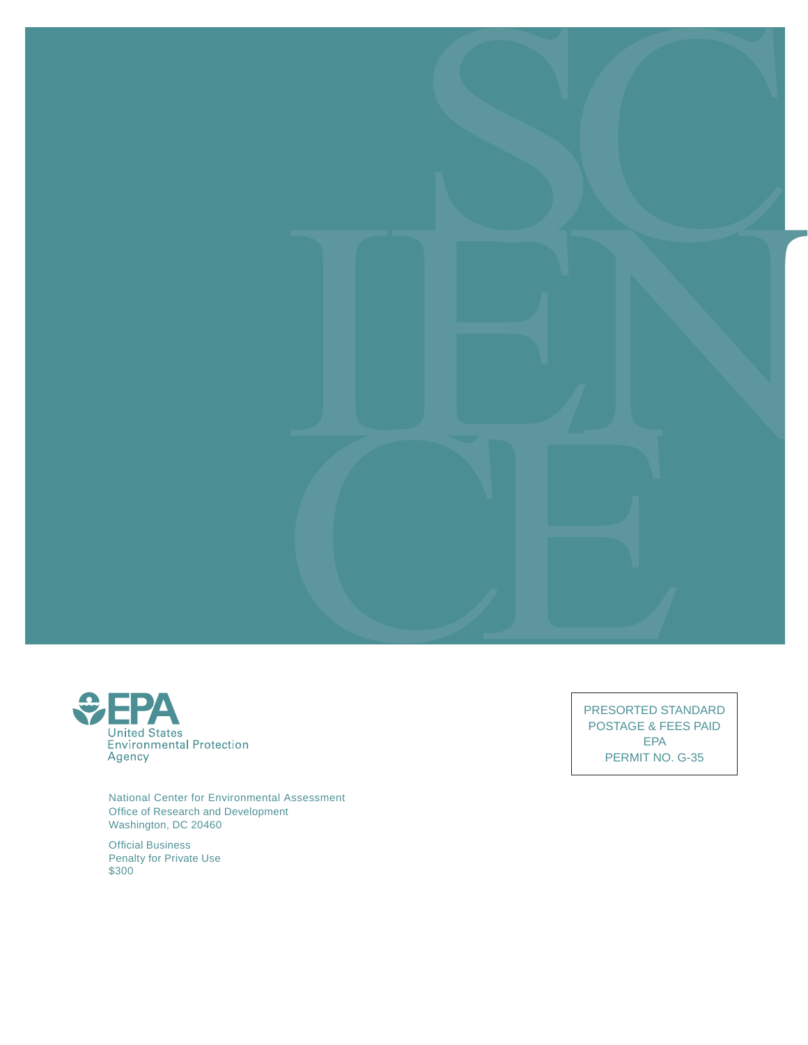United States Environmental Protection Agency

National Center for Environmental Assessment
Office of Research and Development
Washington, DC 20460

Official Business
Penalty for Private Use
$300

PRESORTED STANDARD
POSTAGE & FEES PAID
EPA
PERMIT NO. G-35